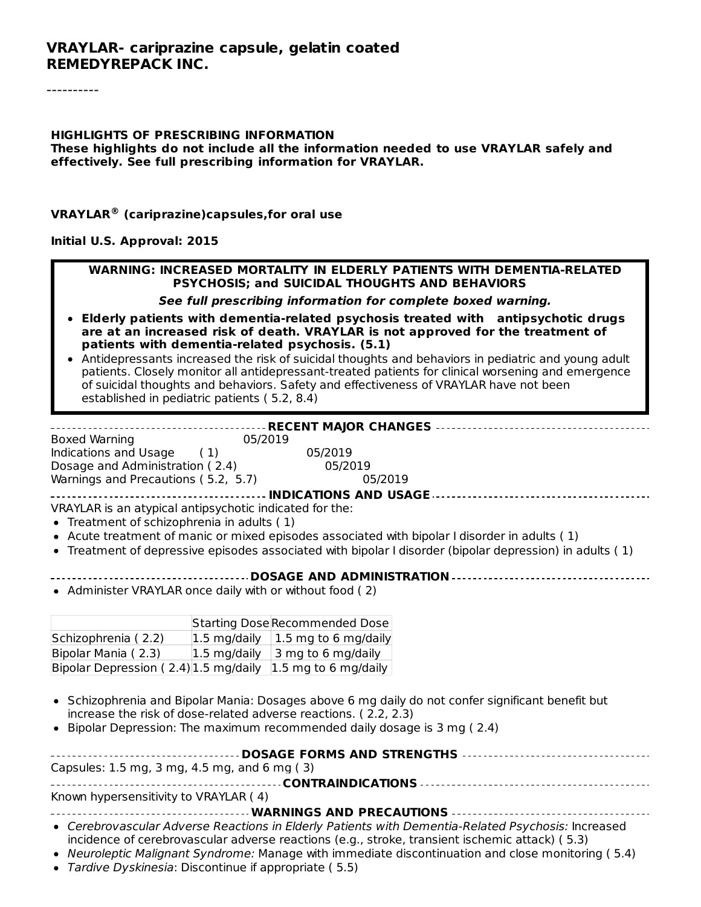# VRAYLAR- cariprazine capsule, gelatin coated
# REMEDYREPACK INC.

----------

**HIGHLIGHTS OF PRESCRIBING INFORMATION**
**These highlights do not include all the information needed to use VRAYLAR safely and effectively. See full prescribing information for VRAYLAR.**

**VRAYLAR® (cariprazine)capsules,for oral use**

**Initial U.S. Approval: 2015**

**WARNING: INCREASED MORTALITY IN ELDERLY PATIENTS WITH DEMENTIA-RELATED PSYCHOSIS; and SUICIDAL THOUGHTS AND BEHAVIORS**

***See full prescribing information for complete boxed warning.***

- **Elderly patients with dementia-related psychosis treated with antipsychotic drugs are at an increased risk of death. VRAYLAR is not approved for the treatment of patients with dementia-related psychosis. (5.1)**
- Antidepressants increased the risk of suicidal thoughts and behaviors in pediatric and young adult patients. Closely monitor all antidepressant-treated patients for clinical worsening and emergence of suicidal thoughts and behaviors. Safety and effectiveness of VRAYLAR have not been established in pediatric patients ( 5.2, 8.4)

**RECENT MAJOR CHANGES**

| | |
|---|---|
| Boxed Warning | 05/2019 |
| Indications and Usage ( 1) | 05/2019 |
| Dosage and Administration ( 2.4) | 05/2019 |
| Warnings and Precautions ( 5.2, 5.7) | 05/2019 |

**INDICATIONS AND USAGE**

VRAYLAR is an atypical antipsychotic indicated for the:

- Treatment of schizophrenia in adults ( 1)
- Acute treatment of manic or mixed episodes associated with bipolar I disorder in adults ( 1)
- Treatment of depressive episodes associated with bipolar I disorder (bipolar depression) in adults ( 1)

**DOSAGE AND ADMINISTRATION**

- Administer VRAYLAR once daily with or without food ( 2)

| | Starting Dose | Recommended Dose |
|---|---|---|
| Schizophrenia ( 2.2) | 1.5 mg/daily | 1.5 mg to 6 mg/daily |
| Bipolar Mania ( 2.3) | 1.5 mg/daily | 3 mg to 6 mg/daily |
| Bipolar Depression ( 2.4) | 1.5 mg/daily | 1.5 mg to 6 mg/daily |

- Schizophrenia and Bipolar Mania: Dosages above 6 mg daily do not confer significant benefit but increase the risk of dose-related adverse reactions. ( 2.2, 2.3)
- Bipolar Depression: The maximum recommended daily dosage is 3 mg ( 2.4)

**DOSAGE FORMS AND STRENGTHS**

Capsules: 1.5 mg, 3 mg, 4.5 mg, and 6 mg ( 3)

**CONTRAINDICATIONS**

Known hypersensitivity to VRAYLAR ( 4)

**WARNINGS AND PRECAUTIONS**

- *Cerebrovascular Adverse Reactions in Elderly Patients with Dementia-Related Psychosis:* Increased incidence of cerebrovascular adverse reactions (e.g., stroke, transient ischemic attack) ( 5.3)
- *Neuroleptic Malignant Syndrome:* Manage with immediate discontinuation and close monitoring ( 5.4)
- *Tardive Dyskinesia*: Discontinue if appropriate ( 5.5)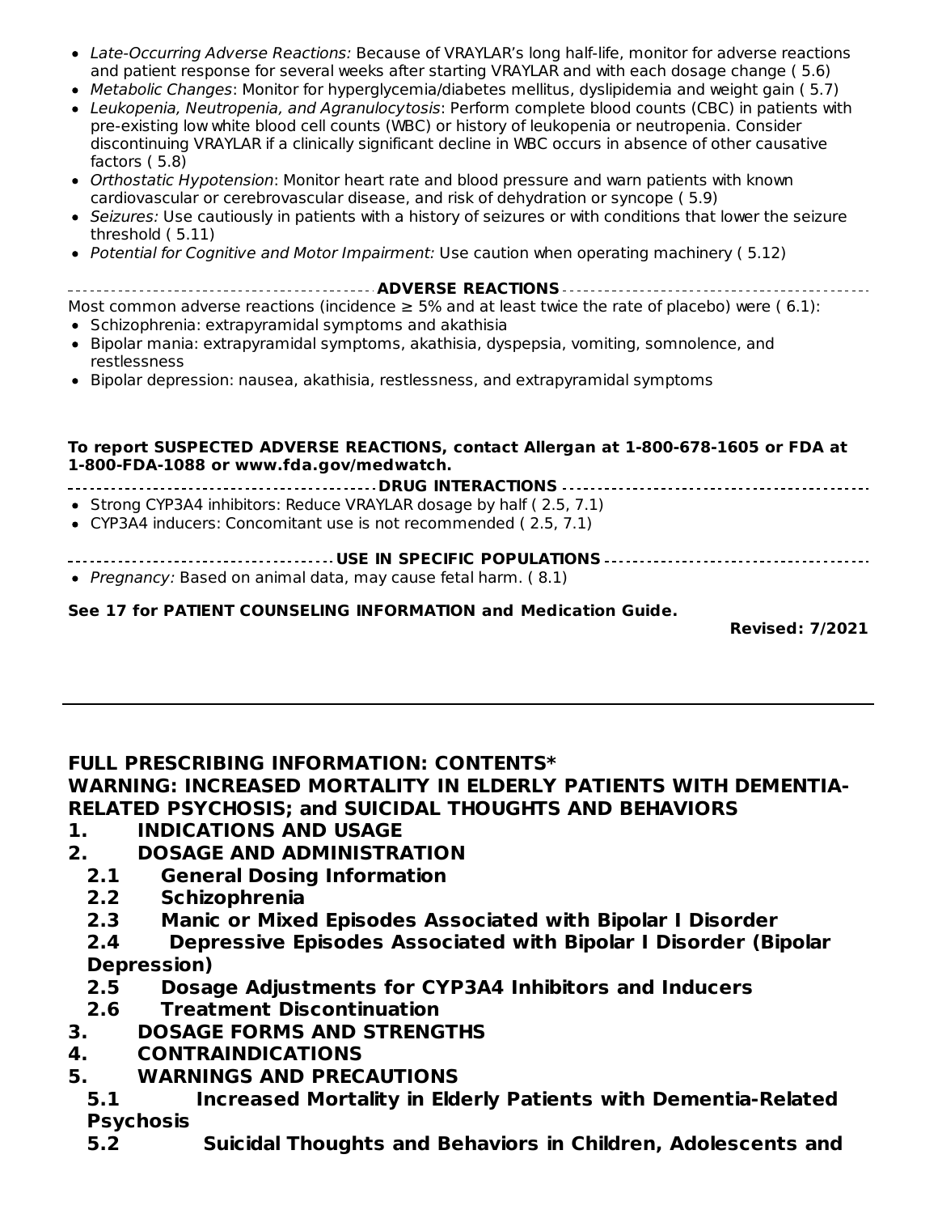- *Late-Occurring Adverse Reactions:* Because of VRAYLAR's long half-life, monitor for adverse reactions and patient response for several weeks after starting VRAYLAR and with each dosage change ( 5.6)
- *Metabolic Changes*: Monitor for hyperglycemia/diabetes mellitus, dyslipidemia and weight gain ( 5.7)
- *Leukopenia, Neutropenia, and Agranulocytosis*: Perform complete blood counts (CBC) in patients with pre-existing low white blood cell counts (WBC) or history of leukopenia or neutropenia. Consider discontinuing VRAYLAR if a clinically significant decline in WBC occurs in absence of other causative factors ( 5.8)
- *Orthostatic Hypotension*: Monitor heart rate and blood pressure and warn patients with known cardiovascular or cerebrovascular disease, and risk of dehydration or syncope ( 5.9)
- *Seizures:* Use cautiously in patients with a history of seizures or with conditions that lower the seizure threshold ( 5.11)
- *Potential for Cognitive and Motor Impairment:* Use caution when operating machinery ( 5.12)

**ADVERSE REACTIONS**

Most common adverse reactions (incidence ≥ 5% and at least twice the rate of placebo) were ( 6.1):

- Schizophrenia: extrapyramidal symptoms and akathisia
- Bipolar mania: extrapyramidal symptoms, akathisia, dyspepsia, vomiting, somnolence, and restlessness
- Bipolar depression: nausea, akathisia, restlessness, and extrapyramidal symptoms

**To report SUSPECTED ADVERSE REACTIONS, contact Allergan at 1-800-678-1605 or FDA at 1-800-FDA-1088 or www.fda.gov/medwatch.**

**DRUG INTERACTIONS**

- Strong CYP3A4 inhibitors: Reduce VRAYLAR dosage by half ( 2.5, 7.1)
- CYP3A4 inducers: Concomitant use is not recommended ( 2.5, 7.1)

**USE IN SPECIFIC POPULATIONS**

- *Pregnancy:* Based on animal data, may cause fetal harm. ( 8.1)

**See 17 for PATIENT COUNSELING INFORMATION and Medication Guide.**

**Revised: 7/2021**

---

## FULL PRESCRIBING INFORMATION: CONTENTS*

**WARNING: INCREASED MORTALITY IN ELDERLY PATIENTS WITH DEMENTIA-RELATED PSYCHOSIS; and SUICIDAL THOUGHTS AND BEHAVIORS**

**1. INDICATIONS AND USAGE**

**2. DOSAGE AND ADMINISTRATION**

- **2.1 General Dosing Information**
- **2.2 Schizophrenia**
- **2.3 Manic or Mixed Episodes Associated with Bipolar I Disorder**
- **2.4 Depressive Episodes Associated with Bipolar I Disorder (Bipolar Depression)**
- **2.5 Dosage Adjustments for CYP3A4 Inhibitors and Inducers**
- **2.6 Treatment Discontinuation**

**3. DOSAGE FORMS AND STRENGTHS**

**4. CONTRAINDICATIONS**

**5. WARNINGS AND PRECAUTIONS**

- **5.1 Increased Mortality in Elderly Patients with Dementia-Related Psychosis**
- **5.2 Suicidal Thoughts and Behaviors in Children, Adolescents and**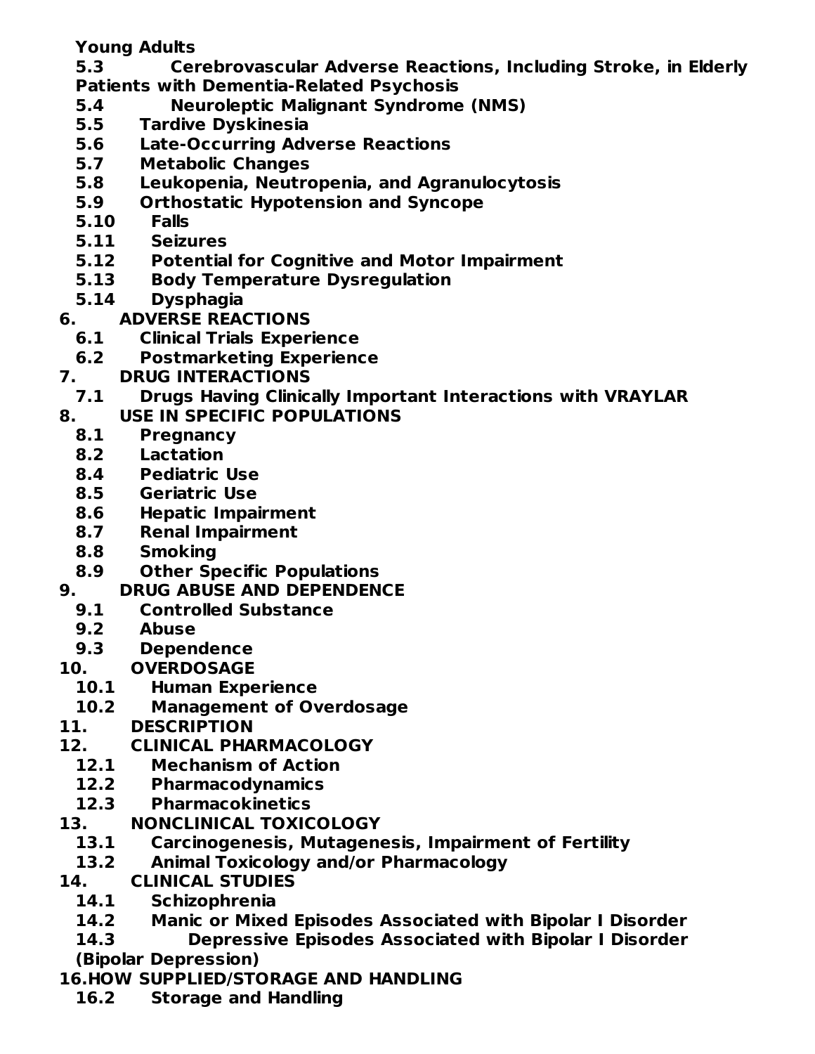**Young Adults**

**5.3 Cerebrovascular Adverse Reactions, Including Stroke, in Elderly Patients with Dementia-Related Psychosis**

**5.4 Neuroleptic Malignant Syndrome (NMS)**

**5.5 Tardive Dyskinesia**

**5.6 Late-Occurring Adverse Reactions**

**5.7 Metabolic Changes**

**5.8 Leukopenia, Neutropenia, and Agranulocytosis**

**5.9 Orthostatic Hypotension and Syncope**

**5.10 Falls**

**5.11 Seizures**

**5.12 Potential for Cognitive and Motor Impairment**

**5.13 Body Temperature Dysregulation**

**5.14 Dysphagia**

**6. ADVERSE REACTIONS**

**6.1 Clinical Trials Experience**

**6.2 Postmarketing Experience**

**7. DRUG INTERACTIONS**

**7.1 Drugs Having Clinically Important Interactions with VRAYLAR**

**8. USE IN SPECIFIC POPULATIONS**

**8.1 Pregnancy**

**8.2 Lactation**

**8.4 Pediatric Use**

**8.5 Geriatric Use**

**8.6 Hepatic Impairment**

**8.7 Renal Impairment**

**8.8 Smoking**

**8.9 Other Specific Populations**

**9. DRUG ABUSE AND DEPENDENCE**

**9.1 Controlled Substance**

**9.2 Abuse**

**9.3 Dependence**

**10. OVERDOSAGE**

**10.1 Human Experience**

**10.2 Management of Overdosage**

**11. DESCRIPTION**

**12. CLINICAL PHARMACOLOGY**

**12.1 Mechanism of Action**

**12.2 Pharmacodynamics**

**12.3 Pharmacokinetics**

**13. NONCLINICAL TOXICOLOGY**

**13.1 Carcinogenesis, Mutagenesis, Impairment of Fertility**

**13.2 Animal Toxicology and/or Pharmacology**

**14. CLINICAL STUDIES**

**14.1 Schizophrenia**

**14.2 Manic or Mixed Episodes Associated with Bipolar I Disorder**

**14.3 Depressive Episodes Associated with Bipolar I Disorder (Bipolar Depression)**

**16. HOW SUPPLIED/STORAGE AND HANDLING**

**16.2 Storage and Handling**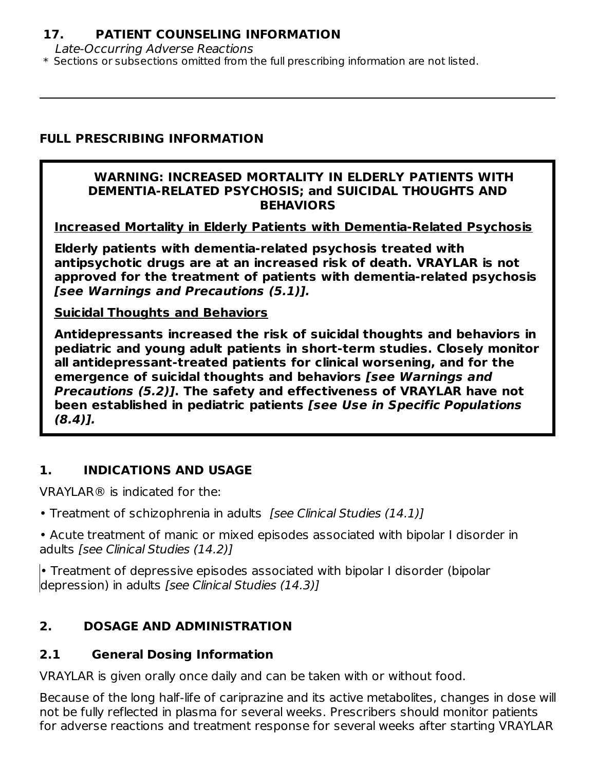**17. PATIENT COUNSELING INFORMATION**

*Late-Occurring Adverse Reactions*

* Sections or subsections omitted from the full prescribing information are not listed.

---

## FULL PRESCRIBING INFORMATION

**WARNING: INCREASED MORTALITY IN ELDERLY PATIENTS WITH DEMENTIA-RELATED PSYCHOSIS; and SUICIDAL THOUGHTS AND BEHAVIORS**

**Increased Mortality in Elderly Patients with Dementia-Related Psychosis**

**Elderly patients with dementia-related psychosis treated with antipsychotic drugs are at an increased risk of death. VRAYLAR is not approved for the treatment of patients with dementia-related psychosis *[see Warnings and Precautions (5.1)]*.**

**Suicidal Thoughts and Behaviors**

**Antidepressants increased the risk of suicidal thoughts and behaviors in pediatric and young adult patients in short-term studies. Closely monitor all antidepressant-treated patients for clinical worsening, and for the emergence of suicidal thoughts and behaviors *[see Warnings and Precautions (5.2)]*. The safety and effectiveness of VRAYLAR have not been established in pediatric patients *[see Use in Specific Populations (8.4)]*.**

## 1. INDICATIONS AND USAGE

VRAYLAR® is indicated for the:

- Treatment of schizophrenia in adults *[see Clinical Studies (14.1)]*
- Acute treatment of manic or mixed episodes associated with bipolar I disorder in adults *[see Clinical Studies (14.2)]*
- Treatment of depressive episodes associated with bipolar I disorder (bipolar depression) in adults *[see Clinical Studies (14.3)]*

## 2. DOSAGE AND ADMINISTRATION

### 2.1 General Dosing Information

VRAYLAR is given orally once daily and can be taken with or without food.

Because of the long half-life of cariprazine and its active metabolites, changes in dose will not be fully reflected in plasma for several weeks. Prescribers should monitor patients for adverse reactions and treatment response for several weeks after starting VRAYLAR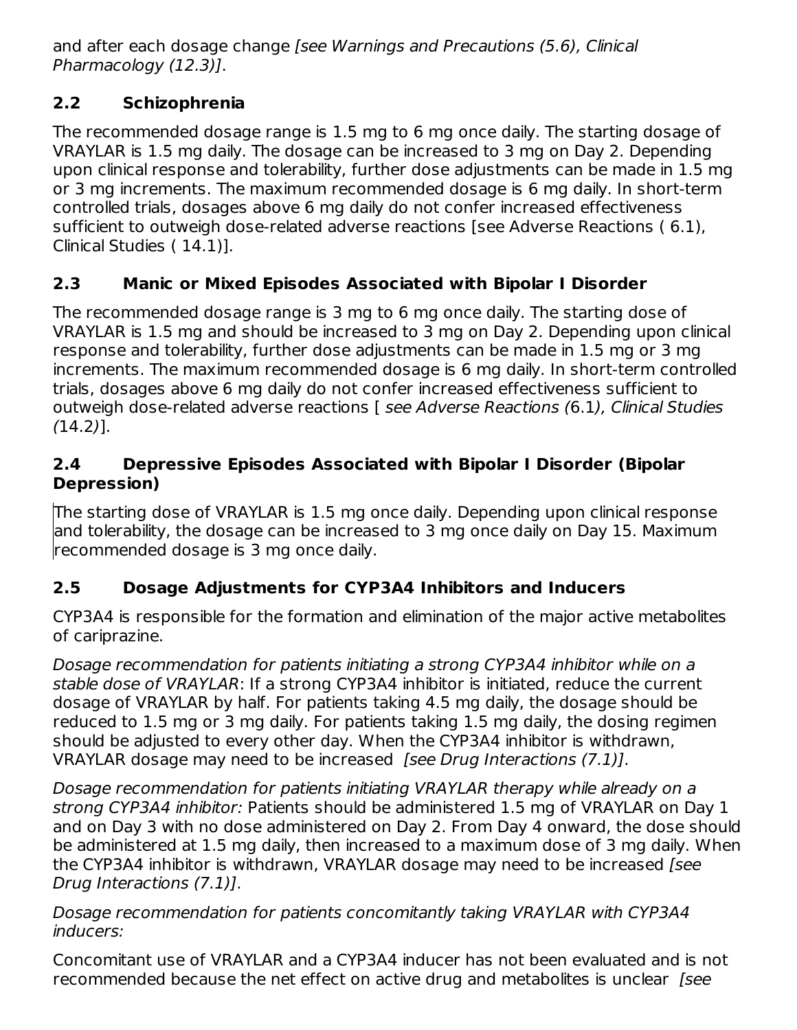and after each dosage change *[see Warnings and Precautions (5.6), Clinical Pharmacology (12.3)]*.

## 2.2 Schizophrenia

The recommended dosage range is 1.5 mg to 6 mg once daily. The starting dosage of VRAYLAR is 1.5 mg daily. The dosage can be increased to 3 mg on Day 2. Depending upon clinical response and tolerability, further dose adjustments can be made in 1.5 mg or 3 mg increments. The maximum recommended dosage is 6 mg daily. In short-term controlled trials, dosages above 6 mg daily do not confer increased effectiveness sufficient to outweigh dose-related adverse reactions [see Adverse Reactions ( 6.1), Clinical Studies ( 14.1)].

## 2.3 Manic or Mixed Episodes Associated with Bipolar I Disorder

The recommended dosage range is 3 mg to 6 mg once daily. The starting dose of VRAYLAR is 1.5 mg and should be increased to 3 mg on Day 2. Depending upon clinical response and tolerability, further dose adjustments can be made in 1.5 mg or 3 mg increments. The maximum recommended dosage is 6 mg daily. In short-term controlled trials, dosages above 6 mg daily do not confer increased effectiveness sufficient to outweigh dose-related adverse reactions [ *see Adverse Reactions (*6.1*), Clinical Studies (*14.2*)*].

## 2.4 Depressive Episodes Associated with Bipolar I Disorder (Bipolar Depression)

The starting dose of VRAYLAR is 1.5 mg once daily. Depending upon clinical response and tolerability, the dosage can be increased to 3 mg once daily on Day 15. Maximum recommended dosage is 3 mg once daily.

## 2.5 Dosage Adjustments for CYP3A4 Inhibitors and Inducers

CYP3A4 is responsible for the formation and elimination of the major active metabolites of cariprazine.

*Dosage recommendation for patients initiating a strong CYP3A4 inhibitor while on a stable dose of VRAYLAR*: If a strong CYP3A4 inhibitor is initiated, reduce the current dosage of VRAYLAR by half. For patients taking 4.5 mg daily, the dosage should be reduced to 1.5 mg or 3 mg daily. For patients taking 1.5 mg daily, the dosing regimen should be adjusted to every other day. When the CYP3A4 inhibitor is withdrawn, VRAYLAR dosage may need to be increased *[see Drug Interactions (7.1)]*.

*Dosage recommendation for patients initiating VRAYLAR therapy while already on a strong CYP3A4 inhibitor:* Patients should be administered 1.5 mg of VRAYLAR on Day 1 and on Day 3 with no dose administered on Day 2. From Day 4 onward, the dose should be administered at 1.5 mg daily, then increased to a maximum dose of 3 mg daily. When the CYP3A4 inhibitor is withdrawn, VRAYLAR dosage may need to be increased *[see Drug Interactions (7.1)]*.

*Dosage recommendation for patients concomitantly taking VRAYLAR with CYP3A4 inducers:*

Concomitant use of VRAYLAR and a CYP3A4 inducer has not been evaluated and is not recommended because the net effect on active drug and metabolites is unclear *[see*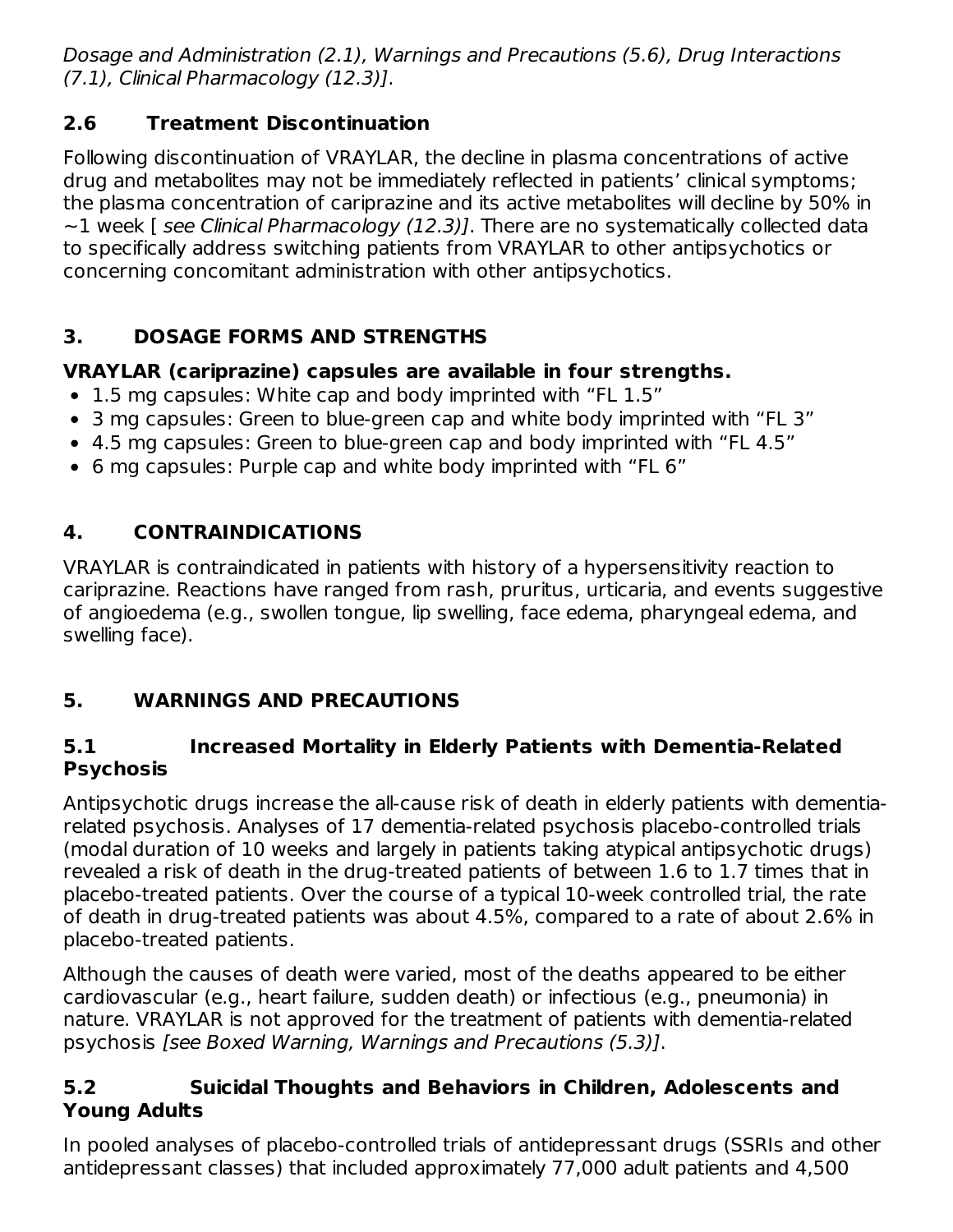*Dosage and Administration (2.1), Warnings and Precautions (5.6), Drug Interactions (7.1), Clinical Pharmacology (12.3)]*.

### 2.6 Treatment Discontinuation

Following discontinuation of VRAYLAR, the decline in plasma concentrations of active drug and metabolites may not be immediately reflected in patients' clinical symptoms; the plasma concentration of cariprazine and its active metabolites will decline by 50% in ~1 week [ *see Clinical Pharmacology (12.3)]*. There are no systematically collected data to specifically address switching patients from VRAYLAR to other antipsychotics or concerning concomitant administration with other antipsychotics.

## 3. DOSAGE FORMS AND STRENGTHS

**VRAYLAR (cariprazine) capsules are available in four strengths.**

- 1.5 mg capsules: White cap and body imprinted with "FL 1.5"
- 3 mg capsules: Green to blue-green cap and white body imprinted with "FL 3"
- 4.5 mg capsules: Green to blue-green cap and body imprinted with "FL 4.5"
- 6 mg capsules: Purple cap and white body imprinted with "FL 6"

## 4. CONTRAINDICATIONS

VRAYLAR is contraindicated in patients with history of a hypersensitivity reaction to cariprazine. Reactions have ranged from rash, pruritus, urticaria, and events suggestive of angioedema (e.g., swollen tongue, lip swelling, face edema, pharyngeal edema, and swelling face).

## 5. WARNINGS AND PRECAUTIONS

### 5.1 Increased Mortality in Elderly Patients with Dementia-Related Psychosis

Antipsychotic drugs increase the all-cause risk of death in elderly patients with dementia-related psychosis. Analyses of 17 dementia-related psychosis placebo-controlled trials (modal duration of 10 weeks and largely in patients taking atypical antipsychotic drugs) revealed a risk of death in the drug-treated patients of between 1.6 to 1.7 times that in placebo-treated patients. Over the course of a typical 10-week controlled trial, the rate of death in drug-treated patients was about 4.5%, compared to a rate of about 2.6% in placebo-treated patients.

Although the causes of death were varied, most of the deaths appeared to be either cardiovascular (e.g., heart failure, sudden death) or infectious (e.g., pneumonia) in nature. VRAYLAR is not approved for the treatment of patients with dementia-related psychosis *[see Boxed Warning, Warnings and Precautions (5.3)]*.

### 5.2 Suicidal Thoughts and Behaviors in Children, Adolescents and Young Adults

In pooled analyses of placebo-controlled trials of antidepressant drugs (SSRIs and other antidepressant classes) that included approximately 77,000 adult patients and 4,500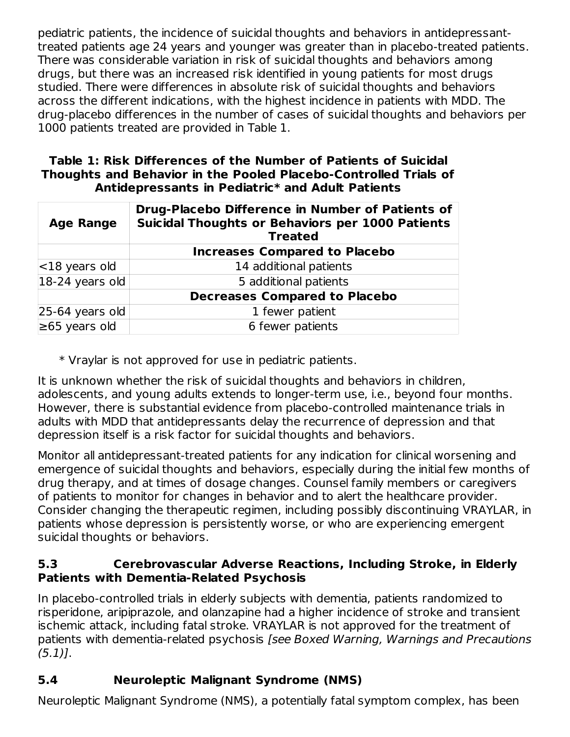pediatric patients, the incidence of suicidal thoughts and behaviors in antidepressant-treated patients age 24 years and younger was greater than in placebo-treated patients. There was considerable variation in risk of suicidal thoughts and behaviors among drugs, but there was an increased risk identified in young patients for most drugs studied. There were differences in absolute risk of suicidal thoughts and behaviors across the different indications, with the highest incidence in patients with MDD. The drug-placebo differences in the number of cases of suicidal thoughts and behaviors per 1000 patients treated are provided in Table 1.

**Table 1: Risk Differences of the Number of Patients of Suicidal Thoughts and Behavior in the Pooled Placebo-Controlled Trials of Antidepressants in Pediatric* and Adult Patients**

| Age Range | Drug-Placebo Difference in Number of Patients of Suicidal Thoughts or Behaviors per 1000 Patients Treated |
|---|---|
| | **Increases Compared to Placebo** |
| <18 years old | 14 additional patients |
| 18-24 years old | 5 additional patients |
| | **Decreases Compared to Placebo** |
| 25-64 years old | 1 fewer patient |
| ≥65 years old | 6 fewer patients |

\* Vraylar is not approved for use in pediatric patients.

It is unknown whether the risk of suicidal thoughts and behaviors in children, adolescents, and young adults extends to longer-term use, i.e., beyond four months. However, there is substantial evidence from placebo-controlled maintenance trials in adults with MDD that antidepressants delay the recurrence of depression and that depression itself is a risk factor for suicidal thoughts and behaviors.

Monitor all antidepressant-treated patients for any indication for clinical worsening and emergence of suicidal thoughts and behaviors, especially during the initial few months of drug therapy, and at times of dosage changes. Counsel family members or caregivers of patients to monitor for changes in behavior and to alert the healthcare provider. Consider changing the therapeutic regimen, including possibly discontinuing VRAYLAR, in patients whose depression is persistently worse, or who are experiencing emergent suicidal thoughts or behaviors.

### 5.3 Cerebrovascular Adverse Reactions, Including Stroke, in Elderly Patients with Dementia-Related Psychosis

In placebo-controlled trials in elderly subjects with dementia, patients randomized to risperidone, aripiprazole, and olanzapine had a higher incidence of stroke and transient ischemic attack, including fatal stroke. VRAYLAR is not approved for the treatment of patients with dementia-related psychosis *[see Boxed Warning, Warnings and Precautions (5.1)]*.

### 5.4 Neuroleptic Malignant Syndrome (NMS)

Neuroleptic Malignant Syndrome (NMS), a potentially fatal symptom complex, has been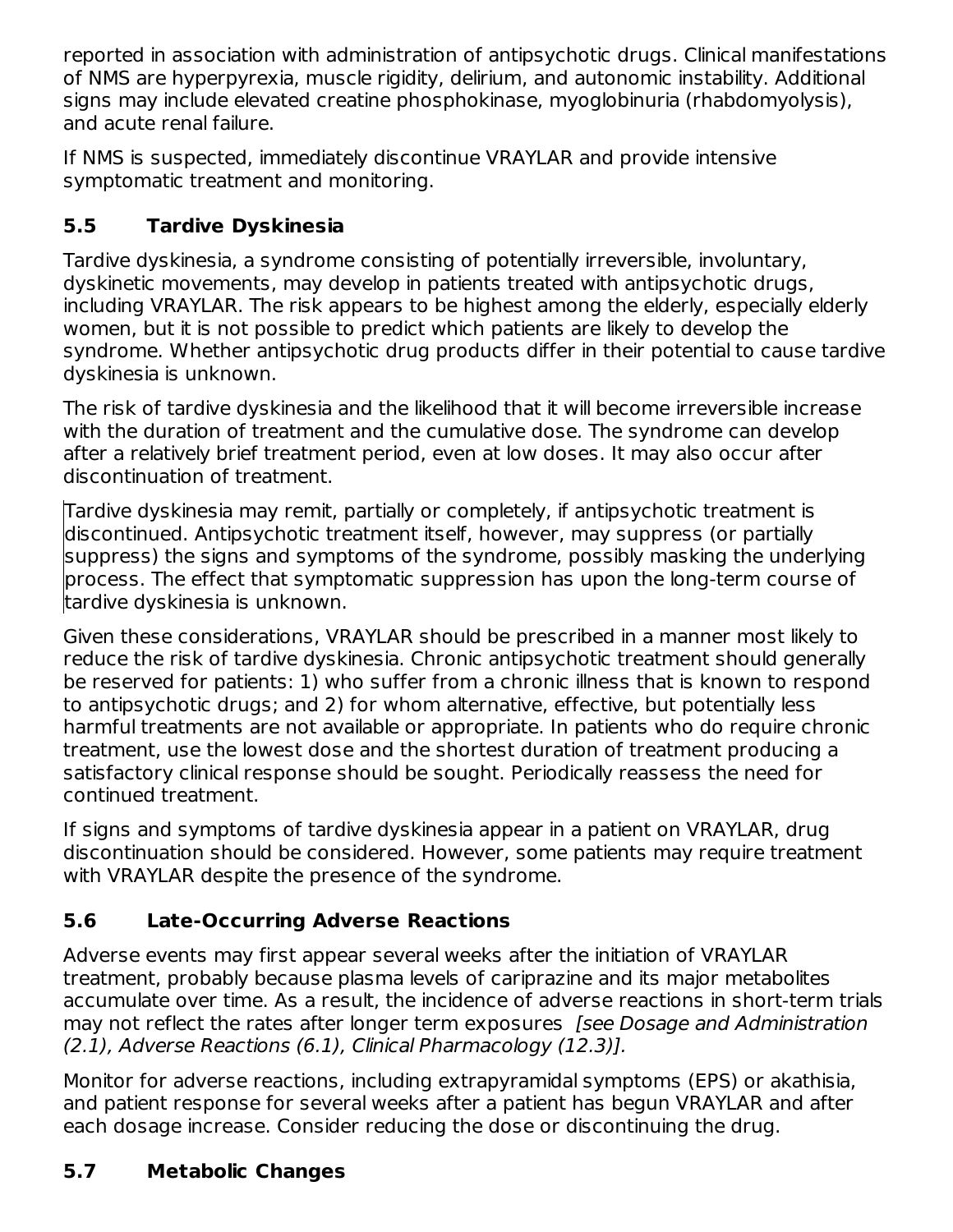reported in association with administration of antipsychotic drugs. Clinical manifestations of NMS are hyperpyrexia, muscle rigidity, delirium, and autonomic instability. Additional signs may include elevated creatine phosphokinase, myoglobinuria (rhabdomyolysis), and acute renal failure.

If NMS is suspected, immediately discontinue VRAYLAR and provide intensive symptomatic treatment and monitoring.

## 5.5 Tardive Dyskinesia

Tardive dyskinesia, a syndrome consisting of potentially irreversible, involuntary, dyskinetic movements, may develop in patients treated with antipsychotic drugs, including VRAYLAR. The risk appears to be highest among the elderly, especially elderly women, but it is not possible to predict which patients are likely to develop the syndrome. Whether antipsychotic drug products differ in their potential to cause tardive dyskinesia is unknown.

The risk of tardive dyskinesia and the likelihood that it will become irreversible increase with the duration of treatment and the cumulative dose. The syndrome can develop after a relatively brief treatment period, even at low doses. It may also occur after discontinuation of treatment.

Tardive dyskinesia may remit, partially or completely, if antipsychotic treatment is discontinued. Antipsychotic treatment itself, however, may suppress (or partially suppress) the signs and symptoms of the syndrome, possibly masking the underlying process. The effect that symptomatic suppression has upon the long-term course of tardive dyskinesia is unknown.

Given these considerations, VRAYLAR should be prescribed in a manner most likely to reduce the risk of tardive dyskinesia. Chronic antipsychotic treatment should generally be reserved for patients: 1) who suffer from a chronic illness that is known to respond to antipsychotic drugs; and 2) for whom alternative, effective, but potentially less harmful treatments are not available or appropriate. In patients who do require chronic treatment, use the lowest dose and the shortest duration of treatment producing a satisfactory clinical response should be sought. Periodically reassess the need for continued treatment.

If signs and symptoms of tardive dyskinesia appear in a patient on VRAYLAR, drug discontinuation should be considered. However, some patients may require treatment with VRAYLAR despite the presence of the syndrome.

## 5.6 Late-Occurring Adverse Reactions

Adverse events may first appear several weeks after the initiation of VRAYLAR treatment, probably because plasma levels of cariprazine and its major metabolites accumulate over time. As a result, the incidence of adverse reactions in short-term trials may not reflect the rates after longer term exposures *[see Dosage and Administration (2.1), Adverse Reactions (6.1), Clinical Pharmacology (12.3)].*

Monitor for adverse reactions, including extrapyramidal symptoms (EPS) or akathisia, and patient response for several weeks after a patient has begun VRAYLAR and after each dosage increase. Consider reducing the dose or discontinuing the drug.

## 5.7 Metabolic Changes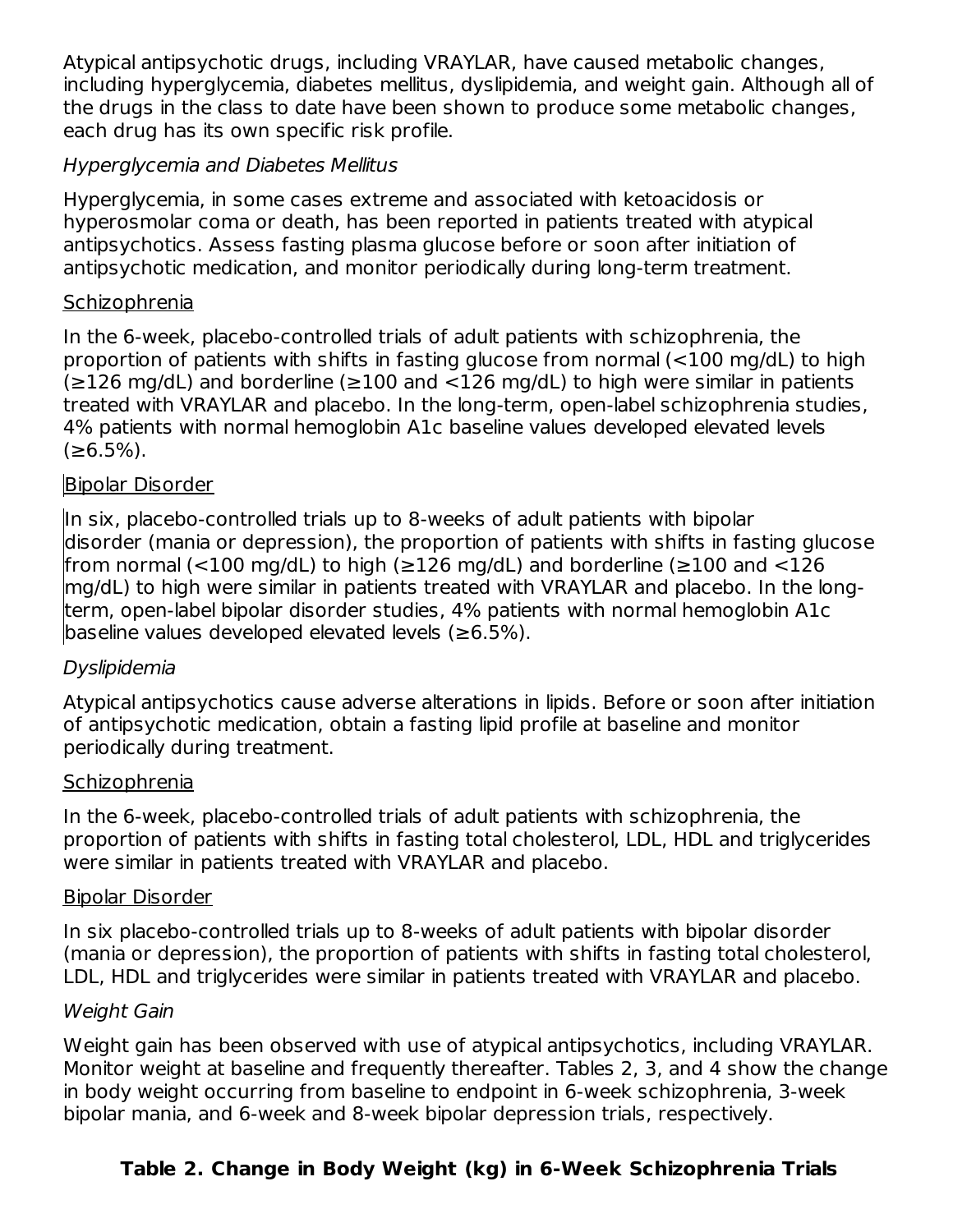Atypical antipsychotic drugs, including VRAYLAR, have caused metabolic changes, including hyperglycemia, diabetes mellitus, dyslipidemia, and weight gain. Although all of the drugs in the class to date have been shown to produce some metabolic changes, each drug has its own specific risk profile.

*Hyperglycemia and Diabetes Mellitus*

Hyperglycemia, in some cases extreme and associated with ketoacidosis or hyperosmolar coma or death, has been reported in patients treated with atypical antipsychotics. Assess fasting plasma glucose before or soon after initiation of antipsychotic medication, and monitor periodically during long-term treatment.

Schizophrenia

In the 6-week, placebo-controlled trials of adult patients with schizophrenia, the proportion of patients with shifts in fasting glucose from normal (<100 mg/dL) to high (≥126 mg/dL) and borderline (≥100 and <126 mg/dL) to high were similar in patients treated with VRAYLAR and placebo. In the long-term, open-label schizophrenia studies, 4% patients with normal hemoglobin A1c baseline values developed elevated levels (≥6.5%).

Bipolar Disorder

In six, placebo-controlled trials up to 8-weeks of adult patients with bipolar disorder (mania or depression), the proportion of patients with shifts in fasting glucose from normal (<100 mg/dL) to high (≥126 mg/dL) and borderline (≥100 and <126 mg/dL) to high were similar in patients treated with VRAYLAR and placebo. In the long-term, open-label bipolar disorder studies, 4% patients with normal hemoglobin A1c baseline values developed elevated levels (≥6.5%).

*Dyslipidemia*

Atypical antipsychotics cause adverse alterations in lipids. Before or soon after initiation of antipsychotic medication, obtain a fasting lipid profile at baseline and monitor periodically during treatment.

Schizophrenia

In the 6-week, placebo-controlled trials of adult patients with schizophrenia, the proportion of patients with shifts in fasting total cholesterol, LDL, HDL and triglycerides were similar in patients treated with VRAYLAR and placebo.

Bipolar Disorder

In six placebo-controlled trials up to 8-weeks of adult patients with bipolar disorder (mania or depression), the proportion of patients with shifts in fasting total cholesterol, LDL, HDL and triglycerides were similar in patients treated with VRAYLAR and placebo.

*Weight Gain*

Weight gain has been observed with use of atypical antipsychotics, including VRAYLAR. Monitor weight at baseline and frequently thereafter. Tables 2, 3, and 4 show the change in body weight occurring from baseline to endpoint in 6-week schizophrenia, 3-week bipolar mania, and 6-week and 8-week bipolar depression trials, respectively.

**Table 2. Change in Body Weight (kg) in 6-Week Schizophrenia Trials**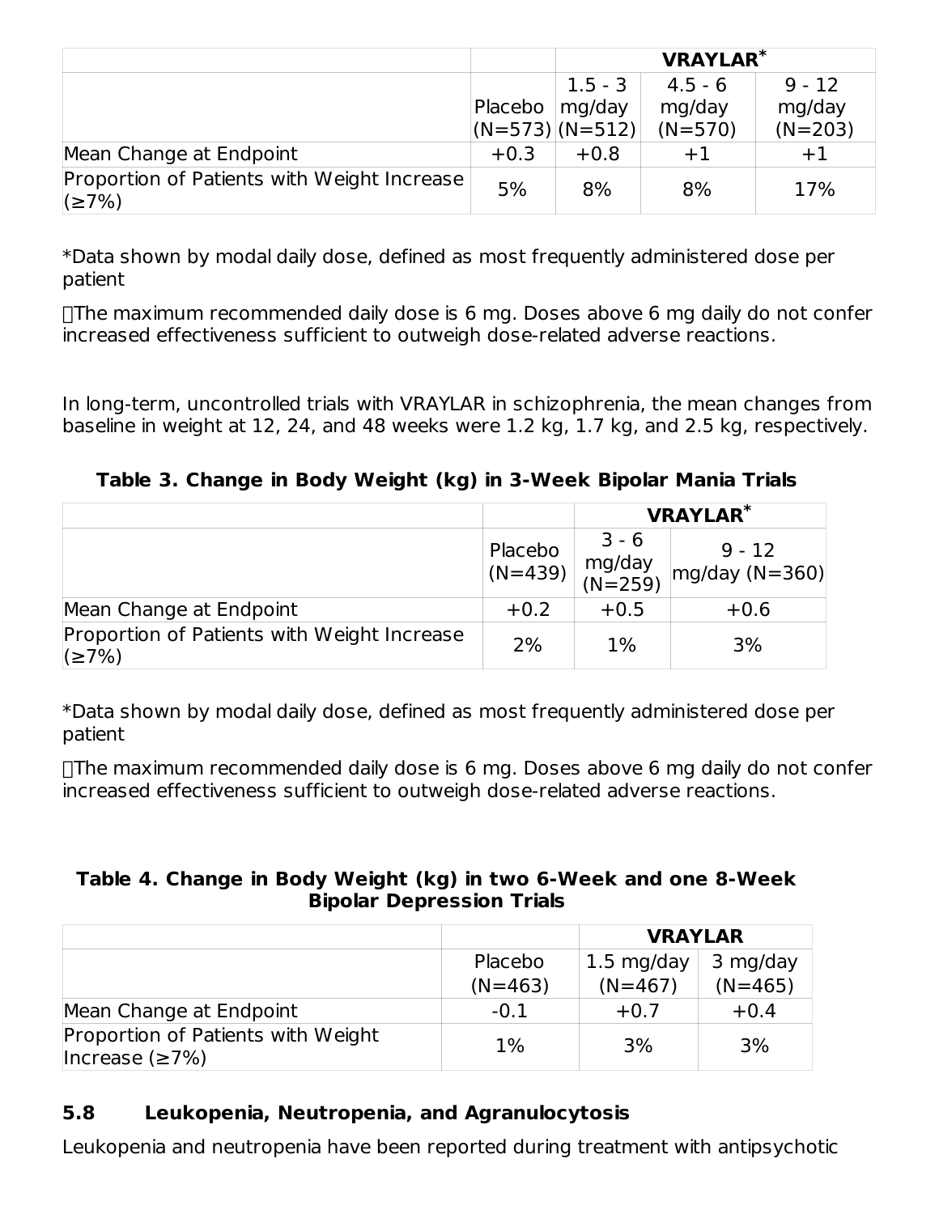| | | VRAYLAR* | | |
|---|---|---|---|---|
| | Placebo (N=573) | 1.5 - 3 mg/day (N=512) | 4.5 - 6 mg/day (N=570) | 9 - 12 mg/day (N=203) |
| Mean Change at Endpoint | +0.3 | +0.8 | +1 | +1 |
| Proportion of Patients with Weight Increase (≥7%) | 5% | 8% | 8% | 17% |

*Data shown by modal daily dose, defined as most frequently administered dose per patient

The maximum recommended daily dose is 6 mg. Doses above 6 mg daily do not confer increased effectiveness sufficient to outweigh dose-related adverse reactions.

In long-term, uncontrolled trials with VRAYLAR in schizophrenia, the mean changes from baseline in weight at 12, 24, and 48 weeks were 1.2 kg, 1.7 kg, and 2.5 kg, respectively.

**Table 3. Change in Body Weight (kg) in 3-Week Bipolar Mania Trials**

| | | VRAYLAR* | |
|---|---|---|---|
| | Placebo (N=439) | 3 - 6 mg/day (N=259) | 9 - 12 mg/day (N=360) |
| Mean Change at Endpoint | +0.2 | +0.5 | +0.6 |
| Proportion of Patients with Weight Increase (≥7%) | 2% | 1% | 3% |

*Data shown by modal daily dose, defined as most frequently administered dose per patient

The maximum recommended daily dose is 6 mg. Doses above 6 mg daily do not confer increased effectiveness sufficient to outweigh dose-related adverse reactions.

**Table 4. Change in Body Weight (kg) in two 6-Week and one 8-Week Bipolar Depression Trials**

| | | VRAYLAR | |
|---|---|---|---|
| | Placebo (N=463) | 1.5 mg/day (N=467) | 3 mg/day (N=465) |
| Mean Change at Endpoint | -0.1 | +0.7 | +0.4 |
| Proportion of Patients with Weight Increase (≥7%) | 1% | 3% | 3% |

## 5.8 Leukopenia, Neutropenia, and Agranulocytosis

Leukopenia and neutropenia have been reported during treatment with antipsychotic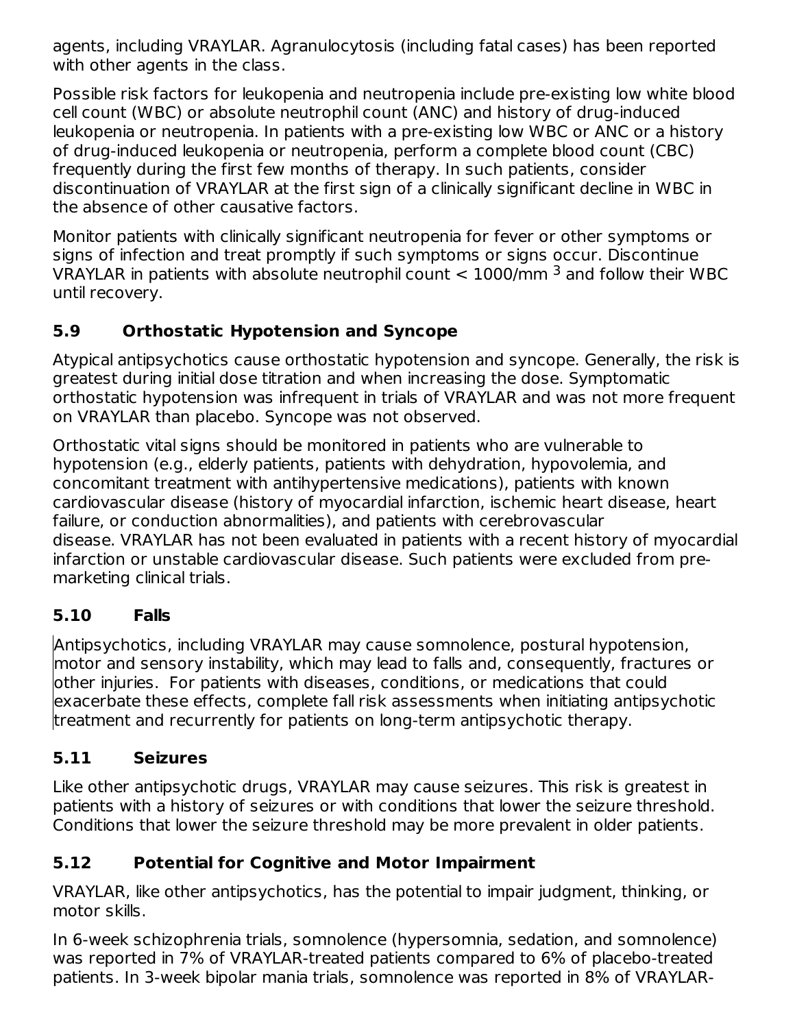agents, including VRAYLAR. Agranulocytosis (including fatal cases) has been reported with other agents in the class.

Possible risk factors for leukopenia and neutropenia include pre-existing low white blood cell count (WBC) or absolute neutrophil count (ANC) and history of drug-induced leukopenia or neutropenia. In patients with a pre-existing low WBC or ANC or a history of drug-induced leukopenia or neutropenia, perform a complete blood count (CBC) frequently during the first few months of therapy. In such patients, consider discontinuation of VRAYLAR at the first sign of a clinically significant decline in WBC in the absence of other causative factors.

Monitor patients with clinically significant neutropenia for fever or other symptoms or signs of infection and treat promptly if such symptoms or signs occur. Discontinue VRAYLAR in patients with absolute neutrophil count < 1000/mm $^3$ and follow their WBC until recovery.

### 5.9 Orthostatic Hypotension and Syncope

Atypical antipsychotics cause orthostatic hypotension and syncope. Generally, the risk is greatest during initial dose titration and when increasing the dose. Symptomatic orthostatic hypotension was infrequent in trials of VRAYLAR and was not more frequent on VRAYLAR than placebo. Syncope was not observed.

Orthostatic vital signs should be monitored in patients who are vulnerable to hypotension (e.g., elderly patients, patients with dehydration, hypovolemia, and concomitant treatment with antihypertensive medications), patients with known cardiovascular disease (history of myocardial infarction, ischemic heart disease, heart failure, or conduction abnormalities), and patients with cerebrovascular disease. VRAYLAR has not been evaluated in patients with a recent history of myocardial infarction or unstable cardiovascular disease. Such patients were excluded from pre-marketing clinical trials.

### 5.10 Falls

Antipsychotics, including VRAYLAR may cause somnolence, postural hypotension, motor and sensory instability, which may lead to falls and, consequently, fractures or other injuries. For patients with diseases, conditions, or medications that could exacerbate these effects, complete fall risk assessments when initiating antipsychotic treatment and recurrently for patients on long-term antipsychotic therapy.

### 5.11 Seizures

Like other antipsychotic drugs, VRAYLAR may cause seizures. This risk is greatest in patients with a history of seizures or with conditions that lower the seizure threshold. Conditions that lower the seizure threshold may be more prevalent in older patients.

### 5.12 Potential for Cognitive and Motor Impairment

VRAYLAR, like other antipsychotics, has the potential to impair judgment, thinking, or motor skills.

In 6-week schizophrenia trials, somnolence (hypersomnia, sedation, and somnolence) was reported in 7% of VRAYLAR-treated patients compared to 6% of placebo-treated patients. In 3-week bipolar mania trials, somnolence was reported in 8% of VRAYLAR-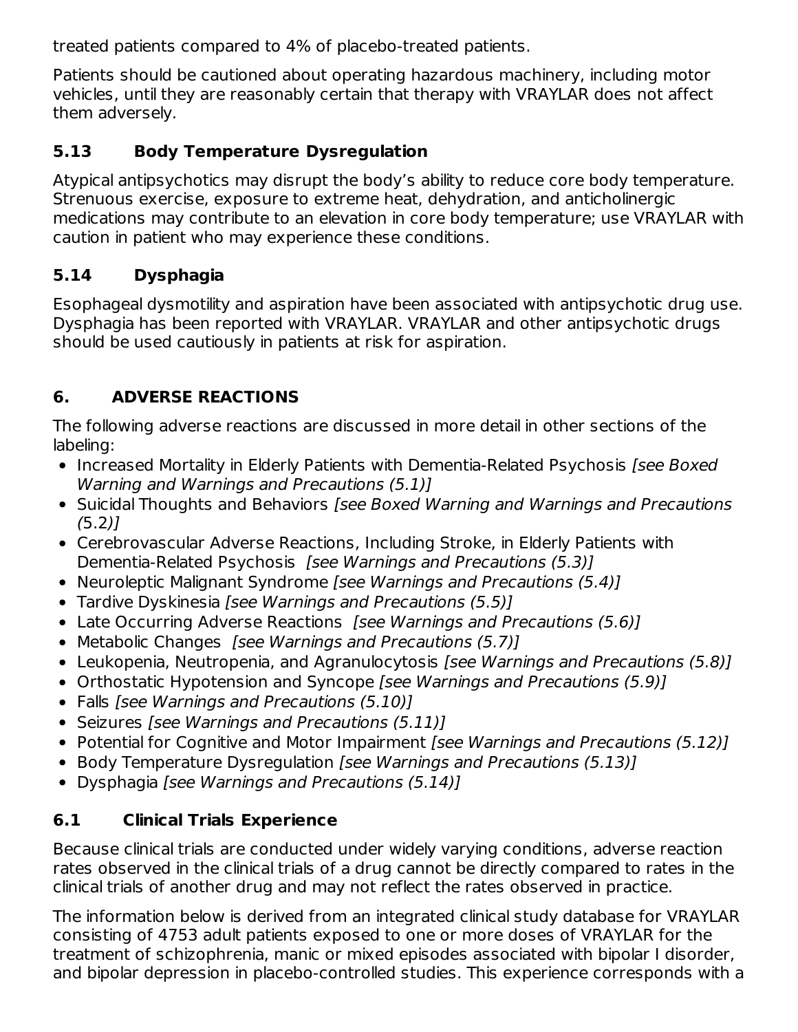treated patients compared to 4% of placebo-treated patients.

Patients should be cautioned about operating hazardous machinery, including motor vehicles, until they are reasonably certain that therapy with VRAYLAR does not affect them adversely.

### 5.13 Body Temperature Dysregulation

Atypical antipsychotics may disrupt the body's ability to reduce core body temperature. Strenuous exercise, exposure to extreme heat, dehydration, and anticholinergic medications may contribute to an elevation in core body temperature; use VRAYLAR with caution in patient who may experience these conditions.

### 5.14 Dysphagia

Esophageal dysmotility and aspiration have been associated with antipsychotic drug use. Dysphagia has been reported with VRAYLAR. VRAYLAR and other antipsychotic drugs should be used cautiously in patients at risk for aspiration.

## 6. ADVERSE REACTIONS

The following adverse reactions are discussed in more detail in other sections of the labeling:

- Increased Mortality in Elderly Patients with Dementia-Related Psychosis *[see Boxed Warning and Warnings and Precautions (5.1)]*
- Suicidal Thoughts and Behaviors *[see Boxed Warning and Warnings and Precautions (5.2)]*
- Cerebrovascular Adverse Reactions, Including Stroke, in Elderly Patients with Dementia-Related Psychosis *[see Warnings and Precautions (5.3)]*
- Neuroleptic Malignant Syndrome *[see Warnings and Precautions (5.4)]*
- Tardive Dyskinesia *[see Warnings and Precautions (5.5)]*
- Late Occurring Adverse Reactions *[see Warnings and Precautions (5.6)]*
- Metabolic Changes *[see Warnings and Precautions (5.7)]*
- Leukopenia, Neutropenia, and Agranulocytosis *[see Warnings and Precautions (5.8)]*
- Orthostatic Hypotension and Syncope *[see Warnings and Precautions (5.9)]*
- Falls *[see Warnings and Precautions (5.10)]*
- Seizures *[see Warnings and Precautions (5.11)]*
- Potential for Cognitive and Motor Impairment *[see Warnings and Precautions (5.12)]*
- Body Temperature Dysregulation *[see Warnings and Precautions (5.13)]*
- Dysphagia *[see Warnings and Precautions (5.14)]*

### 6.1 Clinical Trials Experience

Because clinical trials are conducted under widely varying conditions, adverse reaction rates observed in the clinical trials of a drug cannot be directly compared to rates in the clinical trials of another drug and may not reflect the rates observed in practice.

The information below is derived from an integrated clinical study database for VRAYLAR consisting of 4753 adult patients exposed to one or more doses of VRAYLAR for the treatment of schizophrenia, manic or mixed episodes associated with bipolar I disorder, and bipolar depression in placebo-controlled studies. This experience corresponds with a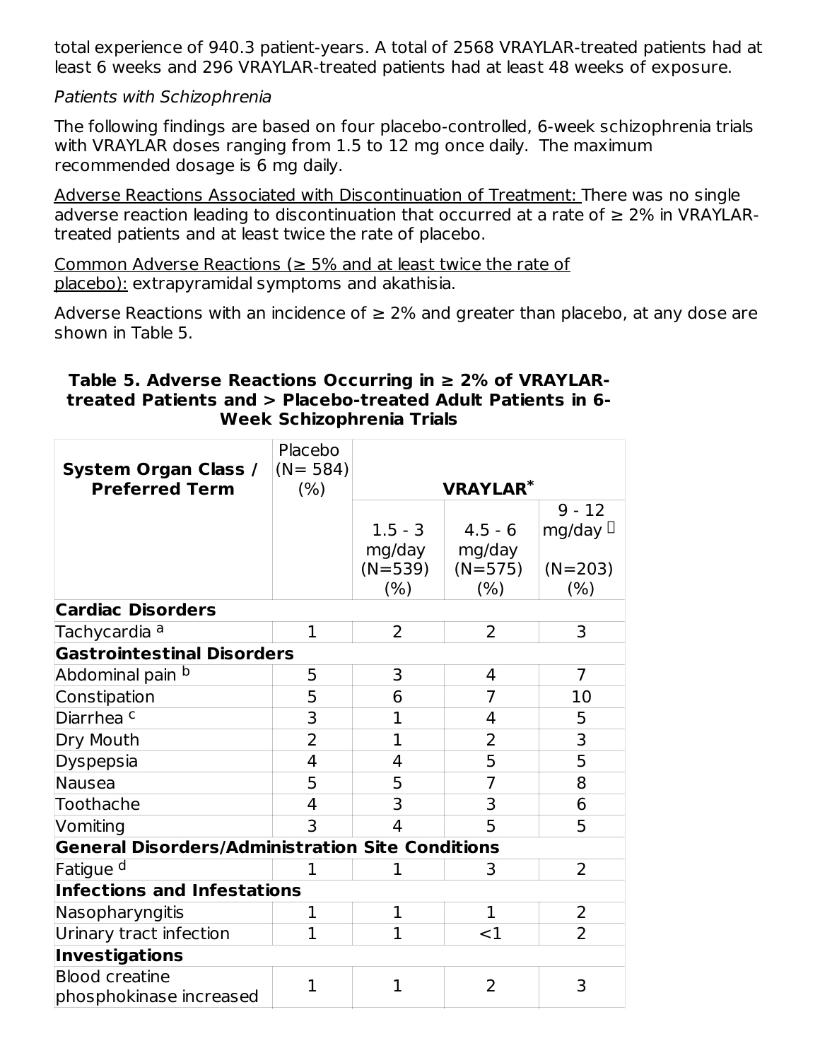total experience of 940.3 patient-years. A total of 2568 VRAYLAR-treated patients had at least 6 weeks and 296 VRAYLAR-treated patients had at least 48 weeks of exposure.

*Patients with Schizophrenia*

The following findings are based on four placebo-controlled, 6-week schizophrenia trials with VRAYLAR doses ranging from 1.5 to 12 mg once daily. The maximum recommended dosage is 6 mg daily.

Adverse Reactions Associated with Discontinuation of Treatment: There was no single adverse reaction leading to discontinuation that occurred at a rate of ≥ 2% in VRAYLAR-treated patients and at least twice the rate of placebo.

Common Adverse Reactions (≥ 5% and at least twice the rate of placebo): extrapyramidal symptoms and akathisia.

Adverse Reactions with an incidence of ≥ 2% and greater than placebo, at any dose are shown in Table 5.

**Table 5. Adverse Reactions Occurring in ≥ 2% of VRAYLAR-treated Patients and > Placebo-treated Adult Patients in 6-Week Schizophrenia Trials**

| System Organ Class / Preferred Term | Placebo (N= 584) (%) | VRAYLAR* | | |
|---|---|---|---|---|
| | | 1.5 - 3 mg/day (N=539) (%) | 4.5 - 6 mg/day (N=575) (%) | 9 - 12 mg/day † (N=203) (%) |
| **Cardiac Disorders** | | | | |
| Tachycardia [a] | 1 | 2 | 2 | 3 |
| **Gastrointestinal Disorders** | | | | |
| Abdominal pain [b] | 5 | 3 | 4 | 7 |
| Constipation | 5 | 6 | 7 | 10 |
| Diarrhea [c] | 3 | 1 | 4 | 5 |
| Dry Mouth | 2 | 1 | 2 | 3 |
| Dyspepsia | 4 | 4 | 5 | 5 |
| Nausea | 5 | 5 | 7 | 8 |
| Toothache | 4 | 3 | 3 | 6 |
| Vomiting | 3 | 4 | 5 | 5 |
| **General Disorders/Administration Site Conditions** | | | | |
| Fatigue [d] | 1 | 1 | 3 | 2 |
| **Infections and Infestations** | | | | |
| Nasopharyngitis | 1 | 1 | 1 | 2 |
| Urinary tract infection | 1 | 1 | <1 | 2 |
| **Investigations** | | | | |
| Blood creatine phosphokinase increased | 1 | 1 | 2 | 3 |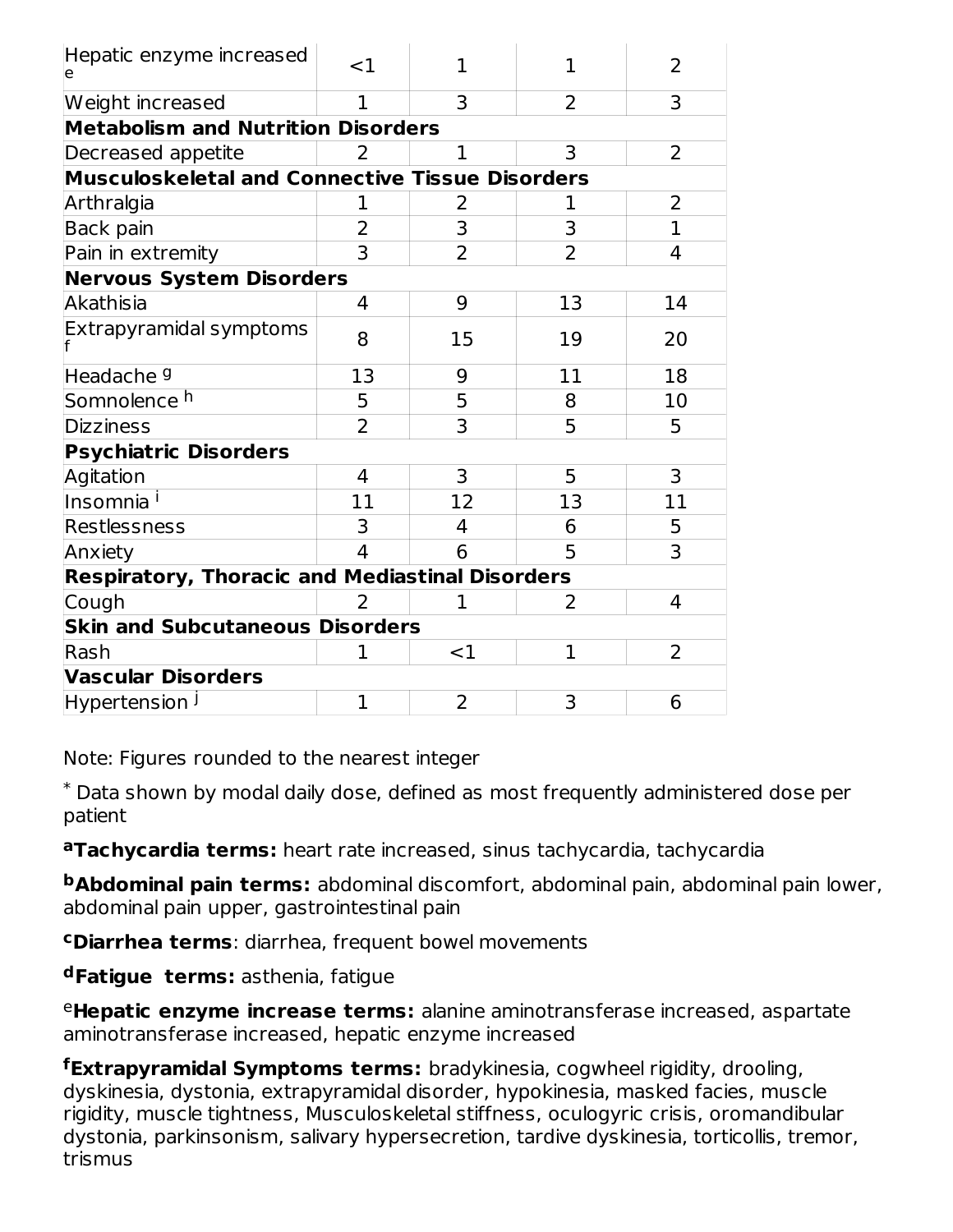| | | | | |
|---|---|---|---|---|
| Hepatic enzyme increased [e] | <1 | 1 | 1 | 2 |
| Weight increased | 1 | 3 | 2 | 3 |
| **Metabolism and Nutrition Disorders** | | | | |
| Decreased appetite | 2 | 1 | 3 | 2 |
| **Musculoskeletal and Connective Tissue Disorders** | | | | |
| Arthralgia | 1 | 2 | 1 | 2 |
| Back pain | 2 | 3 | 3 | 1 |
| Pain in extremity | 3 | 2 | 2 | 4 |
| **Nervous System Disorders** | | | | |
| Akathisia | 4 | 9 | 13 | 14 |
| Extrapyramidal symptoms [f] | 8 | 15 | 19 | 20 |
| Headache [g] | 13 | 9 | 11 | 18 |
| Somnolence [h] | 5 | 5 | 8 | 10 |
| Dizziness | 2 | 3 | 5 | 5 |
| **Psychiatric Disorders** | | | | |
| Agitation | 4 | 3 | 5 | 3 |
| Insomnia [i] | 11 | 12 | 13 | 11 |
| Restlessness | 3 | 4 | 6 | 5 |
| Anxiety | 4 | 6 | 5 | 3 |
| **Respiratory, Thoracic and Mediastinal Disorders** | | | | |
| Cough | 2 | 1 | 2 | 4 |
| **Skin and Subcutaneous Disorders** | | | | |
| Rash | 1 | <1 | 1 | 2 |
| **Vascular Disorders** | | | | |
| Hypertension [j] | 1 | 2 | 3 | 6 |

Note: Figures rounded to the nearest integer

* Data shown by modal daily dose, defined as most frequently administered dose per patient

[a]**Tachycardia terms:** heart rate increased, sinus tachycardia, tachycardia

[b]**Abdominal pain terms:** abdominal discomfort, abdominal pain, abdominal pain lower, abdominal pain upper, gastrointestinal pain

[c]**Diarrhea terms**: diarrhea, frequent bowel movements

[d]**Fatigue terms:** asthenia, fatigue

[e]**Hepatic enzyme increase terms:** alanine aminotransferase increased, aspartate aminotransferase increased, hepatic enzyme increased

[f]**Extrapyramidal Symptoms terms:** bradykinesia, cogwheel rigidity, drooling, dyskinesia, dystonia, extrapyramidal disorder, hypokinesia, masked facies, muscle rigidity, muscle tightness, Musculoskeletal stiffness, oculogyric crisis, oromandibular dystonia, parkinsonism, salivary hypersecretion, tardive dyskinesia, torticollis, tremor, trismus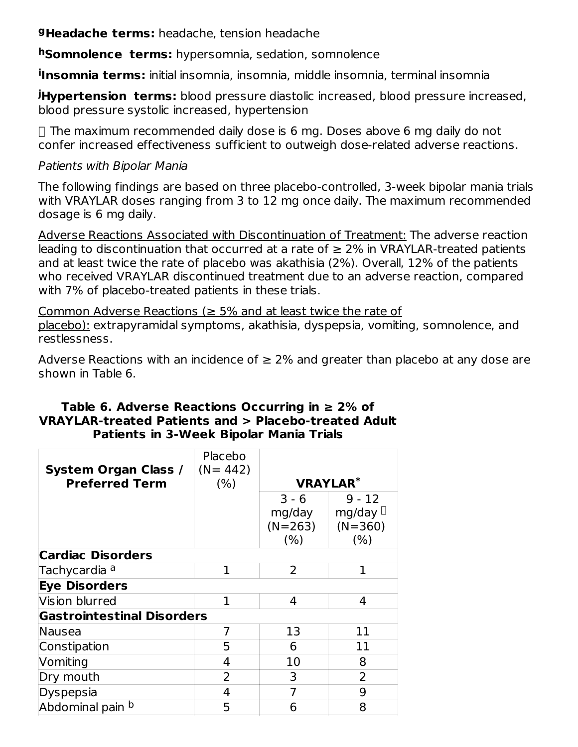[g]**Headache terms:** headache, tension headache

[h]**Somnolence terms:** hypersomnia, sedation, somnolence

[i]**Insomnia terms:** initial insomnia, insomnia, middle insomnia, terminal insomnia

[j]**Hypertension terms:** blood pressure diastolic increased, blood pressure increased, blood pressure systolic increased, hypertension

 The maximum recommended daily dose is 6 mg. Doses above 6 mg daily do not confer increased effectiveness sufficient to outweigh dose-related adverse reactions.

*Patients with Bipolar Mania*

The following findings are based on three placebo-controlled, 3-week bipolar mania trials with VRAYLAR doses ranging from 3 to 12 mg once daily. The maximum recommended dosage is 6 mg daily.

Adverse Reactions Associated with Discontinuation of Treatment: The adverse reaction leading to discontinuation that occurred at a rate of ≥ 2% in VRAYLAR-treated patients and at least twice the rate of placebo was akathisia (2%). Overall, 12% of the patients who received VRAYLAR discontinued treatment due to an adverse reaction, compared with 7% of placebo-treated patients in these trials.

Common Adverse Reactions (≥ 5% and at least twice the rate of placebo): extrapyramidal symptoms, akathisia, dyspepsia, vomiting, somnolence, and restlessness.

Adverse Reactions with an incidence of ≥ 2% and greater than placebo at any dose are shown in Table 6.

**Table 6. Adverse Reactions Occurring in ≥ 2% of VRAYLAR-treated Patients and > Placebo-treated Adult Patients in 3-Week Bipolar Mania Trials**

| System Organ Class / Preferred Term | Placebo (N= 442) (%) | VRAYLAR* | |
|---|---|---|---|
| | | 3 - 6 mg/day (N=263) (%) | 9 - 12 mg/day  (N=360) (%) |
| **Cardiac Disorders** | | | |
| Tachycardia [a] | 1 | 2 | 1 |
| **Eye Disorders** | | | |
| Vision blurred | 1 | 4 | 4 |
| **Gastrointestinal Disorders** | | | |
| Nausea | 7 | 13 | 11 |
| Constipation | 5 | 6 | 11 |
| Vomiting | 4 | 10 | 8 |
| Dry mouth | 2 | 3 | 2 |
| Dyspepsia | 4 | 7 | 9 |
| Abdominal pain [b] | 5 | 6 | 8 |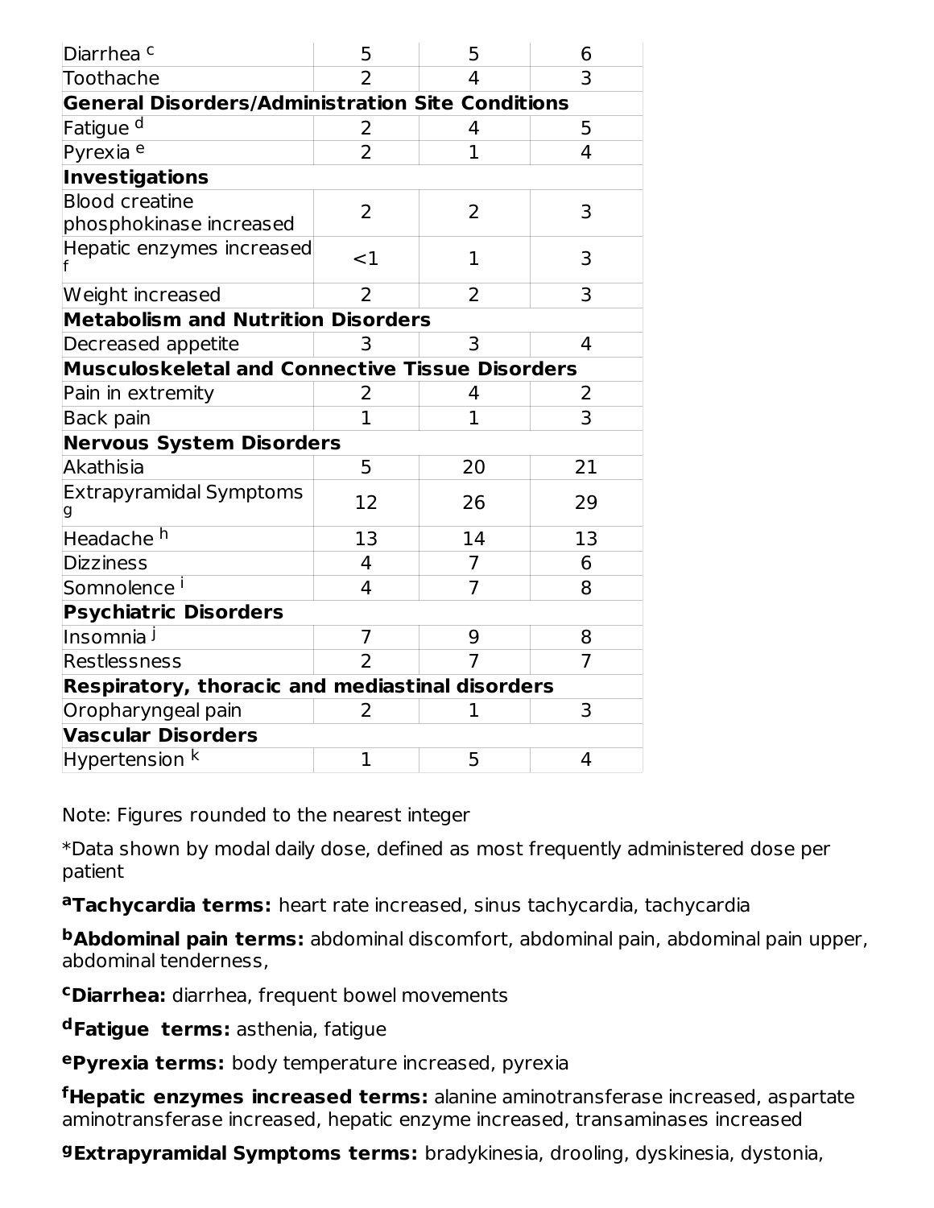| | | | |
|---|---|---|---|
| Diarrhea [c] | 5 | 5 | 6 |
| Toothache | 2 | 4 | 3 |
| **General Disorders/Administration Site Conditions** | | | |
| Fatigue [d] | 2 | 4 | 5 |
| Pyrexia [e] | 2 | 1 | 4 |
| **Investigations** | | | |
| Blood creatine phosphokinase increased | 2 | 2 | 3 |
| Hepatic enzymes increased [f] | <1 | 1 | 3 |
| Weight increased | 2 | 2 | 3 |
| **Metabolism and Nutrition Disorders** | | | |
| Decreased appetite | 3 | 3 | 4 |
| **Musculoskeletal and Connective Tissue Disorders** | | | |
| Pain in extremity | 2 | 4 | 2 |
| Back pain | 1 | 1 | 3 |
| **Nervous System Disorders** | | | |
| Akathisia | 5 | 20 | 21 |
| Extrapyramidal Symptoms [g] | 12 | 26 | 29 |
| Headache [h] | 13 | 14 | 13 |
| Dizziness | 4 | 7 | 6 |
| Somnolence [i] | 4 | 7 | 8 |
| **Psychiatric Disorders** | | | |
| Insomnia [j] | 7 | 9 | 8 |
| Restlessness | 2 | 7 | 7 |
| **Respiratory, thoracic and mediastinal disorders** | | | |
| Oropharyngeal pain | 2 | 1 | 3 |
| **Vascular Disorders** | | | |
| Hypertension [k] | 1 | 5 | 4 |

Note: Figures rounded to the nearest integer

*Data shown by modal daily dose, defined as most frequently administered dose per patient

[a]**Tachycardia terms:** heart rate increased, sinus tachycardia, tachycardia

[b]**Abdominal pain terms:** abdominal discomfort, abdominal pain, abdominal pain upper, abdominal tenderness,

[c]**Diarrhea:** diarrhea, frequent bowel movements

[d]**Fatigue terms:** asthenia, fatigue

[e]**Pyrexia terms:** body temperature increased, pyrexia

[f]**Hepatic enzymes increased terms:** alanine aminotransferase increased, aspartate aminotransferase increased, hepatic enzyme increased, transaminases increased

[g]**Extrapyramidal Symptoms terms:** bradykinesia, drooling, dyskinesia, dystonia,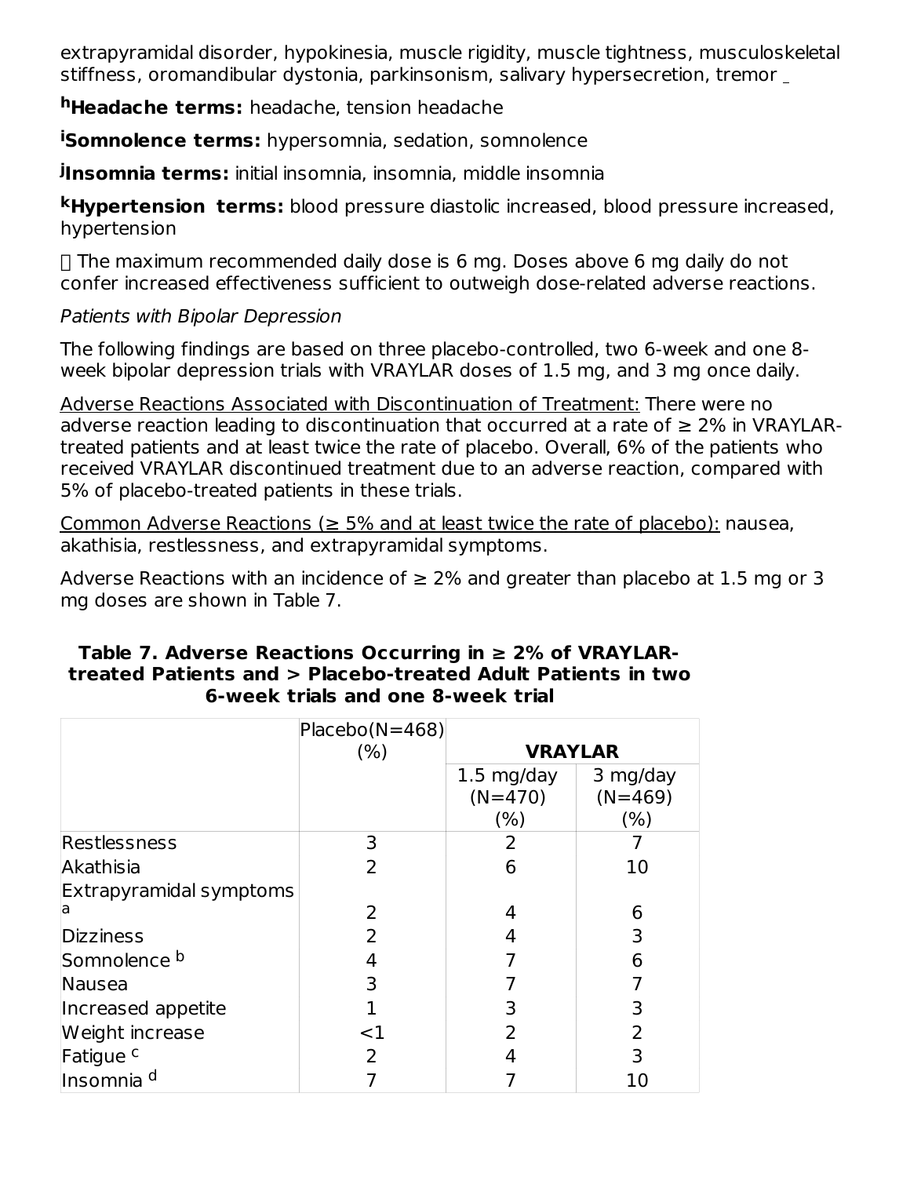extrapyramidal disorder, hypokinesia, muscle rigidity, muscle tightness, musculoskeletal stiffness, oromandibular dystonia, parkinsonism, salivary hypersecretion, tremor

[h]**Headache terms:** headache, tension headache

[i]**Somnolence terms:** hypersomnia, sedation, somnolence

[j]**Insomnia terms:** initial insomnia, insomnia, middle insomnia

[k]**Hypertension terms:** blood pressure diastolic increased, blood pressure increased, hypertension

 The maximum recommended daily dose is 6 mg. Doses above 6 mg daily do not confer increased effectiveness sufficient to outweigh dose-related adverse reactions.

*Patients with Bipolar Depression*

The following findings are based on three placebo-controlled, two 6-week and one 8-week bipolar depression trials with VRAYLAR doses of 1.5 mg, and 3 mg once daily.

Adverse Reactions Associated with Discontinuation of Treatment: There were no adverse reaction leading to discontinuation that occurred at a rate of ≥ 2% in VRAYLAR-treated patients and at least twice the rate of placebo. Overall, 6% of the patients who received VRAYLAR discontinued treatment due to an adverse reaction, compared with 5% of placebo-treated patients in these trials.

Common Adverse Reactions (≥ 5% and at least twice the rate of placebo): nausea, akathisia, restlessness, and extrapyramidal symptoms.

Adverse Reactions with an incidence of ≥ 2% and greater than placebo at 1.5 mg or 3 mg doses are shown in Table 7.

**Table 7. Adverse Reactions Occurring in ≥ 2% of VRAYLAR-treated Patients and > Placebo-treated Adult Patients in two 6-week trials and one 8-week trial**

| | Placebo(N=468) (%) | **VRAYLAR** | |
|---|---|---|---|
| | | 1.5 mg/day (N=470) (%) | 3 mg/day (N=469) (%) |
| Restlessness | 3 | 2 | 7 |
| Akathisia | 2 | 6 | 10 |
| Extrapyramidal symptoms [a] | 2 | 4 | 6 |
| Dizziness | 2 | 4 | 3 |
| Somnolence [b] | 4 | 7 | 6 |
| Nausea | 3 | 7 | 7 |
| Increased appetite | 1 | 3 | 3 |
| Weight increase | <1 | 2 | 2 |
| Fatigue [c] | 2 | 4 | 3 |
| Insomnia [d] | 7 | 7 | 10 |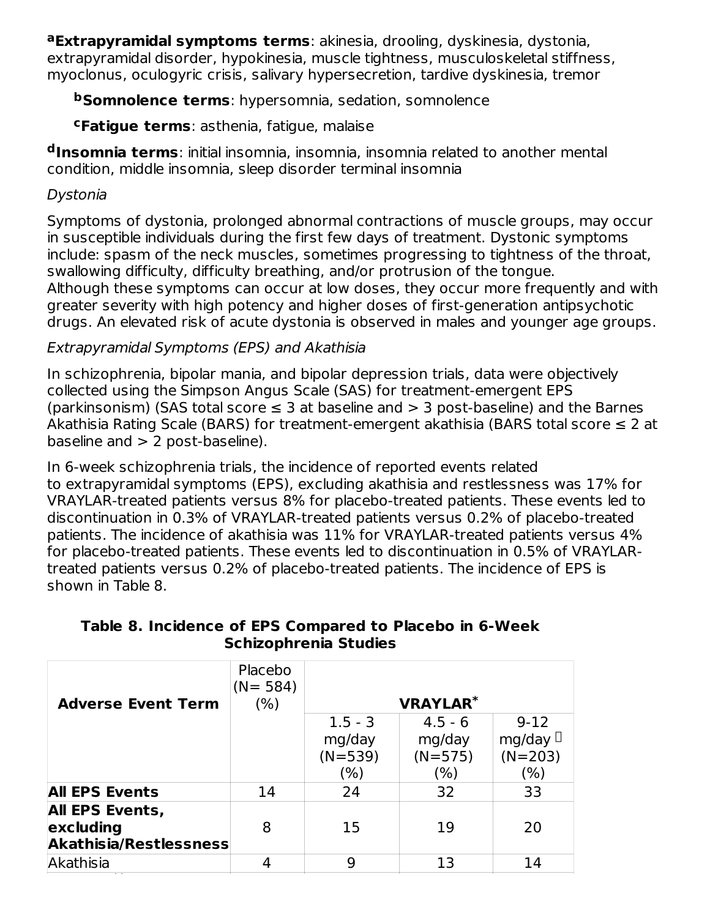[a]**Extrapyramidal symptoms terms**: akinesia, drooling, dyskinesia, dystonia, extrapyramidal disorder, hypokinesia, muscle tightness, musculoskeletal stiffness, myoclonus, oculogyric crisis, salivary hypersecretion, tardive dyskinesia, tremor

[b]**Somnolence terms**: hypersomnia, sedation, somnolence

[c]**Fatigue terms**: asthenia, fatigue, malaise

[d]**Insomnia terms**: initial insomnia, insomnia, insomnia related to another mental condition, middle insomnia, sleep disorder terminal insomnia

*Dystonia*

Symptoms of dystonia, prolonged abnormal contractions of muscle groups, may occur in susceptible individuals during the first few days of treatment. Dystonic symptoms include: spasm of the neck muscles, sometimes progressing to tightness of the throat, swallowing difficulty, difficulty breathing, and/or protrusion of the tongue. Although these symptoms can occur at low doses, they occur more frequently and with greater severity with high potency and higher doses of first-generation antipsychotic drugs. An elevated risk of acute dystonia is observed in males and younger age groups.

*Extrapyramidal Symptoms (EPS) and Akathisia*

In schizophrenia, bipolar mania, and bipolar depression trials, data were objectively collected using the Simpson Angus Scale (SAS) for treatment-emergent EPS (parkinsonism) (SAS total score ≤ 3 at baseline and > 3 post-baseline) and the Barnes Akathisia Rating Scale (BARS) for treatment-emergent akathisia (BARS total score ≤ 2 at baseline and > 2 post-baseline).

In 6-week schizophrenia trials, the incidence of reported events related to extrapyramidal symptoms (EPS), excluding akathisia and restlessness was 17% for VRAYLAR-treated patients versus 8% for placebo-treated patients. These events led to discontinuation in 0.3% of VRAYLAR-treated patients versus 0.2% of placebo-treated patients. The incidence of akathisia was 11% for VRAYLAR-treated patients versus 4% for placebo-treated patients. These events led to discontinuation in 0.5% of VRAYLAR-treated patients versus 0.2% of placebo-treated patients. The incidence of EPS is shown in Table 8.

**Table 8. Incidence of EPS Compared to Placebo in 6-Week Schizophrenia Studies**

| Adverse Event Term | Placebo (N= 584) (%) | VRAYLAR* | | |
|---|---|---|---|---|
| | | 1.5 - 3 mg/day (N=539) (%) | 4.5 - 6 mg/day (N=575) (%) | 9-12 mg/day  (N=203) (%) |
| **All EPS Events** | 14 | 24 | 32 | 33 |
| **All EPS Events, excluding Akathisia/Restlessness** | 8 | 15 | 19 | 20 |
| Akathisia | 4 | 9 | 13 | 14 |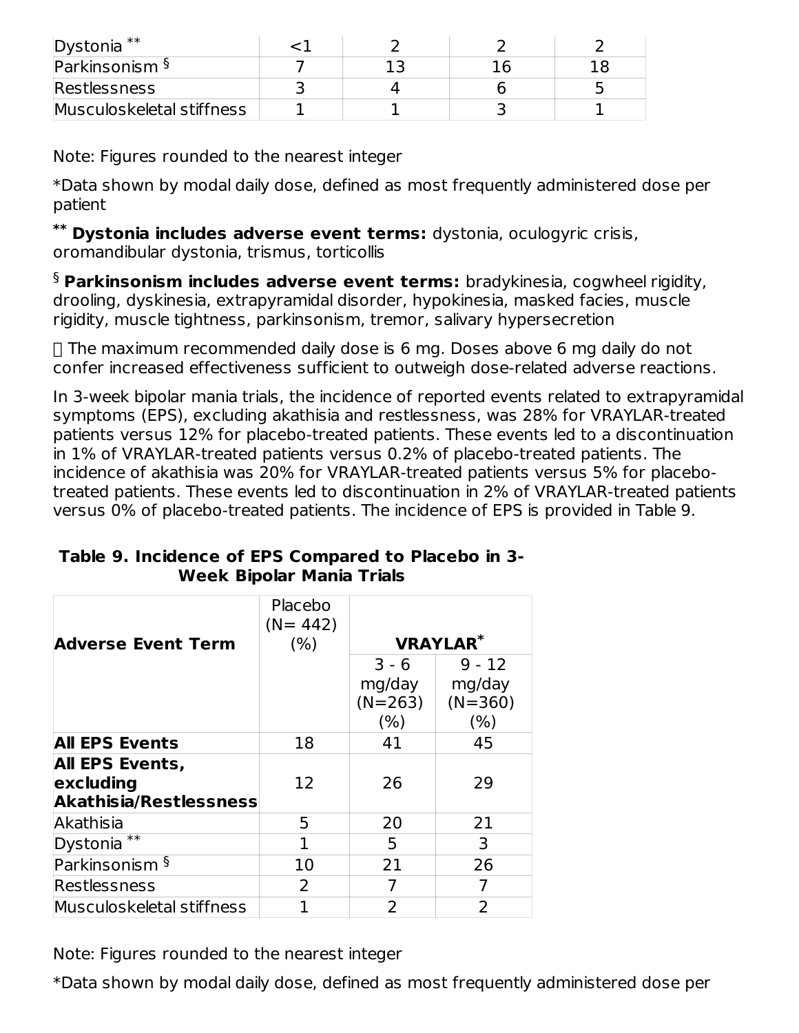| Dystonia ** | <1 | 2 | 2 | 2 |
|---|---|---|---|---|
| Parkinsonism § | 7 | 13 | 16 | 18 |
| Restlessness | 3 | 4 | 6 | 5 |
| Musculoskeletal stiffness | 1 | 1 | 3 | 1 |

Note: Figures rounded to the nearest integer

*Data shown by modal daily dose, defined as most frequently administered dose per patient

** **Dystonia includes adverse event terms:** dystonia, oculogyric crisis, oromandibular dystonia, trismus, torticollis

§ **Parkinsonism includes adverse event terms:** bradykinesia, cogwheel rigidity, drooling, dyskinesia, extrapyramidal disorder, hypokinesia, masked facies, muscle rigidity, muscle tightness, parkinsonism, tremor, salivary hypersecretion

 The maximum recommended daily dose is 6 mg. Doses above 6 mg daily do not confer increased effectiveness sufficient to outweigh dose-related adverse reactions.

In 3-week bipolar mania trials, the incidence of reported events related to extrapyramidal symptoms (EPS), excluding akathisia and restlessness, was 28% for VRAYLAR-treated patients versus 12% for placebo-treated patients. These events led to a discontinuation in 1% of VRAYLAR-treated patients versus 0.2% of placebo-treated patients. The incidence of akathisia was 20% for VRAYLAR-treated patients versus 5% for placebo-treated patients. These events led to discontinuation in 2% of VRAYLAR-treated patients versus 0% of placebo-treated patients. The incidence of EPS is provided in Table 9.

**Table 9. Incidence of EPS Compared to Placebo in 3-Week Bipolar Mania Trials**

| Adverse Event Term | Placebo (N= 442) (%) | VRAYLAR* | |
|---|---|---|---|
| | | 3 - 6 mg/day (N=263) (%) | 9 - 12 mg/day (N=360) (%) |
| **All EPS Events** | 18 | 41 | 45 |
| **All EPS Events, excluding Akathisia/Restlessness** | 12 | 26 | 29 |
| Akathisia | 5 | 20 | 21 |
| Dystonia ** | 1 | 5 | 3 |
| Parkinsonism § | 10 | 21 | 26 |
| Restlessness | 2 | 7 | 7 |
| Musculoskeletal stiffness | 1 | 2 | 2 |

Note: Figures rounded to the nearest integer

*Data shown by modal daily dose, defined as most frequently administered dose per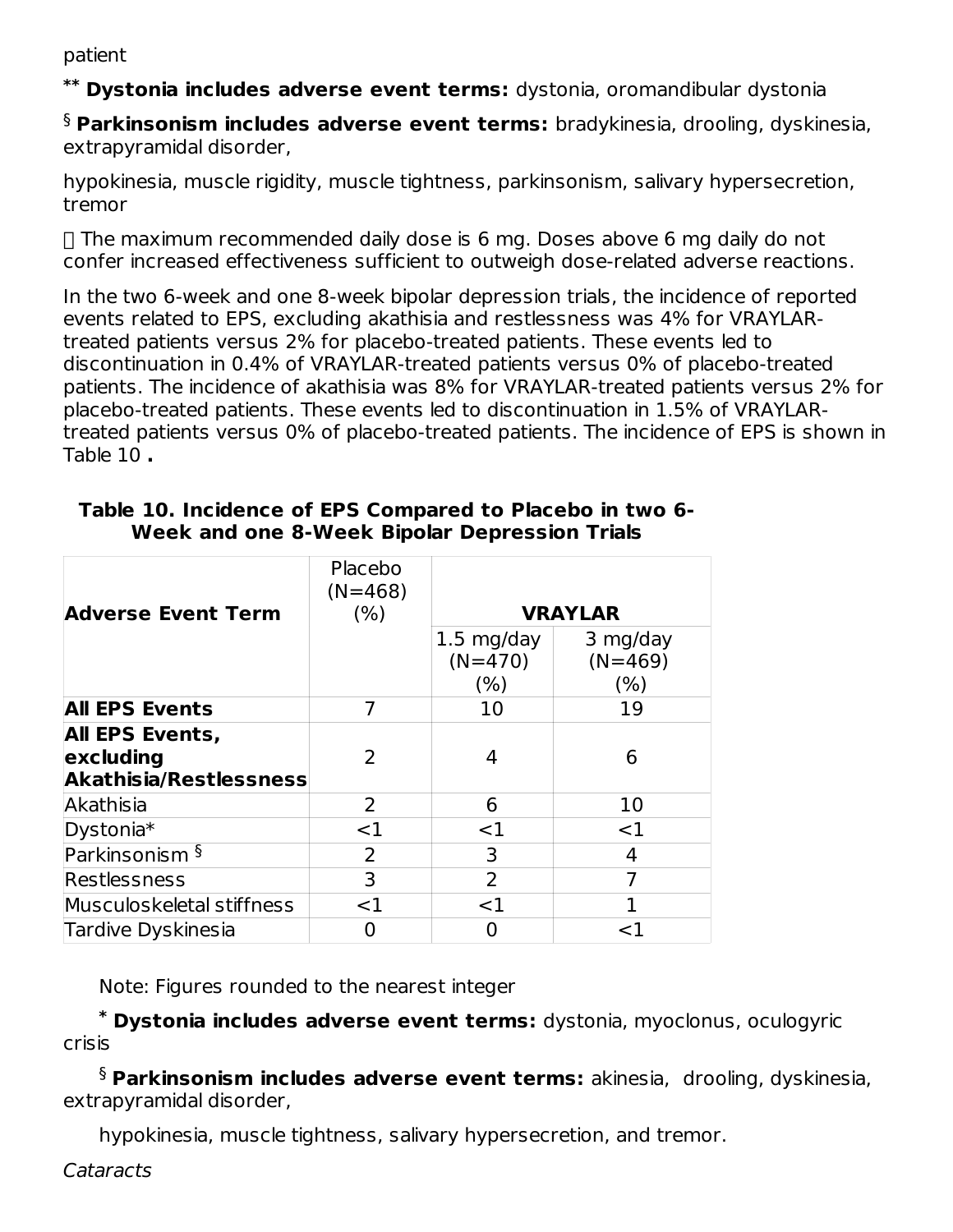patient

** **Dystonia includes adverse event terms:** dystonia, oromandibular dystonia

§ **Parkinsonism includes adverse event terms:** bradykinesia, drooling, dyskinesia, extrapyramidal disorder,

hypokinesia, muscle rigidity, muscle tightness, parkinsonism, salivary hypersecretion, tremor

 The maximum recommended daily dose is 6 mg. Doses above 6 mg daily do not confer increased effectiveness sufficient to outweigh dose-related adverse reactions.

In the two 6-week and one 8-week bipolar depression trials, the incidence of reported events related to EPS, excluding akathisia and restlessness was 4% for VRAYLAR-treated patients versus 2% for placebo-treated patients. These events led to discontinuation in 0.4% of VRAYLAR-treated patients versus 0% of placebo-treated patients. The incidence of akathisia was 8% for VRAYLAR-treated patients versus 2% for placebo-treated patients. These events led to discontinuation in 1.5% of VRAYLAR-treated patients versus 0% of placebo-treated patients. The incidence of EPS is shown in Table 10 **.**

**Table 10. Incidence of EPS Compared to Placebo in two 6-Week and one 8-Week Bipolar Depression Trials**

| **Adverse Event Term** | Placebo (N=468) (%) | **VRAYLAR** | |
|---|---|---|---|
| | | 1.5 mg/day (N=470) (%) | 3 mg/day (N=469) (%) |
| **All EPS Events** | 7 | 10 | 19 |
| **All EPS Events, excluding Akathisia/Restlessness** | 2 | 4 | 6 |
| Akathisia | 2 | 6 | 10 |
| Dystonia* | <1 | <1 | <1 |
| Parkinsonism § | 2 | 3 | 4 |
| Restlessness | 3 | 2 | 7 |
| Musculoskeletal stiffness | <1 | <1 | 1 |
| Tardive Dyskinesia | 0 | 0 | <1 |

Note: Figures rounded to the nearest integer

* **Dystonia includes adverse event terms:** dystonia, myoclonus, oculogyric crisis

§ **Parkinsonism includes adverse event terms:** akinesia, drooling, dyskinesia, extrapyramidal disorder,

hypokinesia, muscle tightness, salivary hypersecretion, and tremor.

*Cataracts*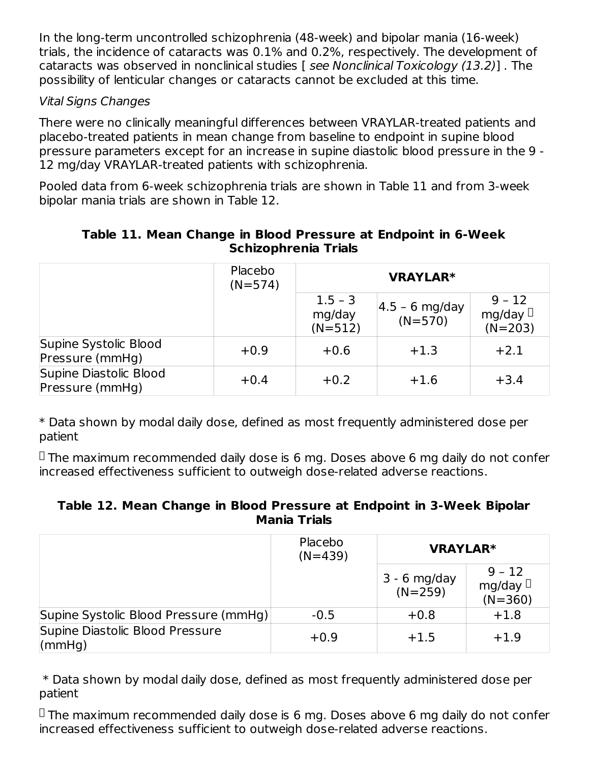In the long-term uncontrolled schizophrenia (48-week) and bipolar mania (16-week) trials, the incidence of cataracts was 0.1% and 0.2%, respectively. The development of cataracts was observed in nonclinical studies [ *see Nonclinical Toxicology (13.2)*] . The possibility of lenticular changes or cataracts cannot be excluded at this time.

*Vital Signs Changes*

There were no clinically meaningful differences between VRAYLAR-treated patients and placebo-treated patients in mean change from baseline to endpoint in supine blood pressure parameters except for an increase in supine diastolic blood pressure in the 9 - 12 mg/day VRAYLAR-treated patients with schizophrenia.

Pooled data from 6-week schizophrenia trials are shown in Table 11 and from 3-week bipolar mania trials are shown in Table 12.

**Table 11. Mean Change in Blood Pressure at Endpoint in 6-Week Schizophrenia Trials**

| | Placebo (N=574) | **VRAYLAR*** | | |
|---|---|---|---|---|
| | | 1.5 – 3 mg/day (N=512) | 4.5 – 6 mg/day (N=570) | 9 – 12 mg/day † (N=203) |
| Supine Systolic Blood Pressure (mmHg) | +0.9 | +0.6 | +1.3 | +2.1 |
| Supine Diastolic Blood Pressure (mmHg) | +0.4 | +0.2 | +1.6 | +3.4 |

* Data shown by modal daily dose, defined as most frequently administered dose per patient

† The maximum recommended daily dose is 6 mg. Doses above 6 mg daily do not confer increased effectiveness sufficient to outweigh dose-related adverse reactions.

**Table 12. Mean Change in Blood Pressure at Endpoint in 3-Week Bipolar Mania Trials**

| | Placebo (N=439) | **VRAYLAR*** | |
|---|---|---|---|
| | | 3 - 6 mg/day (N=259) | 9 – 12 mg/day † (N=360) |
| Supine Systolic Blood Pressure (mmHg) | -0.5 | +0.8 | +1.8 |
| Supine Diastolic Blood Pressure (mmHg) | +0.9 | +1.5 | +1.9 |

* Data shown by modal daily dose, defined as most frequently administered dose per patient

† The maximum recommended daily dose is 6 mg. Doses above 6 mg daily do not confer increased effectiveness sufficient to outweigh dose-related adverse reactions.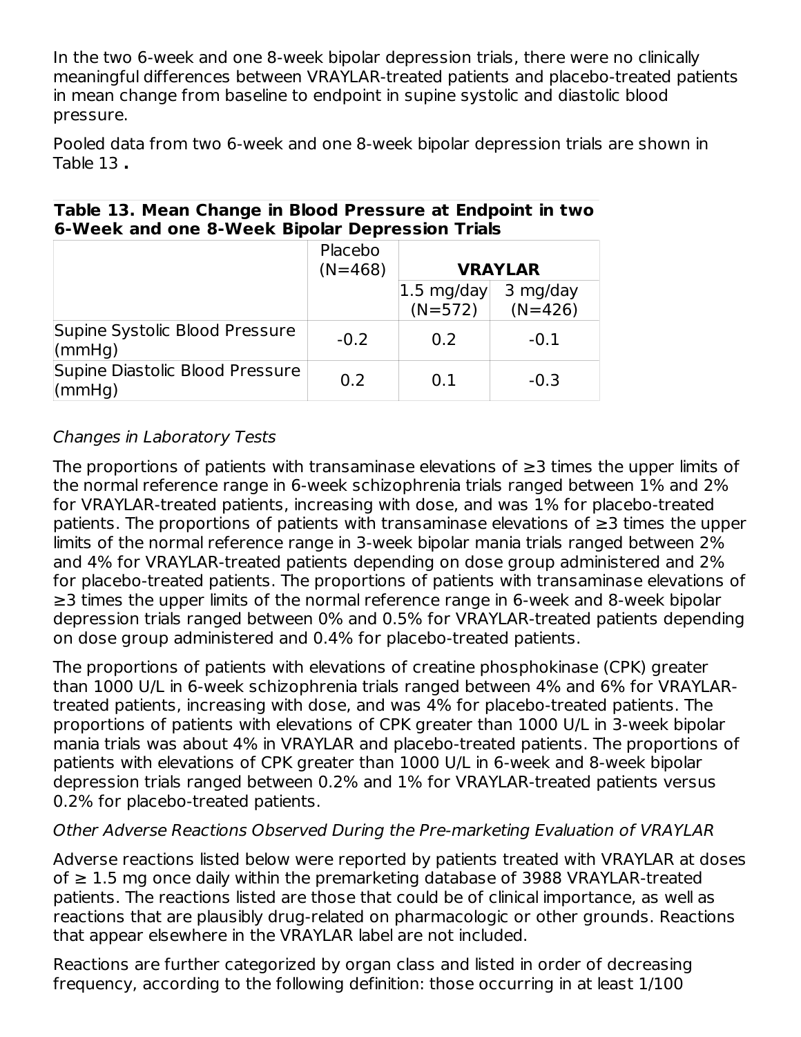In the two 6-week and one 8-week bipolar depression trials, there were no clinically meaningful differences between VRAYLAR-treated patients and placebo-treated patients in mean change from baseline to endpoint in supine systolic and diastolic blood pressure.

Pooled data from two 6-week and one 8-week bipolar depression trials are shown in Table 13 **.**

**Table 13. Mean Change in Blood Pressure at Endpoint in two 6-Week and one 8-Week Bipolar Depression Trials**

| | Placebo (N=468) | **VRAYLAR** | |
|---|---|---|---|
| | | 1.5 mg/day (N=572) | 3 mg/day (N=426) |
| Supine Systolic Blood Pressure (mmHg) | -0.2 | 0.2 | -0.1 |
| Supine Diastolic Blood Pressure (mmHg) | 0.2 | 0.1 | -0.3 |

*Changes in Laboratory Tests*

The proportions of patients with transaminase elevations of ≥3 times the upper limits of the normal reference range in 6-week schizophrenia trials ranged between 1% and 2% for VRAYLAR-treated patients, increasing with dose, and was 1% for placebo-treated patients. The proportions of patients with transaminase elevations of ≥3 times the upper limits of the normal reference range in 3-week bipolar mania trials ranged between 2% and 4% for VRAYLAR-treated patients depending on dose group administered and 2% for placebo-treated patients. The proportions of patients with transaminase elevations of ≥3 times the upper limits of the normal reference range in 6-week and 8-week bipolar depression trials ranged between 0% and 0.5% for VRAYLAR-treated patients depending on dose group administered and 0.4% for placebo-treated patients.

The proportions of patients with elevations of creatine phosphokinase (CPK) greater than 1000 U/L in 6-week schizophrenia trials ranged between 4% and 6% for VRAYLAR-treated patients, increasing with dose, and was 4% for placebo-treated patients. The proportions of patients with elevations of CPK greater than 1000 U/L in 3-week bipolar mania trials was about 4% in VRAYLAR and placebo-treated patients. The proportions of patients with elevations of CPK greater than 1000 U/L in 6-week and 8-week bipolar depression trials ranged between 0.2% and 1% for VRAYLAR-treated patients versus 0.2% for placebo-treated patients.

*Other Adverse Reactions Observed During the Pre-marketing Evaluation of VRAYLAR*

Adverse reactions listed below were reported by patients treated with VRAYLAR at doses of ≥ 1.5 mg once daily within the premarketing database of 3988 VRAYLAR-treated patients. The reactions listed are those that could be of clinical importance, as well as reactions that are plausibly drug-related on pharmacologic or other grounds. Reactions that appear elsewhere in the VRAYLAR label are not included.

Reactions are further categorized by organ class and listed in order of decreasing frequency, according to the following definition: those occurring in at least 1/100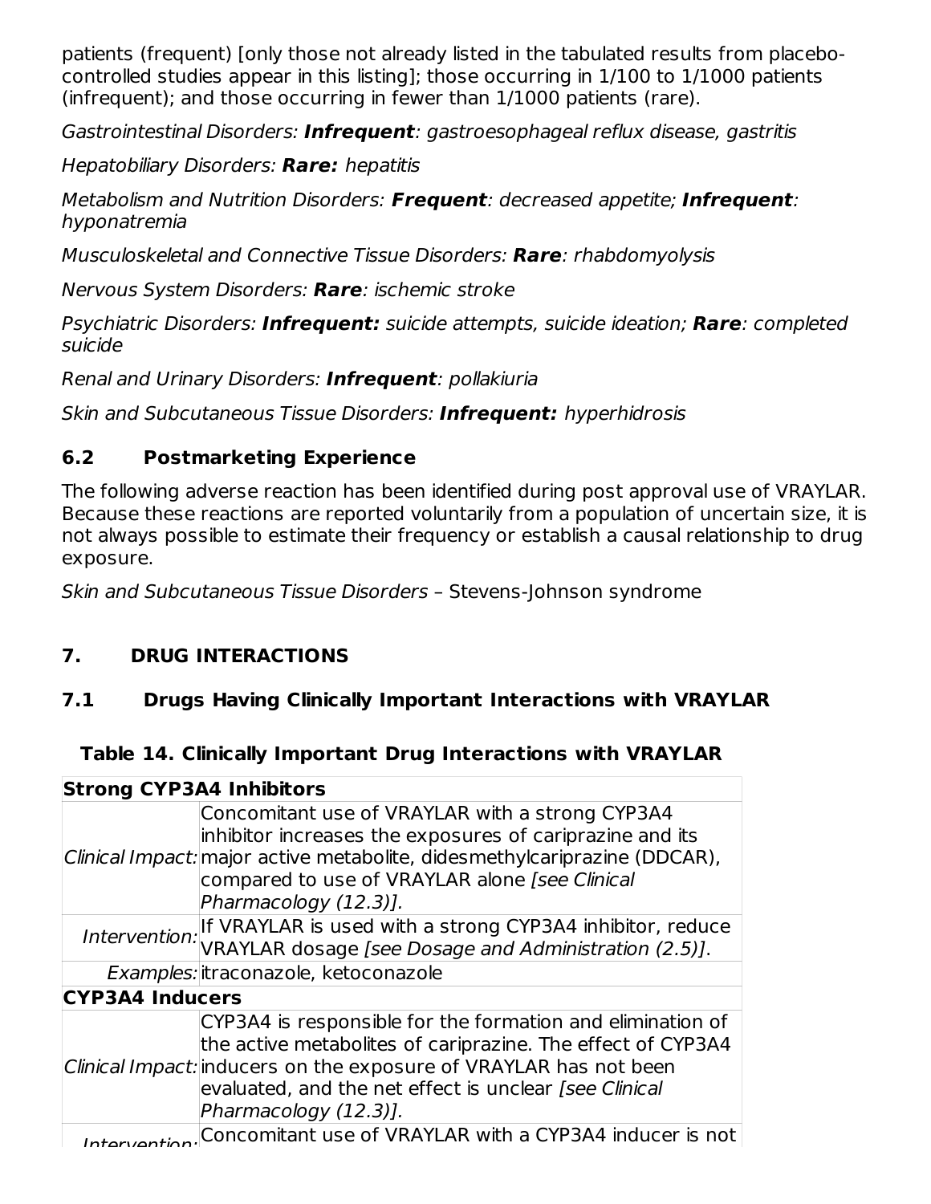patients (frequent) [only those not already listed in the tabulated results from placebo-controlled studies appear in this listing]; those occurring in 1/100 to 1/1000 patients (infrequent); and those occurring in fewer than 1/1000 patients (rare).

*Gastrointestinal Disorders:* ***Infrequent****: gastroesophageal reflux disease, gastritis*

*Hepatobiliary Disorders:* ***Rare:*** *hepatitis*

*Metabolism and Nutrition Disorders:* ***Frequent****: decreased appetite;* ***Infrequent****: hyponatremia*

*Musculoskeletal and Connective Tissue Disorders:* ***Rare****: rhabdomyolysis*

*Nervous System Disorders:* ***Rare****: ischemic stroke*

*Psychiatric Disorders:* ***Infrequent:*** *suicide attempts, suicide ideation;* ***Rare****: completed suicide*

*Renal and Urinary Disorders:* ***Infrequent****: pollakiuria*

*Skin and Subcutaneous Tissue Disorders:* ***Infrequent:*** *hyperhidrosis*

### 6.2 Postmarketing Experience

The following adverse reaction has been identified during post approval use of VRAYLAR. Because these reactions are reported voluntarily from a population of uncertain size, it is not always possible to estimate their frequency or establish a causal relationship to drug exposure.

*Skin and Subcutaneous Tissue Disorders* – Stevens-Johnson syndrome

## 7. DRUG INTERACTIONS

### 7.1 Drugs Having Clinically Important Interactions with VRAYLAR

**Table 14. Clinically Important Drug Interactions with VRAYLAR**

| **Strong CYP3A4 Inhibitors** | |
|---|---|
| *Clinical Impact:* | Concomitant use of VRAYLAR with a strong CYP3A4 inhibitor increases the exposures of cariprazine and its major active metabolite, didesmethylcariprazine (DDCAR), compared to use of VRAYLAR alone *[see Clinical Pharmacology (12.3)].* |
| *Intervention:* | If VRAYLAR is used with a strong CYP3A4 inhibitor, reduce VRAYLAR dosage *[see Dosage and Administration (2.5)]*. |
| *Examples:* | itraconazole, ketoconazole |
| **CYP3A4 Inducers** | |
| *Clinical Impact:* | CYP3A4 is responsible for the formation and elimination of the active metabolites of cariprazine. The effect of CYP3A4 inducers on the exposure of VRAYLAR has not been evaluated, and the net effect is unclear *[see Clinical Pharmacology (12.3)].* |
| *Intervention:* | Concomitant use of VRAYLAR with a CYP3A4 inducer is not |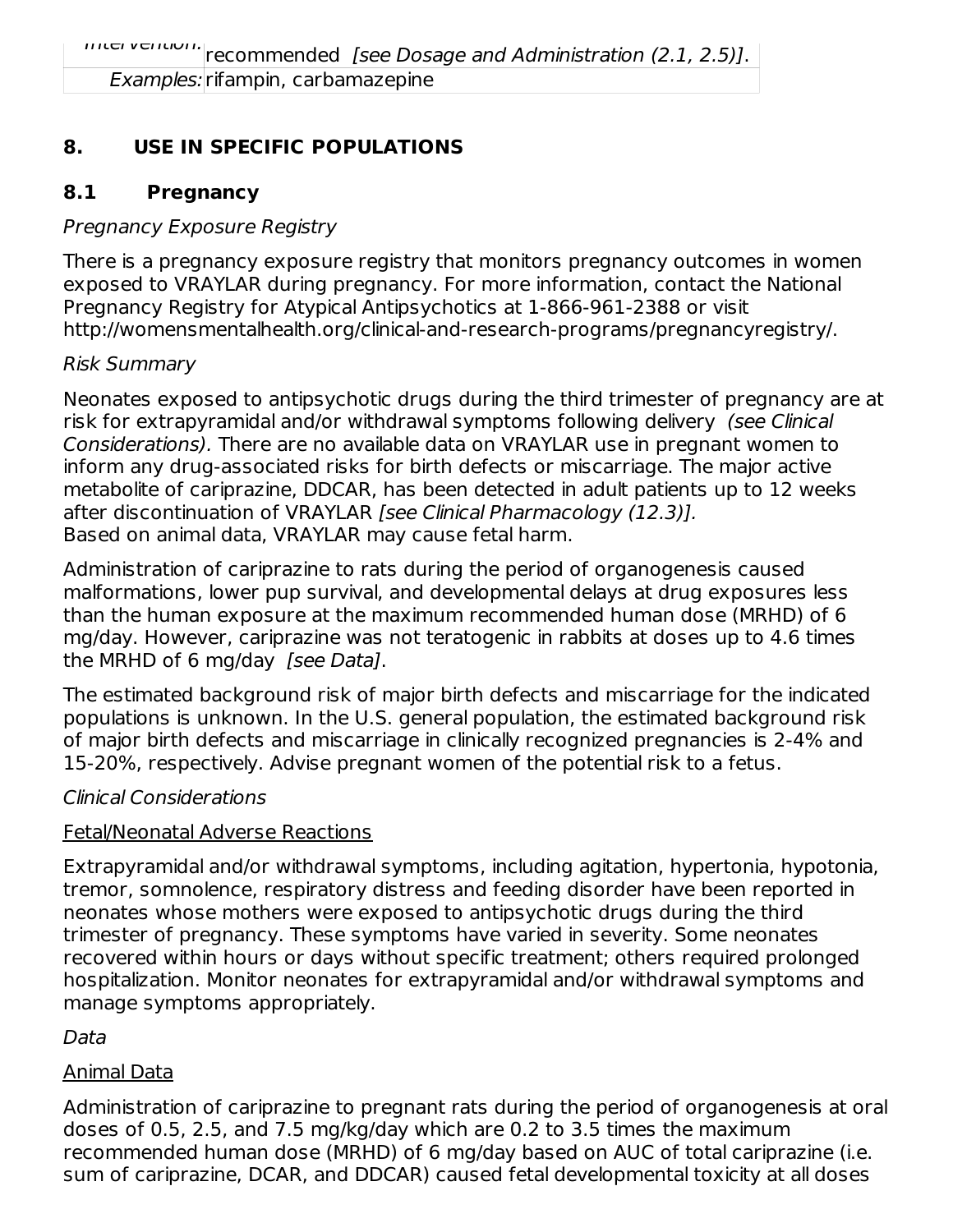| Intervention: | recommended *[see Dosage and Administration (2.1, 2.5)]*. |
| --- | --- |
| *Examples:* | rifampin, carbamazepine |

## 8. USE IN SPECIFIC POPULATIONS

### 8.1 Pregnancy

*Pregnancy Exposure Registry*

There is a pregnancy exposure registry that monitors pregnancy outcomes in women exposed to VRAYLAR during pregnancy. For more information, contact the National Pregnancy Registry for Atypical Antipsychotics at 1-866-961-2388 or visit http://womensmentalhealth.org/clinical-and-research-programs/pregnancyregistry/.

*Risk Summary*

Neonates exposed to antipsychotic drugs during the third trimester of pregnancy are at risk for extrapyramidal and/or withdrawal symptoms following delivery *(see Clinical Considerations).* There are no available data on VRAYLAR use in pregnant women to inform any drug-associated risks for birth defects or miscarriage. The major active metabolite of cariprazine, DDCAR, has been detected in adult patients up to 12 weeks after discontinuation of VRAYLAR *[see Clinical Pharmacology (12.3)].* Based on animal data, VRAYLAR may cause fetal harm.

Administration of cariprazine to rats during the period of organogenesis caused malformations, lower pup survival, and developmental delays at drug exposures less than the human exposure at the maximum recommended human dose (MRHD) of 6 mg/day. However, cariprazine was not teratogenic in rabbits at doses up to 4.6 times the MRHD of 6 mg/day *[see Data]*.

The estimated background risk of major birth defects and miscarriage for the indicated populations is unknown. In the U.S. general population, the estimated background risk of major birth defects and miscarriage in clinically recognized pregnancies is 2-4% and 15-20%, respectively. Advise pregnant women of the potential risk to a fetus.

*Clinical Considerations*

Fetal/Neonatal Adverse Reactions

Extrapyramidal and/or withdrawal symptoms, including agitation, hypertonia, hypotonia, tremor, somnolence, respiratory distress and feeding disorder have been reported in neonates whose mothers were exposed to antipsychotic drugs during the third trimester of pregnancy. These symptoms have varied in severity. Some neonates recovered within hours or days without specific treatment; others required prolonged hospitalization. Monitor neonates for extrapyramidal and/or withdrawal symptoms and manage symptoms appropriately.

*Data*

Animal Data

Administration of cariprazine to pregnant rats during the period of organogenesis at oral doses of 0.5, 2.5, and 7.5 mg/kg/day which are 0.2 to 3.5 times the maximum recommended human dose (MRHD) of 6 mg/day based on AUC of total cariprazine (i.e. sum of cariprazine, DCAR, and DDCAR) caused fetal developmental toxicity at all doses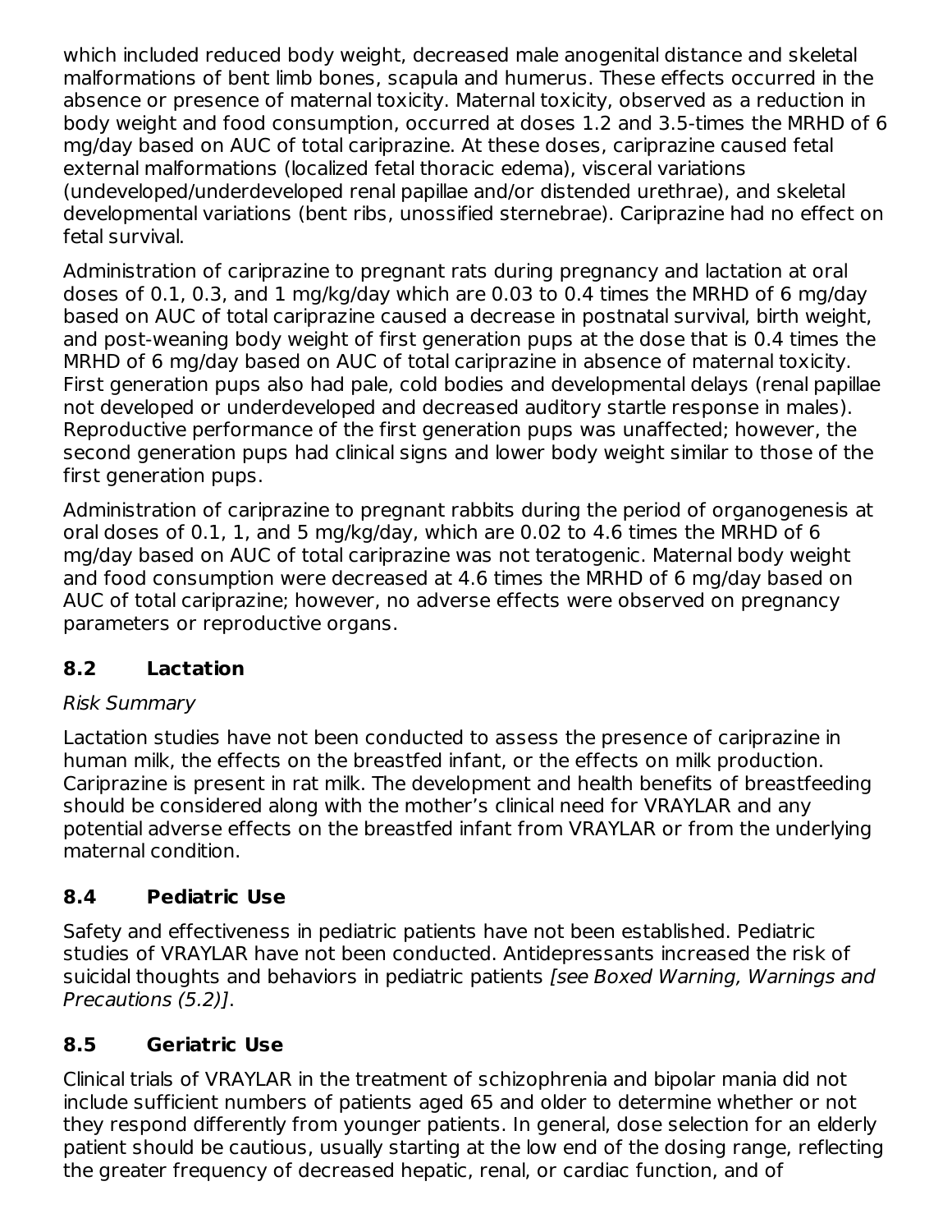which included reduced body weight, decreased male anogenital distance and skeletal malformations of bent limb bones, scapula and humerus. These effects occurred in the absence or presence of maternal toxicity. Maternal toxicity, observed as a reduction in body weight and food consumption, occurred at doses 1.2 and 3.5-times the MRHD of 6 mg/day based on AUC of total cariprazine. At these doses, cariprazine caused fetal external malformations (localized fetal thoracic edema), visceral variations (undeveloped/underdeveloped renal papillae and/or distended urethrae), and skeletal developmental variations (bent ribs, unossified sternebrae). Cariprazine had no effect on fetal survival.

Administration of cariprazine to pregnant rats during pregnancy and lactation at oral doses of 0.1, 0.3, and 1 mg/kg/day which are 0.03 to 0.4 times the MRHD of 6 mg/day based on AUC of total cariprazine caused a decrease in postnatal survival, birth weight, and post-weaning body weight of first generation pups at the dose that is 0.4 times the MRHD of 6 mg/day based on AUC of total cariprazine in absence of maternal toxicity. First generation pups also had pale, cold bodies and developmental delays (renal papillae not developed or underdeveloped and decreased auditory startle response in males). Reproductive performance of the first generation pups was unaffected; however, the second generation pups had clinical signs and lower body weight similar to those of the first generation pups.

Administration of cariprazine to pregnant rabbits during the period of organogenesis at oral doses of 0.1, 1, and 5 mg/kg/day, which are 0.02 to 4.6 times the MRHD of 6 mg/day based on AUC of total cariprazine was not teratogenic. Maternal body weight and food consumption were decreased at 4.6 times the MRHD of 6 mg/day based on AUC of total cariprazine; however, no adverse effects were observed on pregnancy parameters or reproductive organs.

## 8.2 Lactation

*Risk Summary*

Lactation studies have not been conducted to assess the presence of cariprazine in human milk, the effects on the breastfed infant, or the effects on milk production. Cariprazine is present in rat milk. The development and health benefits of breastfeeding should be considered along with the mother's clinical need for VRAYLAR and any potential adverse effects on the breastfed infant from VRAYLAR or from the underlying maternal condition.

## 8.4 Pediatric Use

Safety and effectiveness in pediatric patients have not been established. Pediatric studies of VRAYLAR have not been conducted. Antidepressants increased the risk of suicidal thoughts and behaviors in pediatric patients *[see Boxed Warning, Warnings and Precautions (5.2)]*.

## 8.5 Geriatric Use

Clinical trials of VRAYLAR in the treatment of schizophrenia and bipolar mania did not include sufficient numbers of patients aged 65 and older to determine whether or not they respond differently from younger patients. In general, dose selection for an elderly patient should be cautious, usually starting at the low end of the dosing range, reflecting the greater frequency of decreased hepatic, renal, or cardiac function, and of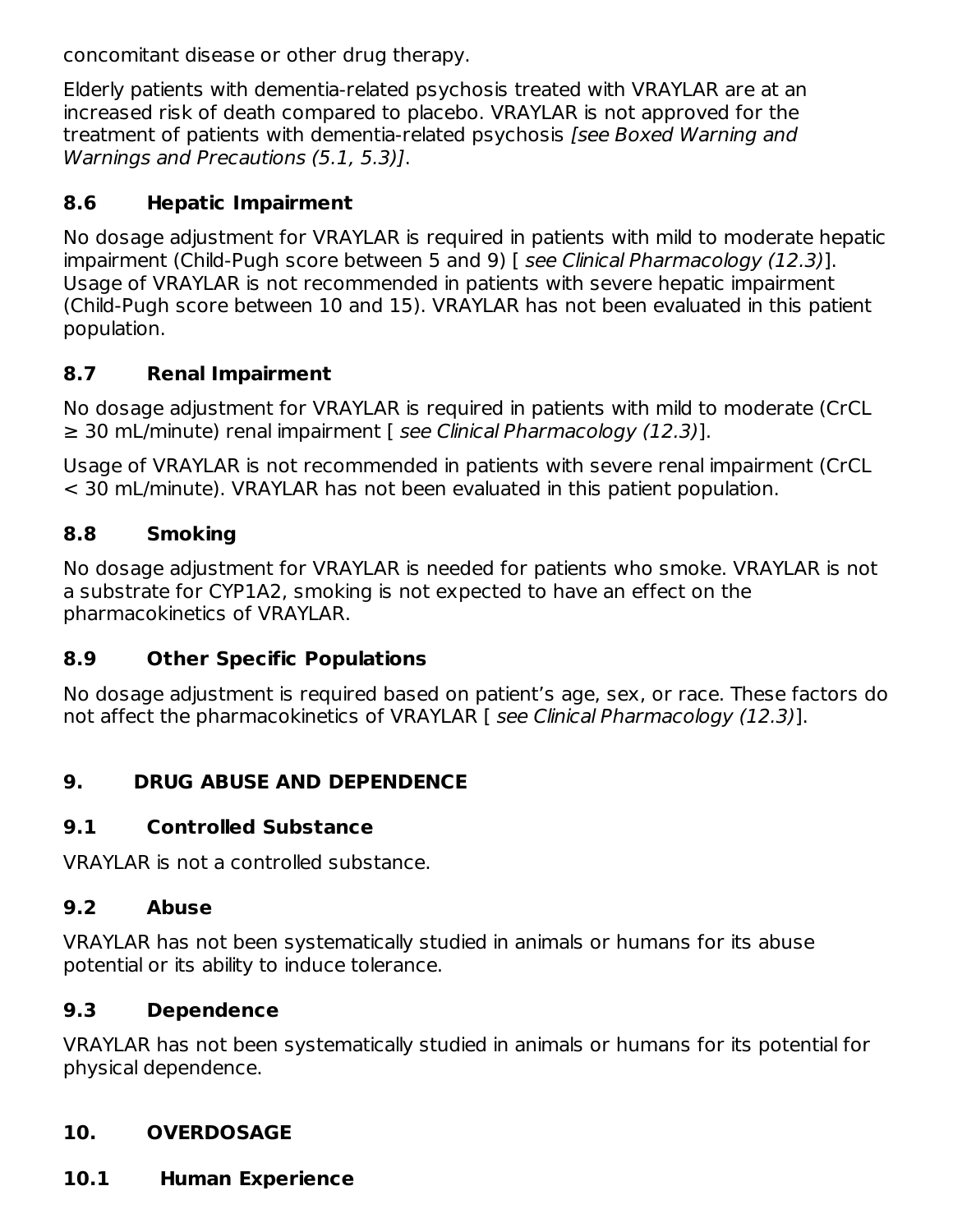concomitant disease or other drug therapy.

Elderly patients with dementia-related psychosis treated with VRAYLAR are at an increased risk of death compared to placebo. VRAYLAR is not approved for the treatment of patients with dementia-related psychosis *[see Boxed Warning and Warnings and Precautions (5.1, 5.3)]*.

### 8.6 Hepatic Impairment

No dosage adjustment for VRAYLAR is required in patients with mild to moderate hepatic impairment (Child-Pugh score between 5 and 9) [ *see Clinical Pharmacology (12.3)*]. Usage of VRAYLAR is not recommended in patients with severe hepatic impairment (Child-Pugh score between 10 and 15). VRAYLAR has not been evaluated in this patient population.

### 8.7 Renal Impairment

No dosage adjustment for VRAYLAR is required in patients with mild to moderate (CrCL ≥ 30 mL/minute) renal impairment [ *see Clinical Pharmacology (12.3)*].

Usage of VRAYLAR is not recommended in patients with severe renal impairment (CrCL < 30 mL/minute). VRAYLAR has not been evaluated in this patient population.

### 8.8 Smoking

No dosage adjustment for VRAYLAR is needed for patients who smoke. VRAYLAR is not a substrate for CYP1A2, smoking is not expected to have an effect on the pharmacokinetics of VRAYLAR.

### 8.9 Other Specific Populations

No dosage adjustment is required based on patient's age, sex, or race. These factors do not affect the pharmacokinetics of VRAYLAR [ *see Clinical Pharmacology (12.3)*].

## 9. DRUG ABUSE AND DEPENDENCE

### 9.1 Controlled Substance

VRAYLAR is not a controlled substance.

### 9.2 Abuse

VRAYLAR has not been systematically studied in animals or humans for its abuse potential or its ability to induce tolerance.

### 9.3 Dependence

VRAYLAR has not been systematically studied in animals or humans for its potential for physical dependence.

## 10. OVERDOSAGE

### 10.1 Human Experience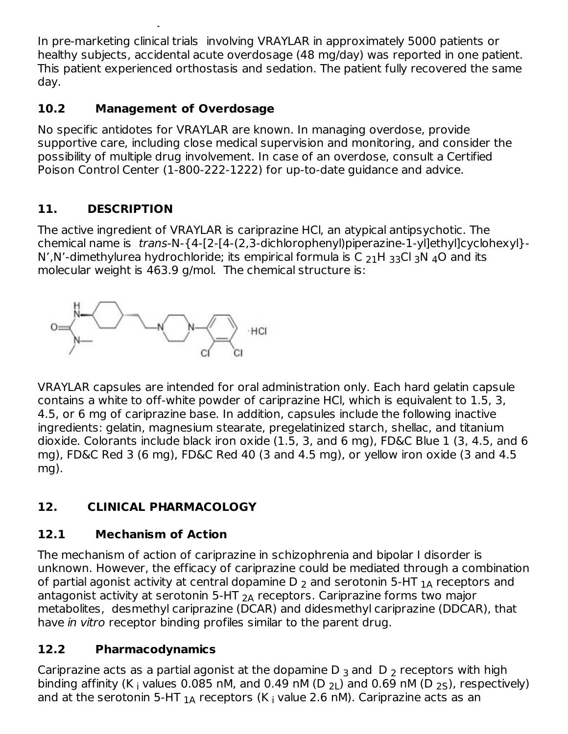In pre-marketing clinical trials involving VRAYLAR in approximately 5000 patients or healthy subjects, accidental acute overdosage (48 mg/day) was reported in one patient. This patient experienced orthostasis and sedation. The patient fully recovered the same day.

### 10.2 Management of Overdosage

No specific antidotes for VRAYLAR are known. In managing overdose, provide supportive care, including close medical supervision and monitoring, and consider the possibility of multiple drug involvement. In case of an overdose, consult a Certified Poison Control Center (1-800-222-1222) for up-to-date guidance and advice.

## 11. DESCRIPTION

The active ingredient of VRAYLAR is cariprazine HCl, an atypical antipsychotic. The chemical name is *trans*-N-{4-[2-[4-(2,3-dichlorophenyl)piperazine-1-yl]ethyl]cyclohexyl}-N',N'-dimethylurea hydrochloride; its empirical formula is $C_{21}H_{33}Cl_3N_4O$ and its molecular weight is 463.9 g/mol. The chemical structure is:

VRAYLAR capsules are intended for oral administration only. Each hard gelatin capsule contains a white to off-white powder of cariprazine HCl, which is equivalent to 1.5, 3, 4.5, or 6 mg of cariprazine base. In addition, capsules include the following inactive ingredients: gelatin, magnesium stearate, pregelatinized starch, shellac, and titanium dioxide. Colorants include black iron oxide (1.5, 3, and 6 mg), FD&C Blue 1 (3, 4.5, and 6 mg), FD&C Red 3 (6 mg), FD&C Red 40 (3 and 4.5 mg), or yellow iron oxide (3 and 4.5 mg).

## 12. CLINICAL PHARMACOLOGY

### 12.1 Mechanism of Action

The mechanism of action of cariprazine in schizophrenia and bipolar I disorder is unknown. However, the efficacy of cariprazine could be mediated through a combination of partial agonist activity at central dopamine $D_2$ and serotonin 5-$HT_{1A}$ receptors and antagonist activity at serotonin 5-$HT_{2A}$ receptors. Cariprazine forms two major metabolites, desmethyl cariprazine (DCAR) and didesmethyl cariprazine (DDCAR), that have *in vitro* receptor binding profiles similar to the parent drug.

### 12.2 Pharmacodynamics

Cariprazine acts as a partial agonist at the dopamine $D_3$ and $D_2$ receptors with high binding affinity ($K_i$ values 0.085 nM, and 0.49 nM ($D_{2L}$) and 0.69 nM ($D_{2S}$), respectively) and at the serotonin 5-$HT_{1A}$ receptors ($K_i$ value 2.6 nM). Cariprazine acts as an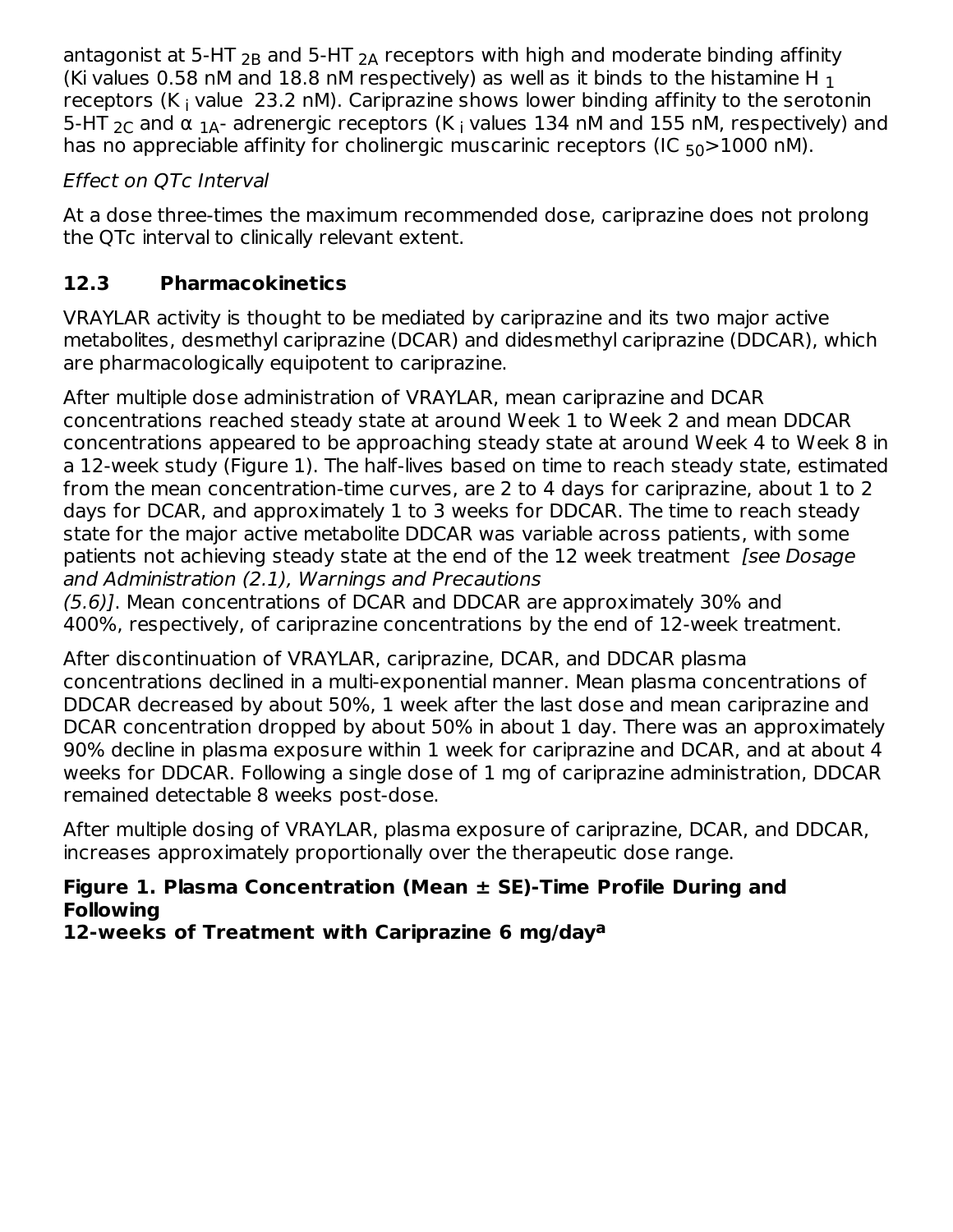antagonist at 5-$HT_{2B}$ and 5-$HT_{2A}$ receptors with high and moderate binding affinity (Ki values 0.58 nM and 18.8 nM respectively) as well as it binds to the histamine $H_1$ receptors ($K_i$ value 23.2 nM). Cariprazine shows lower binding affinity to the serotonin 5-$HT_{2C}$ and $\alpha_{1A}$- adrenergic receptors ($K_i$ values 134 nM and 155 nM, respectively) and has no appreciable affinity for cholinergic muscarinic receptors ($IC_{50}$>1000 nM).

*Effect on QTc Interval*

At a dose three-times the maximum recommended dose, cariprazine does not prolong the QTc interval to clinically relevant extent.

### 12.3 Pharmacokinetics

VRAYLAR activity is thought to be mediated by cariprazine and its two major active metabolites, desmethyl cariprazine (DCAR) and didesmethyl cariprazine (DDCAR), which are pharmacologically equipotent to cariprazine.

After multiple dose administration of VRAYLAR, mean cariprazine and DCAR concentrations reached steady state at around Week 1 to Week 2 and mean DDCAR concentrations appeared to be approaching steady state at around Week 4 to Week 8 in a 12-week study (Figure 1). The half-lives based on time to reach steady state, estimated from the mean concentration-time curves, are 2 to 4 days for cariprazine, about 1 to 2 days for DCAR, and approximately 1 to 3 weeks for DDCAR. The time to reach steady state for the major active metabolite DDCAR was variable across patients, with some patients not achieving steady state at the end of the 12 week treatment *[see Dosage and Administration (2.1), Warnings and Precautions (5.6)]*. Mean concentrations of DCAR and DDCAR are approximately 30% and 400%, respectively, of cariprazine concentrations by the end of 12-week treatment.

After discontinuation of VRAYLAR, cariprazine, DCAR, and DDCAR plasma concentrations declined in a multi-exponential manner. Mean plasma concentrations of DDCAR decreased by about 50%, 1 week after the last dose and mean cariprazine and DCAR concentration dropped by about 50% in about 1 day. There was an approximately 90% decline in plasma exposure within 1 week for cariprazine and DCAR, and at about 4 weeks for DDCAR. Following a single dose of 1 mg of cariprazine administration, DDCAR remained detectable 8 weeks post-dose.

After multiple dosing of VRAYLAR, plasma exposure of cariprazine, DCAR, and DDCAR, increases approximately proportionally over the therapeutic dose range.

**Figure 1. Plasma Concentration (Mean ± SE)-Time Profile During and Following 12-weeks of Treatment with Cariprazine 6 mg/day[a]**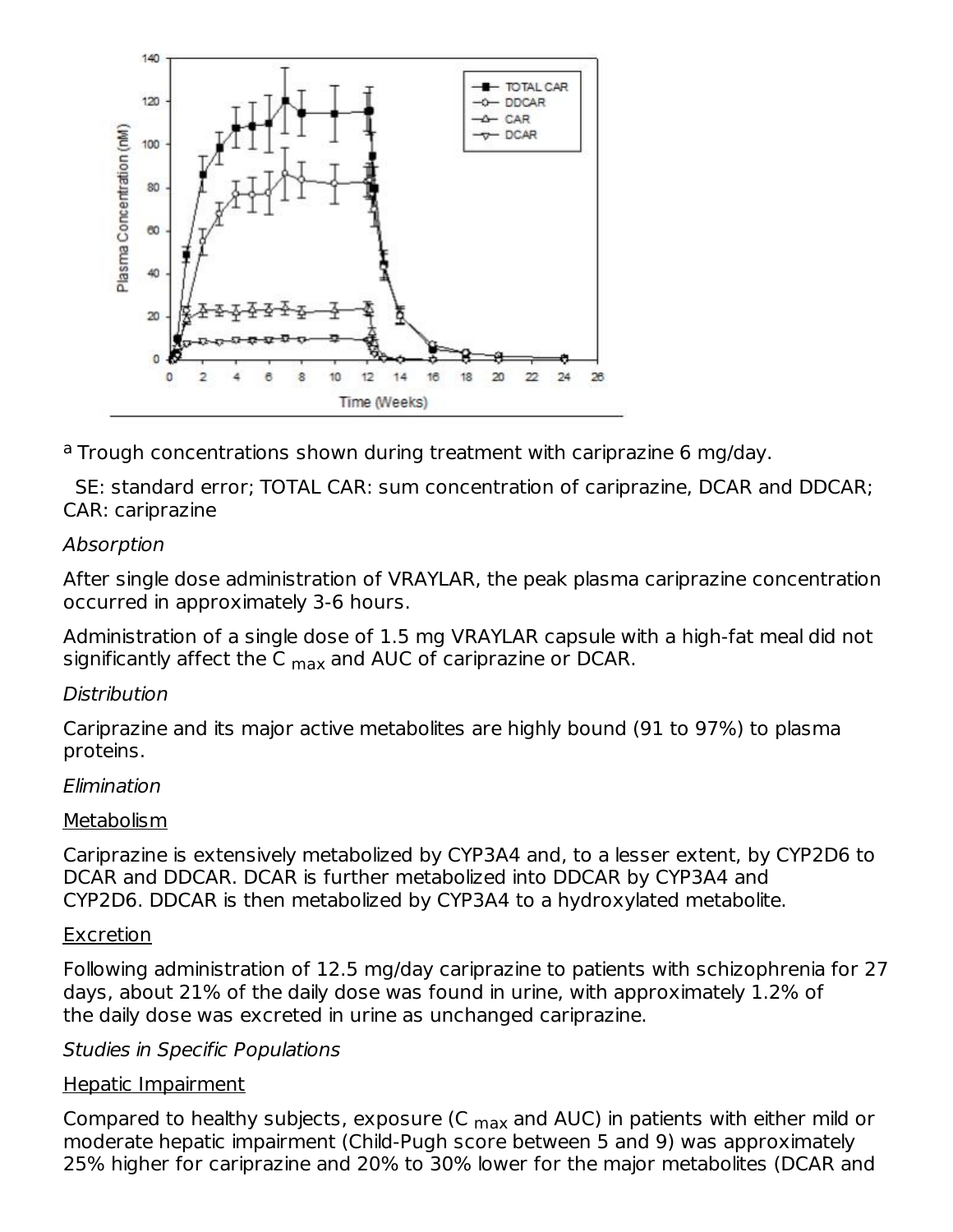[a] Trough concentrations shown during treatment with cariprazine 6 mg/day.

SE: standard error; TOTAL CAR: sum concentration of cariprazine, DCAR and DDCAR; CAR: cariprazine

*Absorption*

After single dose administration of VRAYLAR, the peak plasma cariprazine concentration occurred in approximately 3-6 hours.

Administration of a single dose of 1.5 mg VRAYLAR capsule with a high-fat meal did not significantly affect the $C_{max}$ and AUC of cariprazine or DCAR.

*Distribution*

Cariprazine and its major active metabolites are highly bound (91 to 97%) to plasma proteins.

*Elimination*

Metabolism

Cariprazine is extensively metabolized by CYP3A4 and, to a lesser extent, by CYP2D6 to DCAR and DDCAR. DCAR is further metabolized into DDCAR by CYP3A4 and CYP2D6. DDCAR is then metabolized by CYP3A4 to a hydroxylated metabolite.

Excretion

Following administration of 12.5 mg/day cariprazine to patients with schizophrenia for 27 days, about 21% of the daily dose was found in urine, with approximately 1.2% of the daily dose was excreted in urine as unchanged cariprazine.

*Studies in Specific Populations*

Hepatic Impairment

Compared to healthy subjects, exposure ($C_{max}$ and AUC) in patients with either mild or moderate hepatic impairment (Child-Pugh score between 5 and 9) was approximately 25% higher for cariprazine and 20% to 30% lower for the major metabolites (DCAR and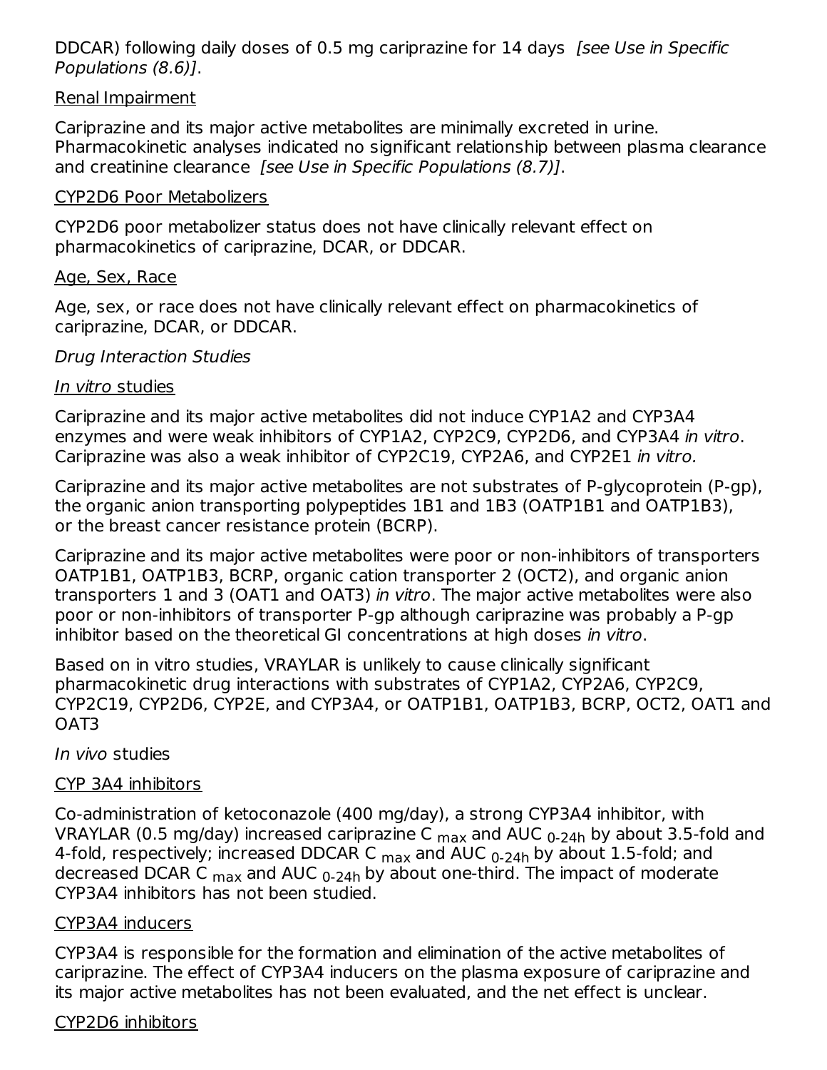DDCAR) following daily doses of 0.5 mg cariprazine for 14 days *[see Use in Specific Populations (8.6)]*.

Renal Impairment

Cariprazine and its major active metabolites are minimally excreted in urine. Pharmacokinetic analyses indicated no significant relationship between plasma clearance and creatinine clearance *[see Use in Specific Populations (8.7)]*.

CYP2D6 Poor Metabolizers

CYP2D6 poor metabolizer status does not have clinically relevant effect on pharmacokinetics of cariprazine, DCAR, or DDCAR.

Age, Sex, Race

Age, sex, or race does not have clinically relevant effect on pharmacokinetics of cariprazine, DCAR, or DDCAR.

*Drug Interaction Studies*

*In vitro* studies

Cariprazine and its major active metabolites did not induce CYP1A2 and CYP3A4 enzymes and were weak inhibitors of CYP1A2, CYP2C9, CYP2D6, and CYP3A4 *in vitro*. Cariprazine was also a weak inhibitor of CYP2C19, CYP2A6, and CYP2E1 *in vitro.*

Cariprazine and its major active metabolites are not substrates of P-glycoprotein (P-gp), the organic anion transporting polypeptides 1B1 and 1B3 (OATP1B1 and OATP1B3), or the breast cancer resistance protein (BCRP).

Cariprazine and its major active metabolites were poor or non-inhibitors of transporters OATP1B1, OATP1B3, BCRP, organic cation transporter 2 (OCT2), and organic anion transporters 1 and 3 (OAT1 and OAT3) *in vitro*. The major active metabolites were also poor or non-inhibitors of transporter P-gp although cariprazine was probably a P-gp inhibitor based on the theoretical GI concentrations at high doses *in vitro*.

Based on in vitro studies, VRAYLAR is unlikely to cause clinically significant pharmacokinetic drug interactions with substrates of CYP1A2, CYP2A6, CYP2C9, CYP2C19, CYP2D6, CYP2E, and CYP3A4, or OATP1B1, OATP1B3, BCRP, OCT2, OAT1 and OAT3

*In vivo* studies

CYP 3A4 inhibitors

Co-administration of ketoconazole (400 mg/day), a strong CYP3A4 inhibitor, with VRAYLAR (0.5 mg/day) increased cariprazine $C_{max}$ and $AUC_{0\text{-}24h}$ by about 3.5-fold and 4-fold, respectively; increased DDCAR $C_{max}$ and $AUC_{0\text{-}24h}$ by about 1.5-fold; and decreased DCAR $C_{max}$ and $AUC_{0\text{-}24h}$ by about one-third. The impact of moderate CYP3A4 inhibitors has not been studied.

CYP3A4 inducers

CYP3A4 is responsible for the formation and elimination of the active metabolites of cariprazine. The effect of CYP3A4 inducers on the plasma exposure of cariprazine and its major active metabolites has not been evaluated, and the net effect is unclear.

CYP2D6 inhibitors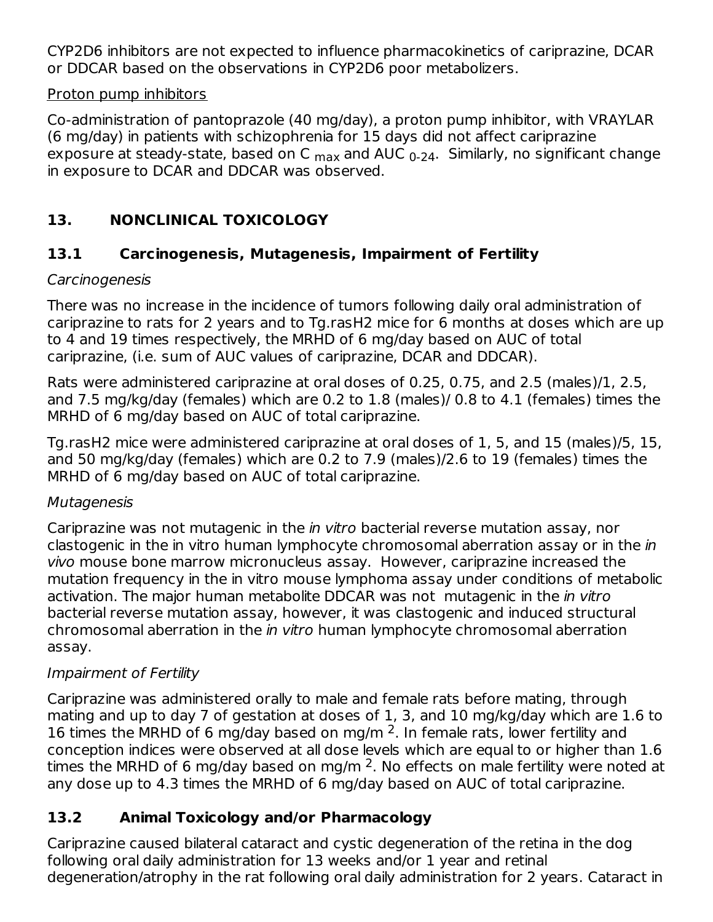CYP2D6 inhibitors are not expected to influence pharmacokinetics of cariprazine, DCAR or DDCAR based on the observations in CYP2D6 poor metabolizers.

Proton pump inhibitors

Co-administration of pantoprazole (40 mg/day), a proton pump inhibitor, with VRAYLAR (6 mg/day) in patients with schizophrenia for 15 days did not affect cariprazine exposure at steady-state, based on $C_{max}$ and $AUC_{0-24}$. Similarly, no significant change in exposure to DCAR and DDCAR was observed.

# 13. NONCLINICAL TOXICOLOGY

## 13.1 Carcinogenesis, Mutagenesis, Impairment of Fertility

*Carcinogenesis*

There was no increase in the incidence of tumors following daily oral administration of cariprazine to rats for 2 years and to Tg.rasH2 mice for 6 months at doses which are up to 4 and 19 times respectively, the MRHD of 6 mg/day based on AUC of total cariprazine, (i.e. sum of AUC values of cariprazine, DCAR and DDCAR).

Rats were administered cariprazine at oral doses of 0.25, 0.75, and 2.5 (males)/1, 2.5, and 7.5 mg/kg/day (females) which are 0.2 to 1.8 (males)/ 0.8 to 4.1 (females) times the MRHD of 6 mg/day based on AUC of total cariprazine.

Tg.rasH2 mice were administered cariprazine at oral doses of 1, 5, and 15 (males)/5, 15, and 50 mg/kg/day (females) which are 0.2 to 7.9 (males)/2.6 to 19 (females) times the MRHD of 6 mg/day based on AUC of total cariprazine.

*Mutagenesis*

Cariprazine was not mutagenic in the *in vitro* bacterial reverse mutation assay, nor clastogenic in the in vitro human lymphocyte chromosomal aberration assay or in the *in vivo* mouse bone marrow micronucleus assay. However, cariprazine increased the mutation frequency in the in vitro mouse lymphoma assay under conditions of metabolic activation. The major human metabolite DDCAR was not mutagenic in the *in vitro* bacterial reverse mutation assay, however, it was clastogenic and induced structural chromosomal aberration in the *in vitro* human lymphocyte chromosomal aberration assay.

*Impairment of Fertility*

Cariprazine was administered orally to male and female rats before mating, through mating and up to day 7 of gestation at doses of 1, 3, and 10 mg/kg/day which are 1.6 to 16 times the MRHD of 6 mg/day based on $mg/m^2$. In female rats, lower fertility and conception indices were observed at all dose levels which are equal to or higher than 1.6 times the MRHD of 6 mg/day based on $mg/m^2$. No effects on male fertility were noted at any dose up to 4.3 times the MRHD of 6 mg/day based on AUC of total cariprazine.

## 13.2 Animal Toxicology and/or Pharmacology

Cariprazine caused bilateral cataract and cystic degeneration of the retina in the dog following oral daily administration for 13 weeks and/or 1 year and retinal degeneration/atrophy in the rat following oral daily administration for 2 years. Cataract in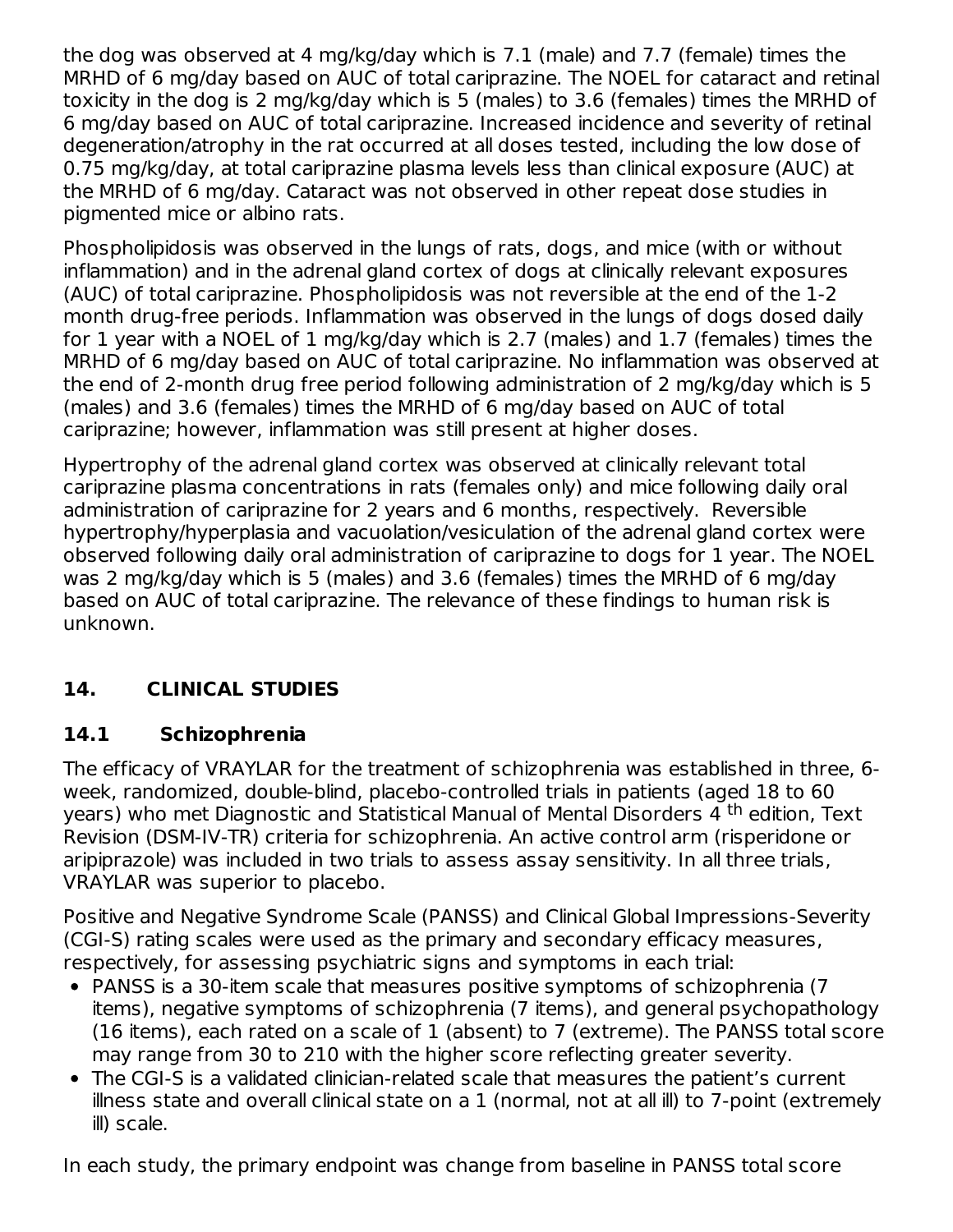the dog was observed at 4 mg/kg/day which is 7.1 (male) and 7.7 (female) times the MRHD of 6 mg/day based on AUC of total cariprazine. The NOEL for cataract and retinal toxicity in the dog is 2 mg/kg/day which is 5 (males) to 3.6 (females) times the MRHD of 6 mg/day based on AUC of total cariprazine. Increased incidence and severity of retinal degeneration/atrophy in the rat occurred at all doses tested, including the low dose of 0.75 mg/kg/day, at total cariprazine plasma levels less than clinical exposure (AUC) at the MRHD of 6 mg/day. Cataract was not observed in other repeat dose studies in pigmented mice or albino rats.

Phospholipidosis was observed in the lungs of rats, dogs, and mice (with or without inflammation) and in the adrenal gland cortex of dogs at clinically relevant exposures (AUC) of total cariprazine. Phospholipidosis was not reversible at the end of the 1-2 month drug-free periods. Inflammation was observed in the lungs of dogs dosed daily for 1 year with a NOEL of 1 mg/kg/day which is 2.7 (males) and 1.7 (females) times the MRHD of 6 mg/day based on AUC of total cariprazine. No inflammation was observed at the end of 2-month drug free period following administration of 2 mg/kg/day which is 5 (males) and 3.6 (females) times the MRHD of 6 mg/day based on AUC of total cariprazine; however, inflammation was still present at higher doses.

Hypertrophy of the adrenal gland cortex was observed at clinically relevant total cariprazine plasma concentrations in rats (females only) and mice following daily oral administration of cariprazine for 2 years and 6 months, respectively. Reversible hypertrophy/hyperplasia and vacuolation/vesiculation of the adrenal gland cortex were observed following daily oral administration of cariprazine to dogs for 1 year. The NOEL was 2 mg/kg/day which is 5 (males) and 3.6 (females) times the MRHD of 6 mg/day based on AUC of total cariprazine. The relevance of these findings to human risk is unknown.

## 14. CLINICAL STUDIES

### 14.1 Schizophrenia

The efficacy of VRAYLAR for the treatment of schizophrenia was established in three, 6-week, randomized, double-blind, placebo-controlled trials in patients (aged 18 to 60 years) who met Diagnostic and Statistical Manual of Mental Disorders 4[th] edition, Text Revision (DSM-IV-TR) criteria for schizophrenia. An active control arm (risperidone or aripiprazole) was included in two trials to assess assay sensitivity. In all three trials, VRAYLAR was superior to placebo.

Positive and Negative Syndrome Scale (PANSS) and Clinical Global Impressions-Severity (CGI-S) rating scales were used as the primary and secondary efficacy measures, respectively, for assessing psychiatric signs and symptoms in each trial:

- PANSS is a 30-item scale that measures positive symptoms of schizophrenia (7 items), negative symptoms of schizophrenia (7 items), and general psychopathology (16 items), each rated on a scale of 1 (absent) to 7 (extreme). The PANSS total score may range from 30 to 210 with the higher score reflecting greater severity.
- The CGI-S is a validated clinician-related scale that measures the patient's current illness state and overall clinical state on a 1 (normal, not at all ill) to 7-point (extremely ill) scale.

In each study, the primary endpoint was change from baseline in PANSS total score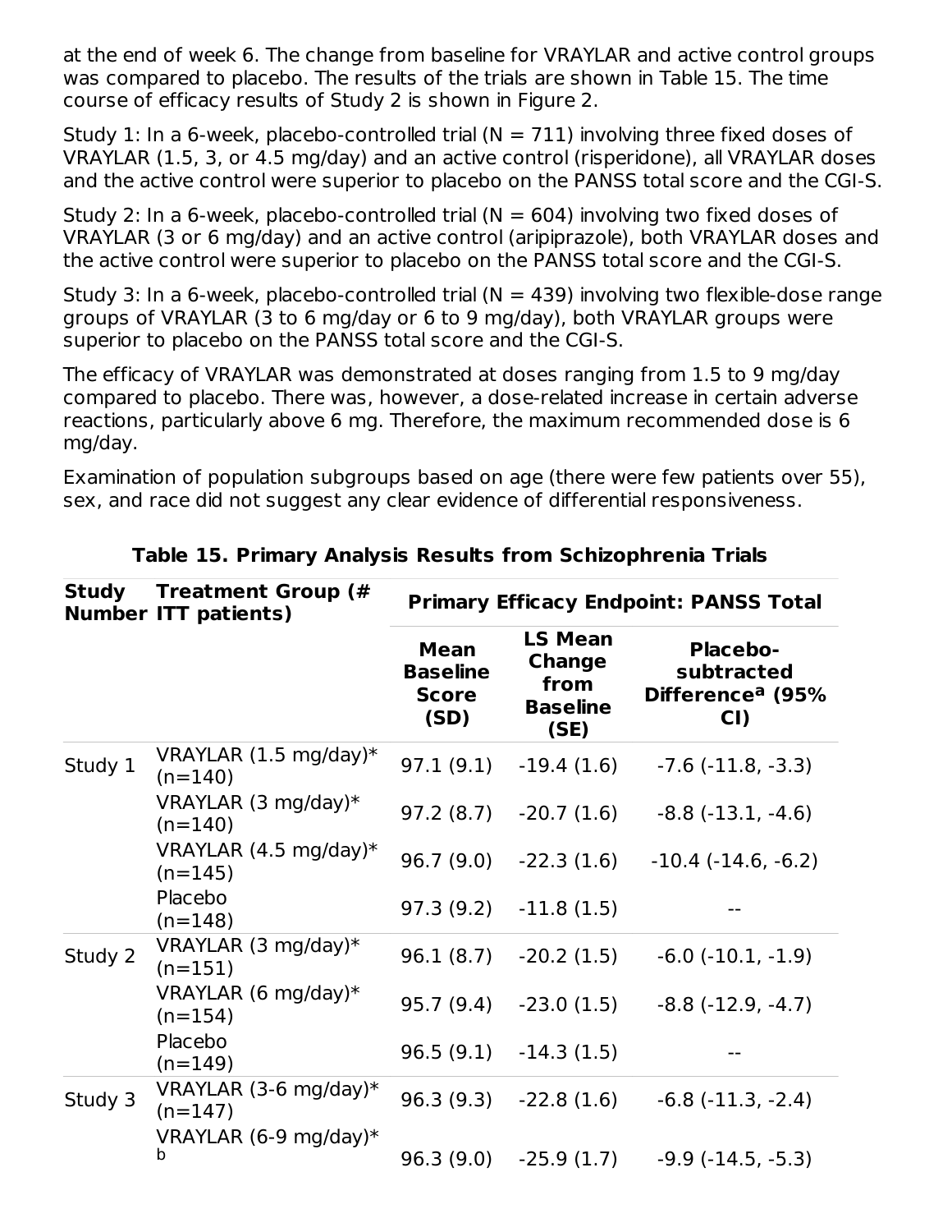at the end of week 6. The change from baseline for VRAYLAR and active control groups was compared to placebo. The results of the trials are shown in Table 15. The time course of efficacy results of Study 2 is shown in Figure 2.

Study 1: In a 6-week, placebo-controlled trial (N = 711) involving three fixed doses of VRAYLAR (1.5, 3, or 4.5 mg/day) and an active control (risperidone), all VRAYLAR doses and the active control were superior to placebo on the PANSS total score and the CGI-S.

Study 2: In a 6-week, placebo-controlled trial (N = 604) involving two fixed doses of VRAYLAR (3 or 6 mg/day) and an active control (aripiprazole), both VRAYLAR doses and the active control were superior to placebo on the PANSS total score and the CGI-S.

Study 3: In a 6-week, placebo-controlled trial (N = 439) involving two flexible-dose range groups of VRAYLAR (3 to 6 mg/day or 6 to 9 mg/day), both VRAYLAR groups were superior to placebo on the PANSS total score and the CGI-S.

The efficacy of VRAYLAR was demonstrated at doses ranging from 1.5 to 9 mg/day compared to placebo. There was, however, a dose-related increase in certain adverse reactions, particularly above 6 mg. Therefore, the maximum recommended dose is 6 mg/day.

Examination of population subgroups based on age (there were few patients over 55), sex, and race did not suggest any clear evidence of differential responsiveness.

**Table 15. Primary Analysis Results from Schizophrenia Trials**

| Study Number | Treatment Group (# ITT patients) | Primary Efficacy Endpoint: PANSS Total | | |
|---|---|---|---|---|
| | | Mean Baseline Score (SD) | LS Mean Change from Baseline (SE) | Placebo-subtracted Difference[a] (95% CI) |
| Study 1 | VRAYLAR (1.5 mg/day)* (n=140) | 97.1 (9.1) | -19.4 (1.6) | -7.6 (-11.8, -3.3) |
| | VRAYLAR (3 mg/day)* (n=140) | 97.2 (8.7) | -20.7 (1.6) | -8.8 (-13.1, -4.6) |
| | VRAYLAR (4.5 mg/day)* (n=145) | 96.7 (9.0) | -22.3 (1.6) | -10.4 (-14.6, -6.2) |
| | Placebo (n=148) | 97.3 (9.2) | -11.8 (1.5) | -- |
| Study 2 | VRAYLAR (3 mg/day)* (n=151) | 96.1 (8.7) | -20.2 (1.5) | -6.0 (-10.1, -1.9) |
| | VRAYLAR (6 mg/day)* (n=154) | 95.7 (9.4) | -23.0 (1.5) | -8.8 (-12.9, -4.7) |
| | Placebo (n=149) | 96.5 (9.1) | -14.3 (1.5) | -- |
| Study 3 | VRAYLAR (3-6 mg/day)* (n=147) | 96.3 (9.3) | -22.8 (1.6) | -6.8 (-11.3, -2.4) |
| | VRAYLAR (6-9 mg/day)*[b] | 96.3 (9.0) | -25.9 (1.7) | -9.9 (-14.5, -5.3) |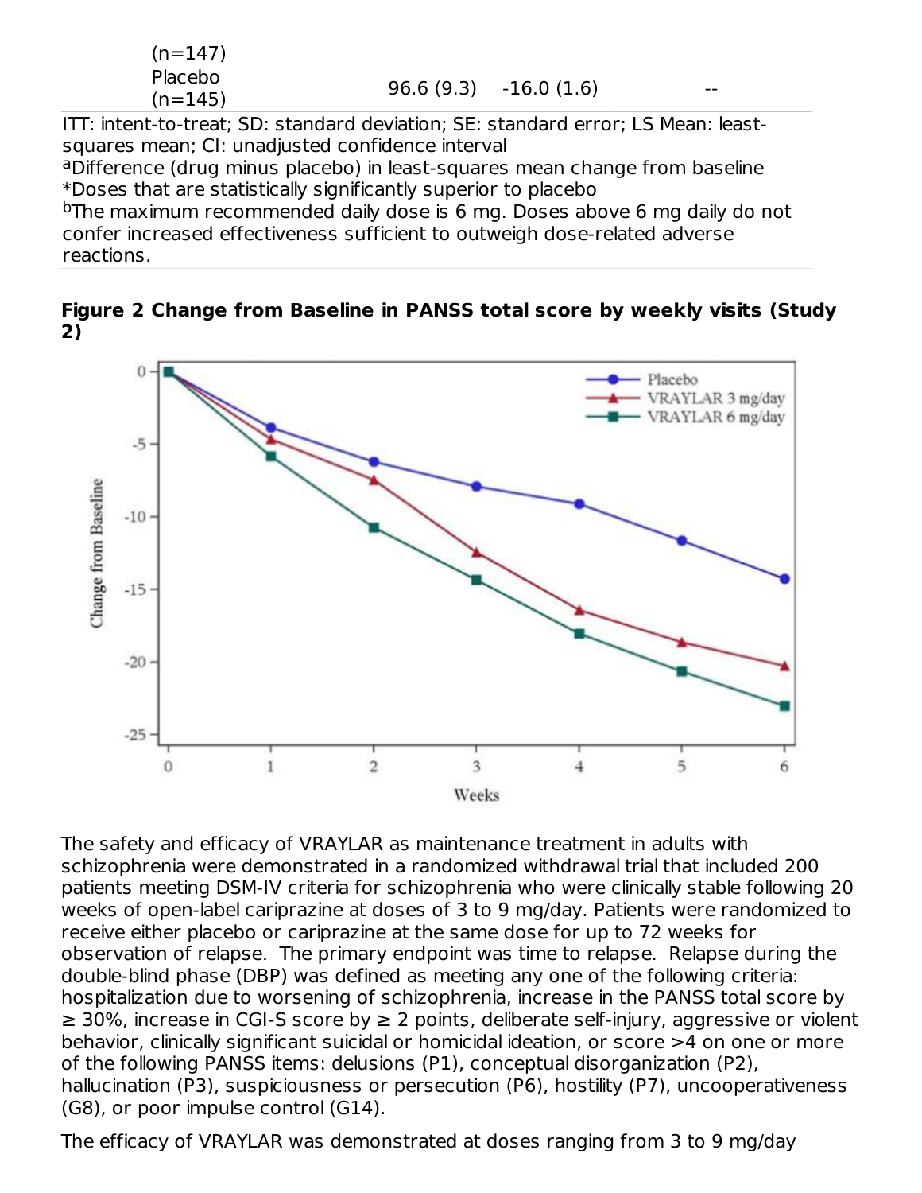| | | | |
|---|---|---|---|
| (n=147) | | | |
| Placebo (n=145) | 96.6 (9.3) | -16.0 (1.6) | -- |

ITT: intent-to-treat; SD: standard deviation; SE: standard error; LS Mean: least-squares mean; CI: unadjusted confidence interval

[a]Difference (drug minus placebo) in least-squares mean change from baseline

*Doses that are statistically significantly superior to placebo

[b]The maximum recommended daily dose is 6 mg. Doses above 6 mg daily do not confer increased effectiveness sufficient to outweigh dose-related adverse reactions.

**Figure 2 Change from Baseline in PANSS total score by weekly visits (Study 2)**

The safety and efficacy of VRAYLAR as maintenance treatment in adults with schizophrenia were demonstrated in a randomized withdrawal trial that included 200 patients meeting DSM-IV criteria for schizophrenia who were clinically stable following 20 weeks of open-label cariprazine at doses of 3 to 9 mg/day. Patients were randomized to receive either placebo or cariprazine at the same dose for up to 72 weeks for observation of relapse. The primary endpoint was time to relapse. Relapse during the double-blind phase (DBP) was defined as meeting any one of the following criteria: hospitalization due to worsening of schizophrenia, increase in the PANSS total score by ≥ 30%, increase in CGI-S score by ≥ 2 points, deliberate self-injury, aggressive or violent behavior, clinically significant suicidal or homicidal ideation, or score >4 on one or more of the following PANSS items: delusions (P1), conceptual disorganization (P2), hallucination (P3), suspiciousness or persecution (P6), hostility (P7), uncooperativeness (G8), or poor impulse control (G14).

The efficacy of VRAYLAR was demonstrated at doses ranging from 3 to 9 mg/day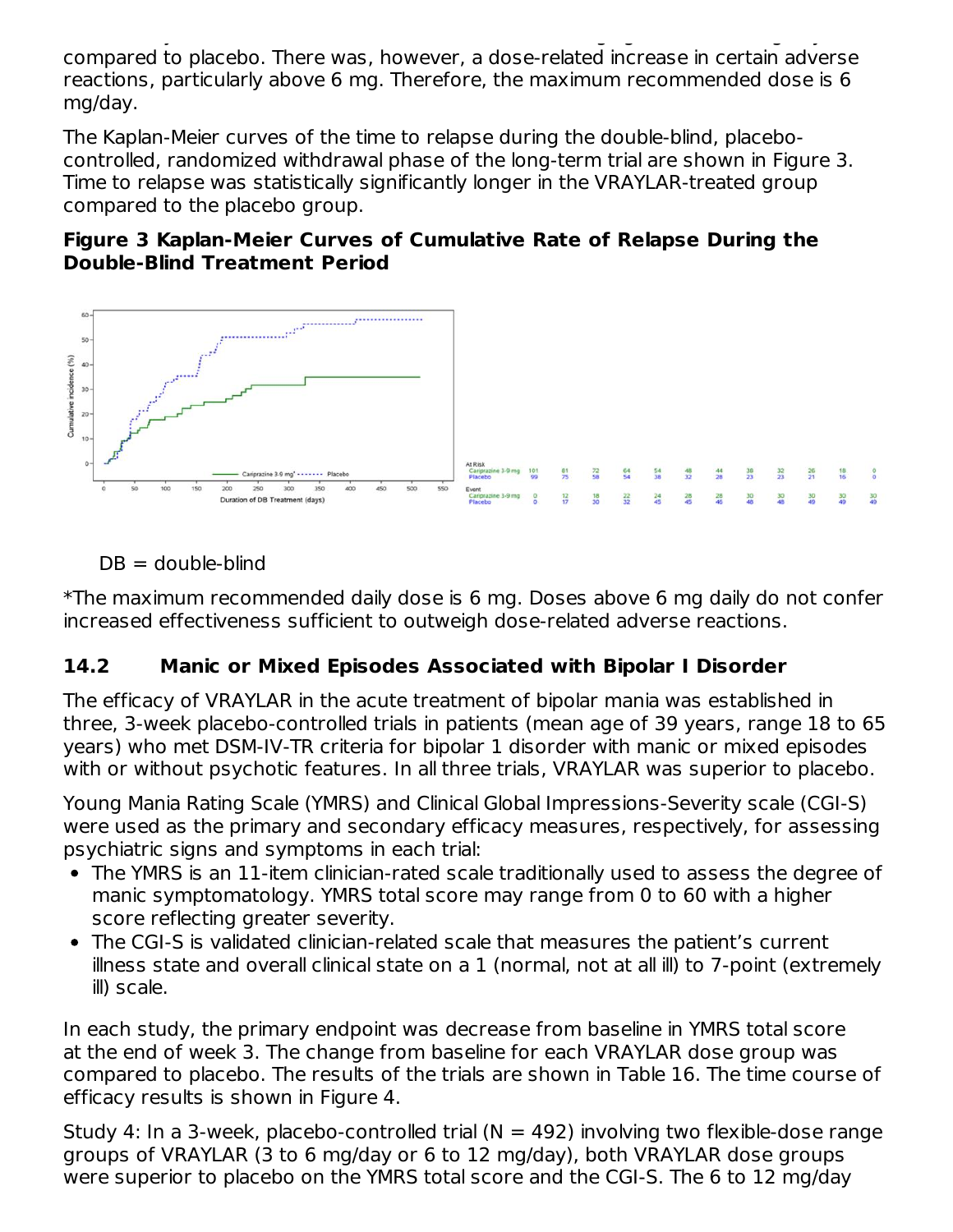compared to placebo. There was, however, a dose-related increase in certain adverse reactions, particularly above 6 mg. Therefore, the maximum recommended dose is 6 mg/day.

The Kaplan-Meier curves of the time to relapse during the double-blind, placebo-controlled, randomized withdrawal phase of the long-term trial are shown in Figure 3. Time to relapse was statistically significantly longer in the VRAYLAR-treated group compared to the placebo group.

**Figure 3 Kaplan-Meier Curves of Cumulative Rate of Relapse During the Double-Blind Treatment Period**

| | | | | | | | | | | | | | |
|---|---|---|---|---|---|---|---|---|---|---|---|---|---|
| At Risk | | | | | | | | | | | | | |
| Cariprazine 3-9 mg | 101 | 81 | 72 | 64 | 54 | 48 | 44 | 38 | 32 | 26 | 18 | 0 |
| Placebo | 99 | 75 | 58 | 54 | 38 | 32 | 28 | 23 | 23 | 21 | 16 | 0 |
| Event | | | | | | | | | | | | |
| Cariprazine 3-9 mg | 0 | 12 | 18 | 22 | 24 | 28 | 28 | 30 | 30 | 30 | 30 | 30 |
| Placebo | 0 | 17 | 30 | 32 | 45 | 45 | 46 | 48 | 48 | 49 | 49 | 49 |

DB = double-blind

*The maximum recommended daily dose is 6 mg. Doses above 6 mg daily do not confer increased effectiveness sufficient to outweigh dose-related adverse reactions.

## 14.2 Manic or Mixed Episodes Associated with Bipolar I Disorder

The efficacy of VRAYLAR in the acute treatment of bipolar mania was established in three, 3-week placebo-controlled trials in patients (mean age of 39 years, range 18 to 65 years) who met DSM-IV-TR criteria for bipolar 1 disorder with manic or mixed episodes with or without psychotic features. In all three trials, VRAYLAR was superior to placebo.

Young Mania Rating Scale (YMRS) and Clinical Global Impressions-Severity scale (CGI-S) were used as the primary and secondary efficacy measures, respectively, for assessing psychiatric signs and symptoms in each trial:

- The YMRS is an 11-item clinician-rated scale traditionally used to assess the degree of manic symptomatology. YMRS total score may range from 0 to 60 with a higher score reflecting greater severity.
- The CGI-S is validated clinician-related scale that measures the patient's current illness state and overall clinical state on a 1 (normal, not at all ill) to 7-point (extremely ill) scale.

In each study, the primary endpoint was decrease from baseline in YMRS total score at the end of week 3. The change from baseline for each VRAYLAR dose group was compared to placebo. The results of the trials are shown in Table 16. The time course of efficacy results is shown in Figure 4.

Study 4: In a 3-week, placebo-controlled trial (N = 492) involving two flexible-dose range groups of VRAYLAR (3 to 6 mg/day or 6 to 12 mg/day), both VRAYLAR dose groups were superior to placebo on the YMRS total score and the CGI-S. The 6 to 12 mg/day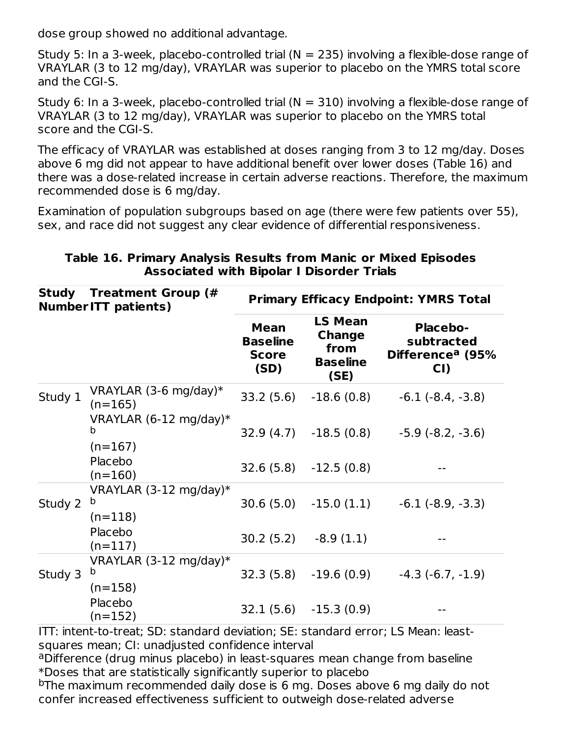dose group showed no additional advantage.

Study 5: In a 3-week, placebo-controlled trial (N = 235) involving a flexible-dose range of VRAYLAR (3 to 12 mg/day), VRAYLAR was superior to placebo on the YMRS total score and the CGI-S.

Study 6: In a 3-week, placebo-controlled trial (N = 310) involving a flexible-dose range of VRAYLAR (3 to 12 mg/day), VRAYLAR was superior to placebo on the YMRS total score and the CGI-S.

The efficacy of VRAYLAR was established at doses ranging from 3 to 12 mg/day. Doses above 6 mg did not appear to have additional benefit over lower doses (Table 16) and there was a dose-related increase in certain adverse reactions. Therefore, the maximum recommended dose is 6 mg/day.

Examination of population subgroups based on age (there were few patients over 55), sex, and race did not suggest any clear evidence of differential responsiveness.

**Table 16. Primary Analysis Results from Manic or Mixed Episodes Associated with Bipolar I Disorder Trials**

| Study Number | Treatment Group (# ITT patients) | Primary Efficacy Endpoint: YMRS Total | | |
|---|---|---|---|---|
| | | Mean Baseline Score (SD) | LS Mean Change from Baseline (SE) | Placebo-subtracted Difference[a] (95% CI) |
| Study 1 | VRAYLAR (3-6 mg/day)* (n=165) | 33.2 (5.6) | -18.6 (0.8) | -6.1 (-8.4, -3.8) |
| | VRAYLAR (6-12 mg/day)*[b] (n=167) | 32.9 (4.7) | -18.5 (0.8) | -5.9 (-8.2, -3.6) |
| | Placebo (n=160) | 32.6 (5.8) | -12.5 (0.8) | -- |
| Study 2 | VRAYLAR (3-12 mg/day)*[b] (n=118) | 30.6 (5.0) | -15.0 (1.1) | -6.1 (-8.9, -3.3) |
| | Placebo (n=117) | 30.2 (5.2) | -8.9 (1.1) | -- |
| Study 3 | VRAYLAR (3-12 mg/day)*[b] (n=158) | 32.3 (5.8) | -19.6 (0.9) | -4.3 (-6.7, -1.9) |
| | Placebo (n=152) | 32.1 (5.6) | -15.3 (0.9) | -- |

ITT: intent-to-treat; SD: standard deviation; SE: standard error; LS Mean: least-squares mean; CI: unadjusted confidence interval
[a]Difference (drug minus placebo) in least-squares mean change from baseline
*Doses that are statistically significantly superior to placebo
[b]The maximum recommended daily dose is 6 mg. Doses above 6 mg daily do not confer increased effectiveness sufficient to outweigh dose-related adverse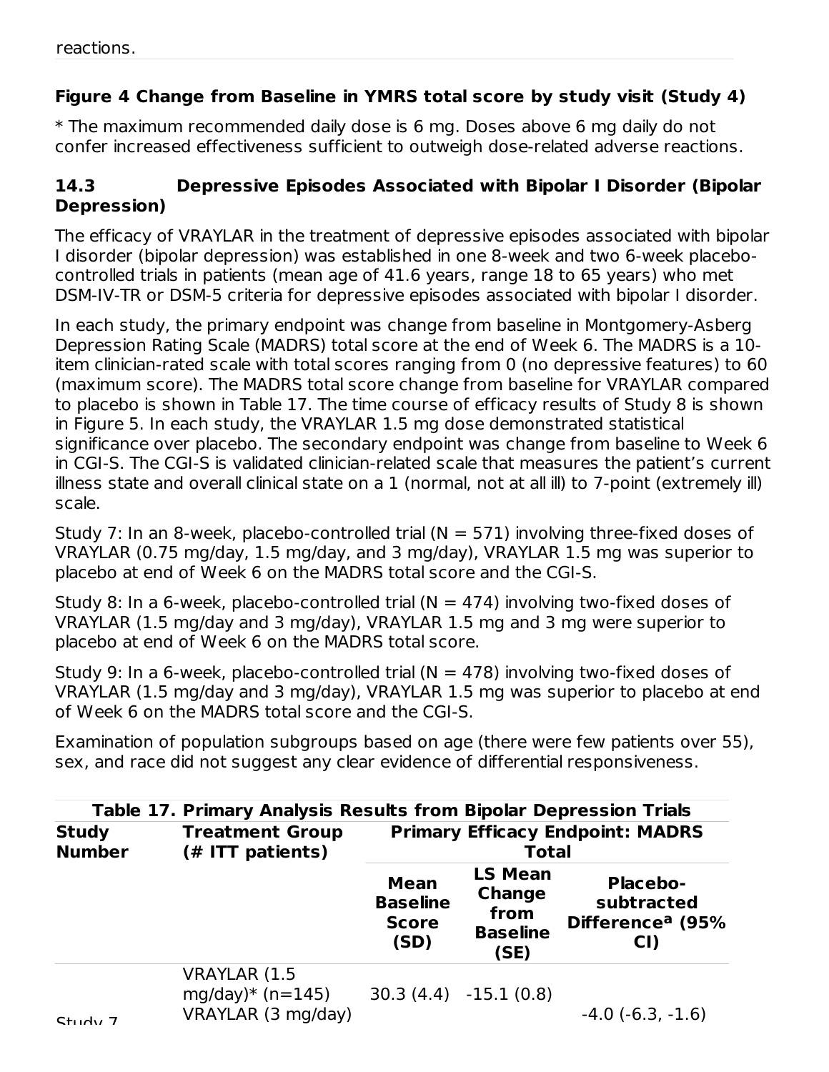reactions.

**Figure 4 Change from Baseline in YMRS total score by study visit (Study 4)**

* The maximum recommended daily dose is 6 mg. Doses above 6 mg daily do not confer increased effectiveness sufficient to outweigh dose-related adverse reactions.

### 14.3 Depressive Episodes Associated with Bipolar I Disorder (Bipolar Depression)

The efficacy of VRAYLAR in the treatment of depressive episodes associated with bipolar I disorder (bipolar depression) was established in one 8-week and two 6-week placebo-controlled trials in patients (mean age of 41.6 years, range 18 to 65 years) who met DSM-IV-TR or DSM-5 criteria for depressive episodes associated with bipolar I disorder.

In each study, the primary endpoint was change from baseline in Montgomery-Asberg Depression Rating Scale (MADRS) total score at the end of Week 6. The MADRS is a 10-item clinician-rated scale with total scores ranging from 0 (no depressive features) to 60 (maximum score). The MADRS total score change from baseline for VRAYLAR compared to placebo is shown in Table 17. The time course of efficacy results of Study 8 is shown in Figure 5. In each study, the VRAYLAR 1.5 mg dose demonstrated statistical significance over placebo. The secondary endpoint was change from baseline to Week 6 in CGI-S. The CGI-S is validated clinician-related scale that measures the patient's current illness state and overall clinical state on a 1 (normal, not at all ill) to 7-point (extremely ill) scale.

Study 7: In an 8-week, placebo-controlled trial (N = 571) involving three-fixed doses of VRAYLAR (0.75 mg/day, 1.5 mg/day, and 3 mg/day), VRAYLAR 1.5 mg was superior to placebo at end of Week 6 on the MADRS total score and the CGI-S.

Study 8: In a 6-week, placebo-controlled trial (N = 474) involving two-fixed doses of VRAYLAR (1.5 mg/day and 3 mg/day), VRAYLAR 1.5 mg and 3 mg were superior to placebo at end of Week 6 on the MADRS total score.

Study 9: In a 6-week, placebo-controlled trial (N = 478) involving two-fixed doses of VRAYLAR (1.5 mg/day and 3 mg/day), VRAYLAR 1.5 mg was superior to placebo at end of Week 6 on the MADRS total score and the CGI-S.

Examination of population subgroups based on age (there were few patients over 55), sex, and race did not suggest any clear evidence of differential responsiveness.

**Table 17. Primary Analysis Results from Bipolar Depression Trials**

| Study Number | Treatment Group (# ITT patients) | Primary Efficacy Endpoint: MADRS Total | | |
|---|---|---|---|---|
| | | Mean Baseline Score (SD) | LS Mean Change from Baseline (SE) | Placebo-subtracted Difference[a] (95% CI) |
| Study 7 | VRAYLAR (1.5 mg/day)* (n=145) | 30.3 (4.4) | -15.1 (0.8) | -4.0 (-6.3, -1.6) |
| | VRAYLAR (3 mg/day) | | | |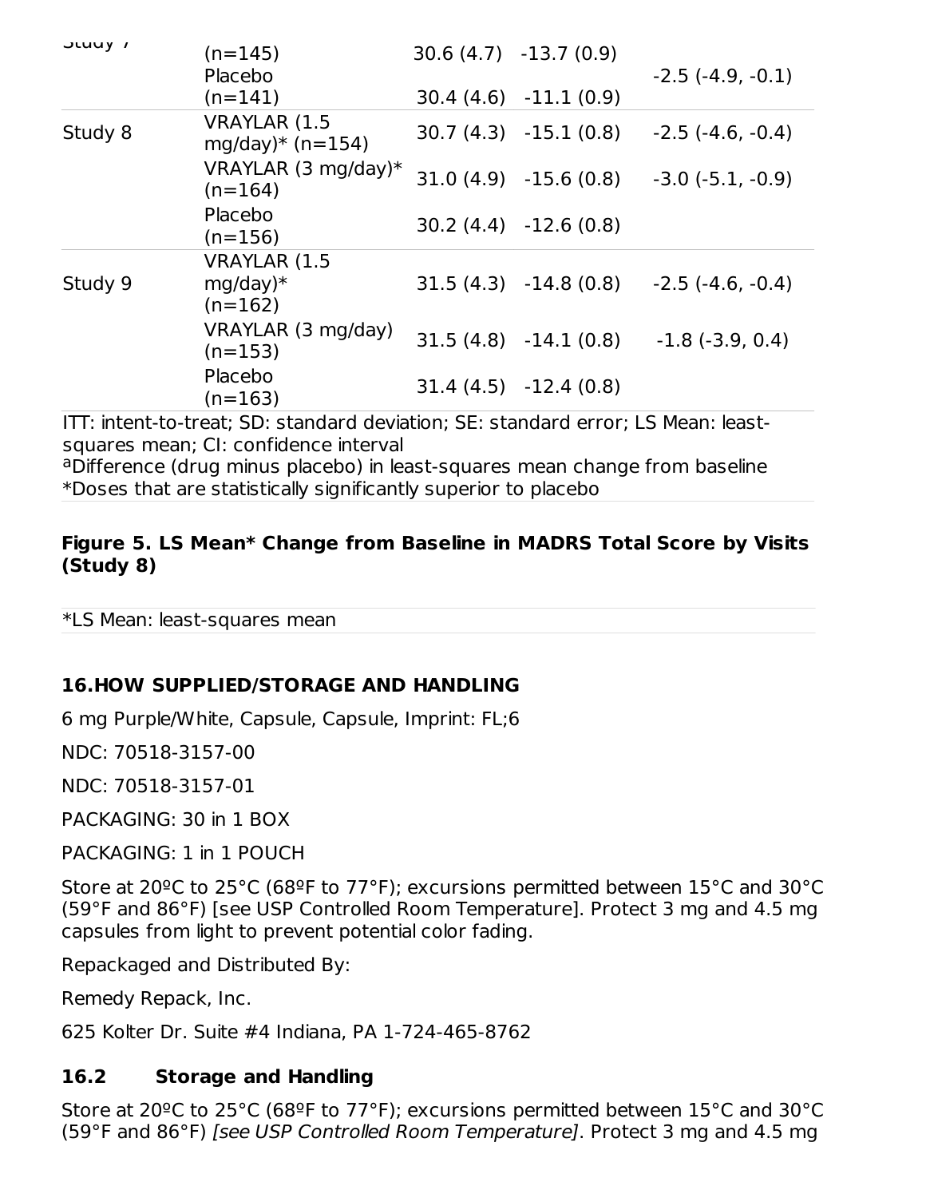| Study | Treatment Group | Mean Baseline Score (SD) | LS Mean Change from Baseline (SE) | Placebo-subtracted Difference[a] (95% CI) |
|---|---|---|---|---|
| Study 7 | (n=145) | 30.6 (4.7) | -13.7 (0.9) | -2.5 (-4.9, -0.1) |
| | Placebo (n=141) | 30.4 (4.6) | -11.1 (0.9) | |
| Study 8 | VRAYLAR (1.5 mg/day)* (n=154) | 30.7 (4.3) | -15.1 (0.8) | -2.5 (-4.6, -0.4) |
| | VRAYLAR (3 mg/day)* (n=164) | 31.0 (4.9) | -15.6 (0.8) | -3.0 (-5.1, -0.9) |
| | Placebo (n=156) | 30.2 (4.4) | -12.6 (0.8) | |
| Study 9 | VRAYLAR (1.5 mg/day)* (n=162) | 31.5 (4.3) | -14.8 (0.8) | -2.5 (-4.6, -0.4) |
| | VRAYLAR (3 mg/day) (n=153) | 31.5 (4.8) | -14.1 (0.8) | -1.8 (-3.9, 0.4) |
| | Placebo (n=163) | 31.4 (4.5) | -12.4 (0.8) | |

ITT: intent-to-treat; SD: standard deviation; SE: standard error; LS Mean: least-squares mean; CI: confidence interval

[a]Difference (drug minus placebo) in least-squares mean change from baseline

*Doses that are statistically significantly superior to placebo

**Figure 5. LS Mean* Change from Baseline in MADRS Total Score by Visits (Study 8)**

*LS Mean: least-squares mean

## 16.HOW SUPPLIED/STORAGE AND HANDLING

6 mg Purple/White, Capsule, Capsule, Imprint: FL;6

NDC: 70518-3157-00

NDC: 70518-3157-01

PACKAGING: 30 in 1 BOX

PACKAGING: 1 in 1 POUCH

Store at 20ºC to 25°C (68ºF to 77°F); excursions permitted between 15°C and 30°C (59°F and 86°F) [see USP Controlled Room Temperature]. Protect 3 mg and 4.5 mg capsules from light to prevent potential color fading.

Repackaged and Distributed By:

Remedy Repack, Inc.

625 Kolter Dr. Suite #4 Indiana, PA 1-724-465-8762

### 16.2 Storage and Handling

Store at 20ºC to 25°C (68ºF to 77°F); excursions permitted between 15°C and 30°C (59°F and 86°F) *[see USP Controlled Room Temperature]*. Protect 3 mg and 4.5 mg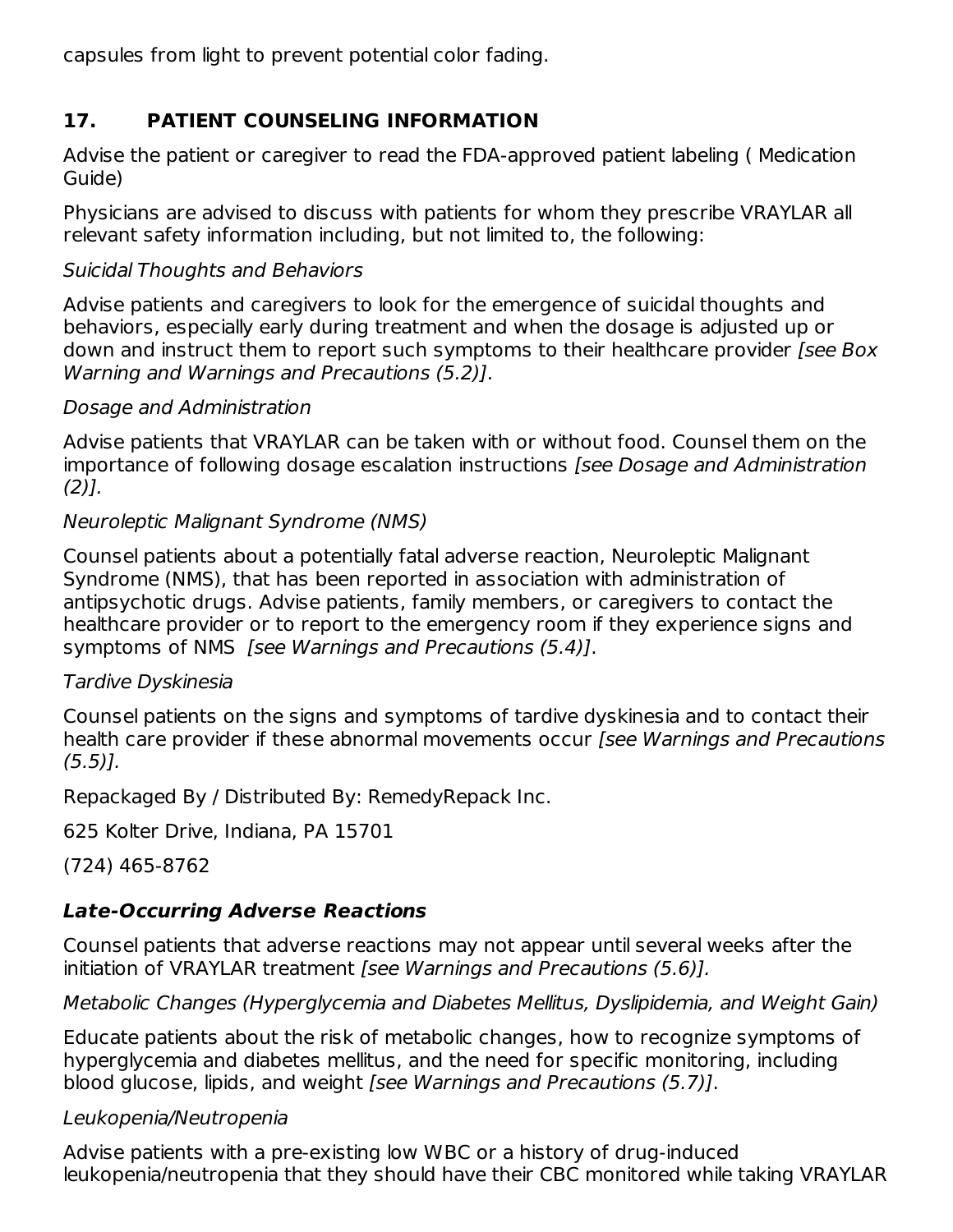capsules from light to prevent potential color fading.

## 17. PATIENT COUNSELING INFORMATION

Advise the patient or caregiver to read the FDA-approved patient labeling ( Medication Guide)

Physicians are advised to discuss with patients for whom they prescribe VRAYLAR all relevant safety information including, but not limited to, the following:

*Suicidal Thoughts and Behaviors*

Advise patients and caregivers to look for the emergence of suicidal thoughts and behaviors, especially early during treatment and when the dosage is adjusted up or down and instruct them to report such symptoms to their healthcare provider *[see Box Warning and Warnings and Precautions (5.2)]*.

*Dosage and Administration*

Advise patients that VRAYLAR can be taken with or without food. Counsel them on the importance of following dosage escalation instructions *[see Dosage and Administration (2)].*

*Neuroleptic Malignant Syndrome (NMS)*

Counsel patients about a potentially fatal adverse reaction, Neuroleptic Malignant Syndrome (NMS), that has been reported in association with administration of antipsychotic drugs. Advise patients, family members, or caregivers to contact the healthcare provider or to report to the emergency room if they experience signs and symptoms of NMS *[see Warnings and Precautions (5.4)]*.

*Tardive Dyskinesia*

Counsel patients on the signs and symptoms of tardive dyskinesia and to contact their health care provider if these abnormal movements occur *[see Warnings and Precautions (5.5)].*

Repackaged By / Distributed By: RemedyRepack Inc.

625 Kolter Drive, Indiana, PA 15701

(724) 465-8762

***Late-Occurring Adverse Reactions***

Counsel patients that adverse reactions may not appear until several weeks after the initiation of VRAYLAR treatment *[see Warnings and Precautions (5.6)].*

*Metabolic Changes (Hyperglycemia and Diabetes Mellitus, Dyslipidemia, and Weight Gain)*

Educate patients about the risk of metabolic changes, how to recognize symptoms of hyperglycemia and diabetes mellitus, and the need for specific monitoring, including blood glucose, lipids, and weight *[see Warnings and Precautions (5.7)]*.

*Leukopenia/Neutropenia*

Advise patients with a pre-existing low WBC or a history of drug-induced leukopenia/neutropenia that they should have their CBC monitored while taking VRAYLAR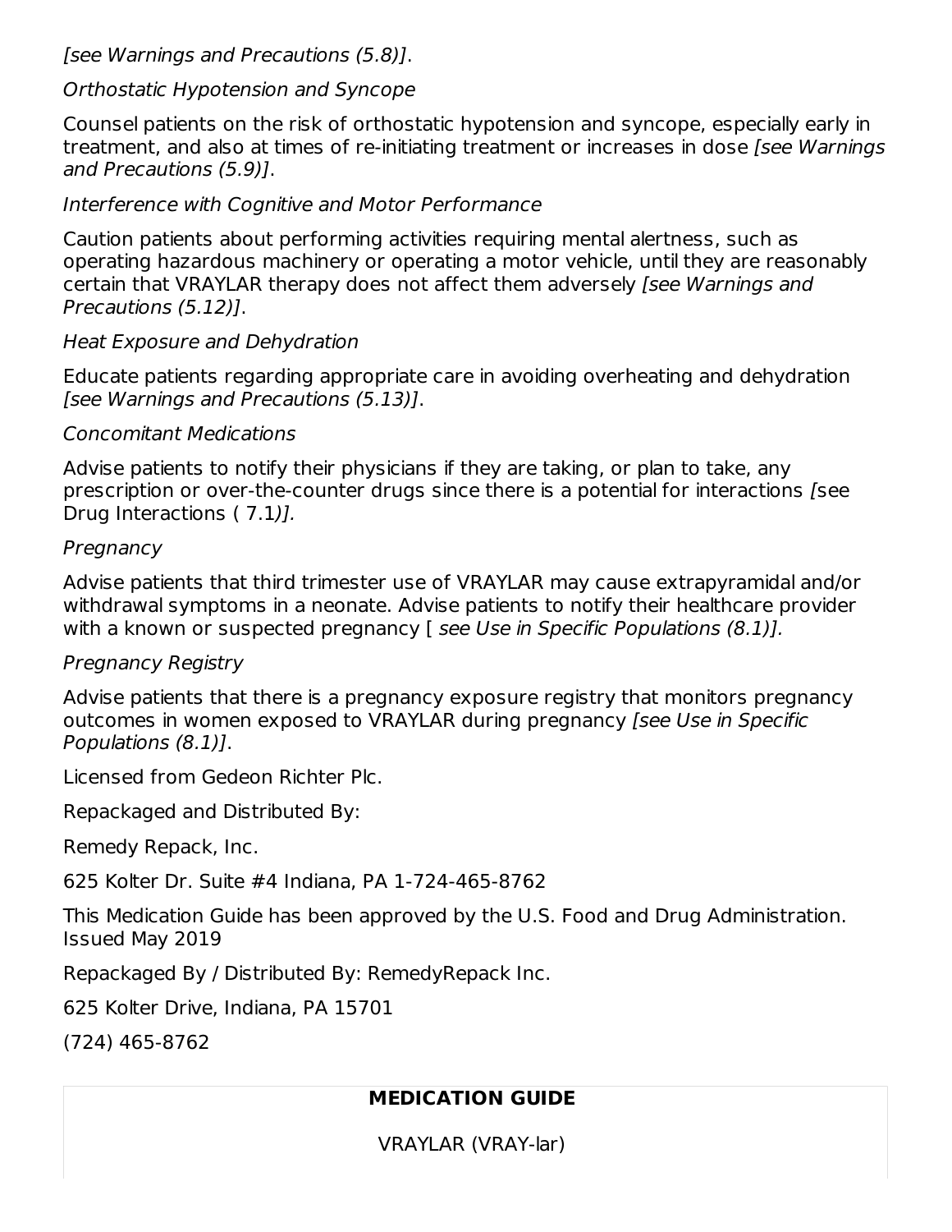*[see Warnings and Precautions (5.8)]*.

*Orthostatic Hypotension and Syncope*

Counsel patients on the risk of orthostatic hypotension and syncope, especially early in treatment, and also at times of re-initiating treatment or increases in dose *[see Warnings and Precautions (5.9)]*.

*Interference with Cognitive and Motor Performance*

Caution patients about performing activities requiring mental alertness, such as operating hazardous machinery or operating a motor vehicle, until they are reasonably certain that VRAYLAR therapy does not affect them adversely *[see Warnings and Precautions (5.12)]*.

*Heat Exposure and Dehydration*

Educate patients regarding appropriate care in avoiding overheating and dehydration *[see Warnings and Precautions (5.13)]*.

*Concomitant Medications*

Advise patients to notify their physicians if they are taking, or plan to take, any prescription or over-the-counter drugs since there is a potential for interactions *[*see Drug Interactions ( 7.1*)].*

*Pregnancy*

Advise patients that third trimester use of VRAYLAR may cause extrapyramidal and/or withdrawal symptoms in a neonate. Advise patients to notify their healthcare provider with a known or suspected pregnancy [ *see Use in Specific Populations (8.1)].*

*Pregnancy Registry*

Advise patients that there is a pregnancy exposure registry that monitors pregnancy outcomes in women exposed to VRAYLAR during pregnancy *[see Use in Specific Populations (8.1)]*.

Licensed from Gedeon Richter Plc.

Repackaged and Distributed By:

Remedy Repack, Inc.

625 Kolter Dr. Suite #4 Indiana, PA 1-724-465-8762

This Medication Guide has been approved by the U.S. Food and Drug Administration. Issued May 2019

Repackaged By / Distributed By: RemedyRepack Inc.

625 Kolter Drive, Indiana, PA 15701

(724) 465-8762

**MEDICATION GUIDE**

VRAYLAR (VRAY-lar)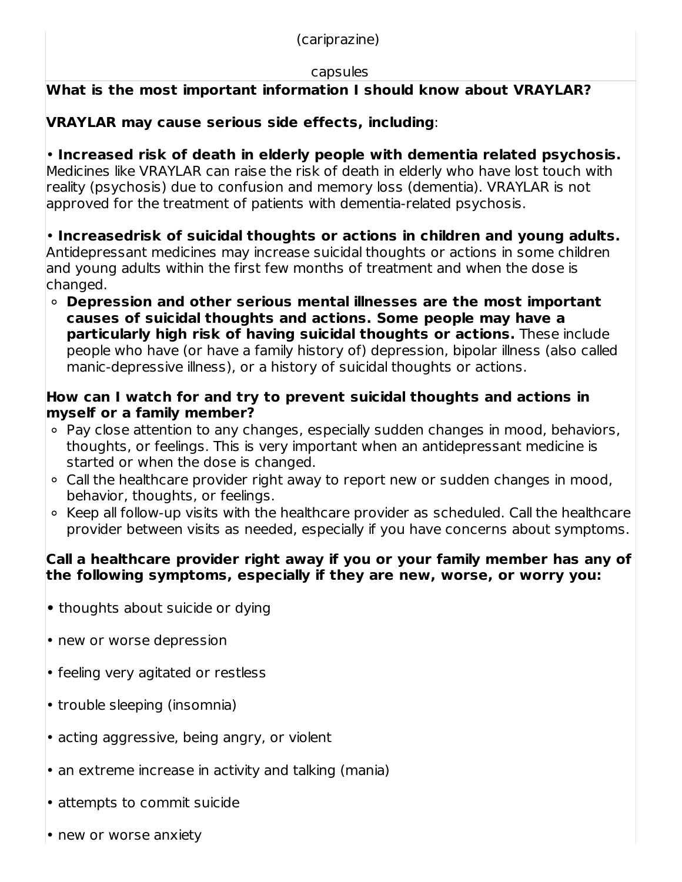(cariprazine)

capsules

**What is the most important information I should know about VRAYLAR?**

**VRAYLAR may cause serious side effects, including**:

• **Increased risk of death in elderly people with dementia related psychosis.** Medicines like VRAYLAR can raise the risk of death in elderly who have lost touch with reality (psychosis) due to confusion and memory loss (dementia). VRAYLAR is not approved for the treatment of patients with dementia-related psychosis.

• **Increasedrisk of suicidal thoughts or actions in children and young adults.** Antidepressant medicines may increase suicidal thoughts or actions in some children and young adults within the first few months of treatment and when the dose is changed.

- **Depression and other serious mental illnesses are the most important causes of suicidal thoughts and actions. Some people may have a particularly high risk of having suicidal thoughts or actions.** These include people who have (or have a family history of) depression, bipolar illness (also called manic-depressive illness), or a history of suicidal thoughts or actions.

**How can I watch for and try to prevent suicidal thoughts and actions in myself or a family member?**

- Pay close attention to any changes, especially sudden changes in mood, behaviors, thoughts, or feelings. This is very important when an antidepressant medicine is started or when the dose is changed.
- Call the healthcare provider right away to report new or sudden changes in mood, behavior, thoughts, or feelings.
- Keep all follow-up visits with the healthcare provider as scheduled. Call the healthcare provider between visits as needed, especially if you have concerns about symptoms.

**Call a healthcare provider right away if you or your family member has any of the following symptoms, especially if they are new, worse, or worry you:**

- thoughts about suicide or dying
- new or worse depression
- feeling very agitated or restless
- trouble sleeping (insomnia)
- acting aggressive, being angry, or violent
- an extreme increase in activity and talking (mania)
- attempts to commit suicide
- new or worse anxiety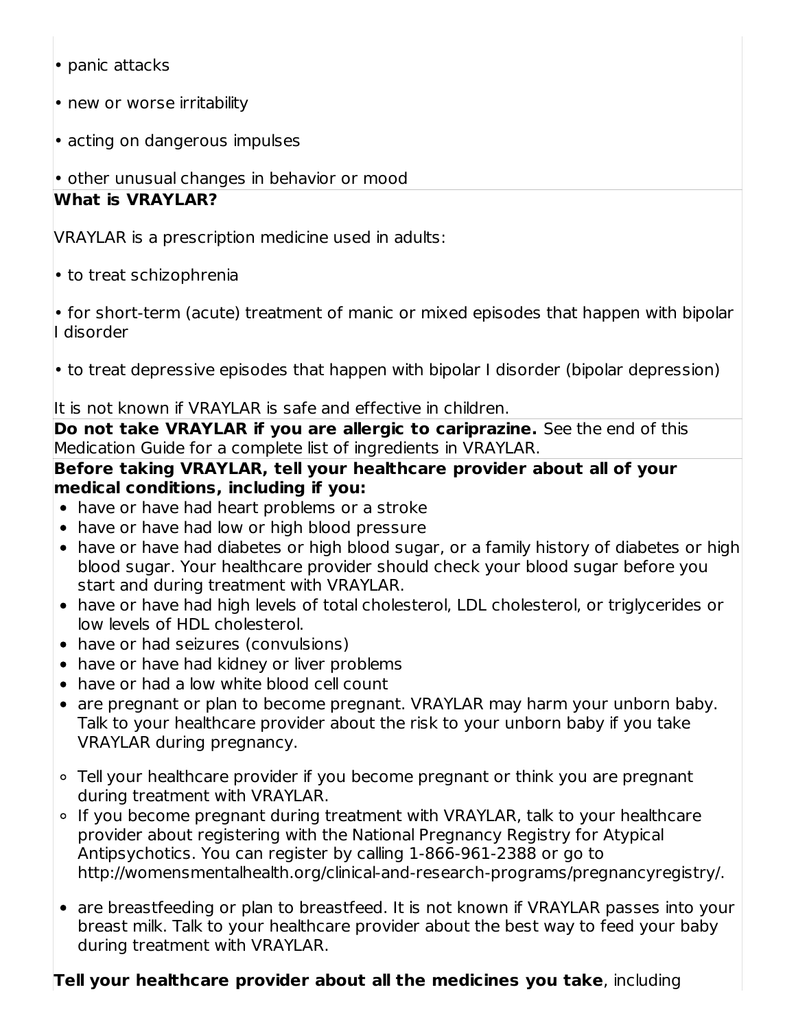- panic attacks
- new or worse irritability
- acting on dangerous impulses
- other unusual changes in behavior or mood

**What is VRAYLAR?**

VRAYLAR is a prescription medicine used in adults:

- to treat schizophrenia
- for short-term (acute) treatment of manic or mixed episodes that happen with bipolar I disorder
- to treat depressive episodes that happen with bipolar I disorder (bipolar depression)

It is not known if VRAYLAR is safe and effective in children.

**Do not take VRAYLAR if you are allergic to cariprazine.** See the end of this Medication Guide for a complete list of ingredients in VRAYLAR.

**Before taking VRAYLAR, tell your healthcare provider about all of your medical conditions, including if you:**

- have or have had heart problems or a stroke
- have or have had low or high blood pressure
- have or have had diabetes or high blood sugar, or a family history of diabetes or high blood sugar. Your healthcare provider should check your blood sugar before you start and during treatment with VRAYLAR.
- have or have had high levels of total cholesterol, LDL cholesterol, or triglycerides or low levels of HDL cholesterol.
- have or had seizures (convulsions)
- have or have had kidney or liver problems
- have or had a low white blood cell count
- are pregnant or plan to become pregnant. VRAYLAR may harm your unborn baby. Talk to your healthcare provider about the risk to your unborn baby if you take VRAYLAR during pregnancy.
  - Tell your healthcare provider if you become pregnant or think you are pregnant during treatment with VRAYLAR.
  - If you become pregnant during treatment with VRAYLAR, talk to your healthcare provider about registering with the National Pregnancy Registry for Atypical Antipsychotics. You can register by calling 1-866-961-2388 or go to http://womensmentalhealth.org/clinical-and-research-programs/pregnancyregistry/.
- are breastfeeding or plan to breastfeed. It is not known if VRAYLAR passes into your breast milk. Talk to your healthcare provider about the best way to feed your baby during treatment with VRAYLAR.

**Tell your healthcare provider about all the medicines you take**, including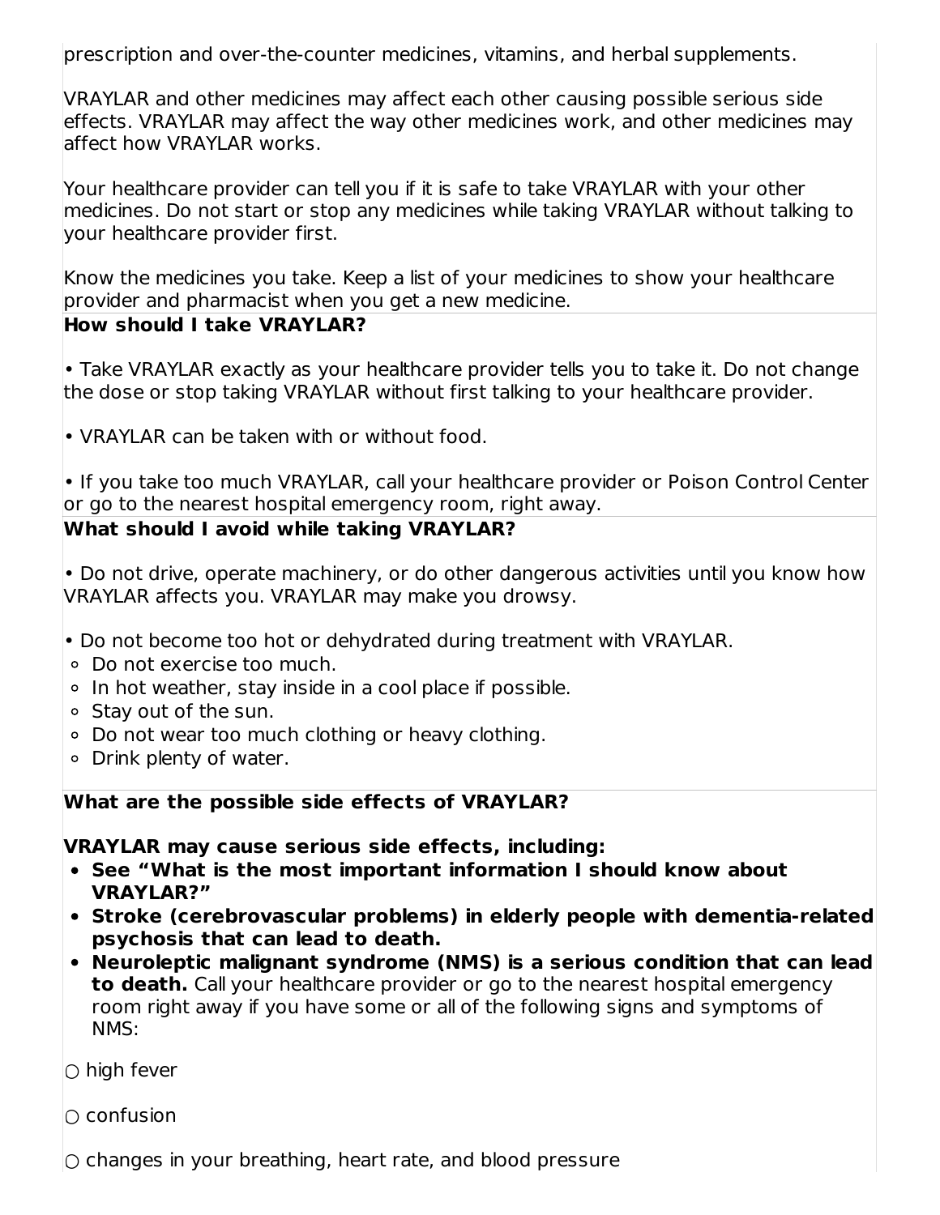prescription and over-the-counter medicines, vitamins, and herbal supplements.

VRAYLAR and other medicines may affect each other causing possible serious side effects. VRAYLAR may affect the way other medicines work, and other medicines may affect how VRAYLAR works.

Your healthcare provider can tell you if it is safe to take VRAYLAR with your other medicines. Do not start or stop any medicines while taking VRAYLAR without talking to your healthcare provider first.

Know the medicines you take. Keep a list of your medicines to show your healthcare provider and pharmacist when you get a new medicine.

**How should I take VRAYLAR?**

• Take VRAYLAR exactly as your healthcare provider tells you to take it. Do not change the dose or stop taking VRAYLAR without first talking to your healthcare provider.

• VRAYLAR can be taken with or without food.

• If you take too much VRAYLAR, call your healthcare provider or Poison Control Center or go to the nearest hospital emergency room, right away.

**What should I avoid while taking VRAYLAR?**

• Do not drive, operate machinery, or do other dangerous activities until you know how VRAYLAR affects you. VRAYLAR may make you drowsy.

• Do not become too hot or dehydrated during treatment with VRAYLAR.

- Do not exercise too much.
- In hot weather, stay inside in a cool place if possible.
- Stay out of the sun.
- Do not wear too much clothing or heavy clothing.
- Drink plenty of water.

**What are the possible side effects of VRAYLAR?**

**VRAYLAR may cause serious side effects, including:**

- **See "What is the most important information I should know about VRAYLAR?"**
- **Stroke (cerebrovascular problems) in elderly people with dementia-related psychosis that can lead to death.**
- **Neuroleptic malignant syndrome (NMS) is a serious condition that can lead to death.** Call your healthcare provider or go to the nearest hospital emergency room right away if you have some or all of the following signs and symptoms of NMS:

○ high fever

○ confusion

○ changes in your breathing, heart rate, and blood pressure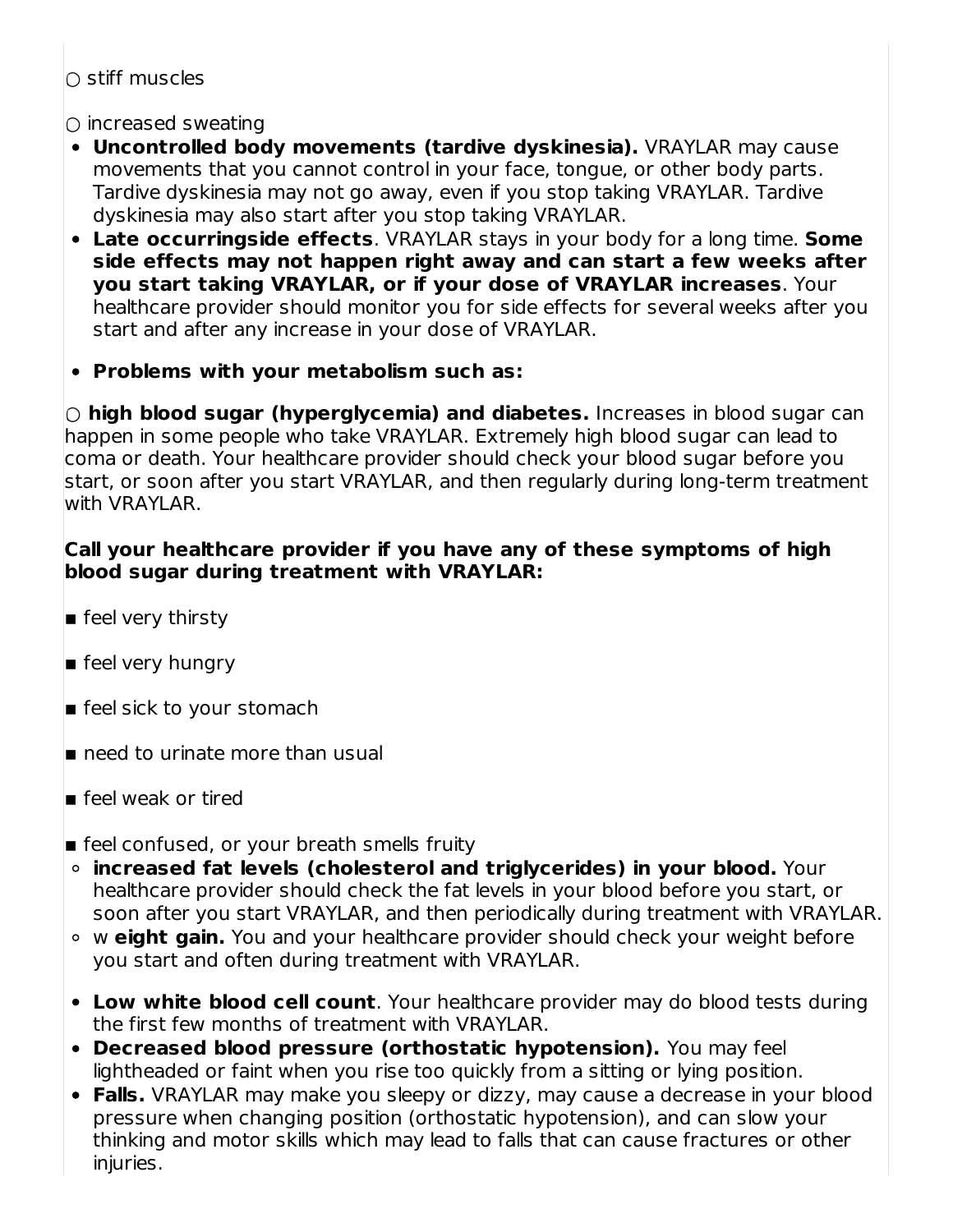○ stiff muscles

○ increased sweating

- **Uncontrolled body movements (tardive dyskinesia).** VRAYLAR may cause movements that you cannot control in your face, tongue, or other body parts. Tardive dyskinesia may not go away, even if you stop taking VRAYLAR. Tardive dyskinesia may also start after you stop taking VRAYLAR.
- **Late occurringside effects**. VRAYLAR stays in your body for a long time. **Some side effects may not happen right away and can start a few weeks after you start taking VRAYLAR, or if your dose of VRAYLAR increases**. Your healthcare provider should monitor you for side effects for several weeks after you start and after any increase in your dose of VRAYLAR.
- **Problems with your metabolism such as:**

○ **high blood sugar (hyperglycemia) and diabetes.** Increases in blood sugar can happen in some people who take VRAYLAR. Extremely high blood sugar can lead to coma or death. Your healthcare provider should check your blood sugar before you start, or soon after you start VRAYLAR, and then regularly during long-term treatment with VRAYLAR.

**Call your healthcare provider if you have any of these symptoms of high blood sugar during treatment with VRAYLAR:**

■ feel very thirsty

■ feel very hungry

■ feel sick to your stomach

■ need to urinate more than usual

■ feel weak or tired

■ feel confused, or your breath smells fruity

- **increased fat levels (cholesterol and triglycerides) in your blood.** Your healthcare provider should check the fat levels in your blood before you start, or soon after you start VRAYLAR, and then periodically during treatment with VRAYLAR.
- w **eight gain.** You and your healthcare provider should check your weight before you start and often during treatment with VRAYLAR.

- **Low white blood cell count**. Your healthcare provider may do blood tests during the first few months of treatment with VRAYLAR.
- **Decreased blood pressure (orthostatic hypotension).** You may feel lightheaded or faint when you rise too quickly from a sitting or lying position.
- **Falls.** VRAYLAR may make you sleepy or dizzy, may cause a decrease in your blood pressure when changing position (orthostatic hypotension), and can slow your thinking and motor skills which may lead to falls that can cause fractures or other injuries.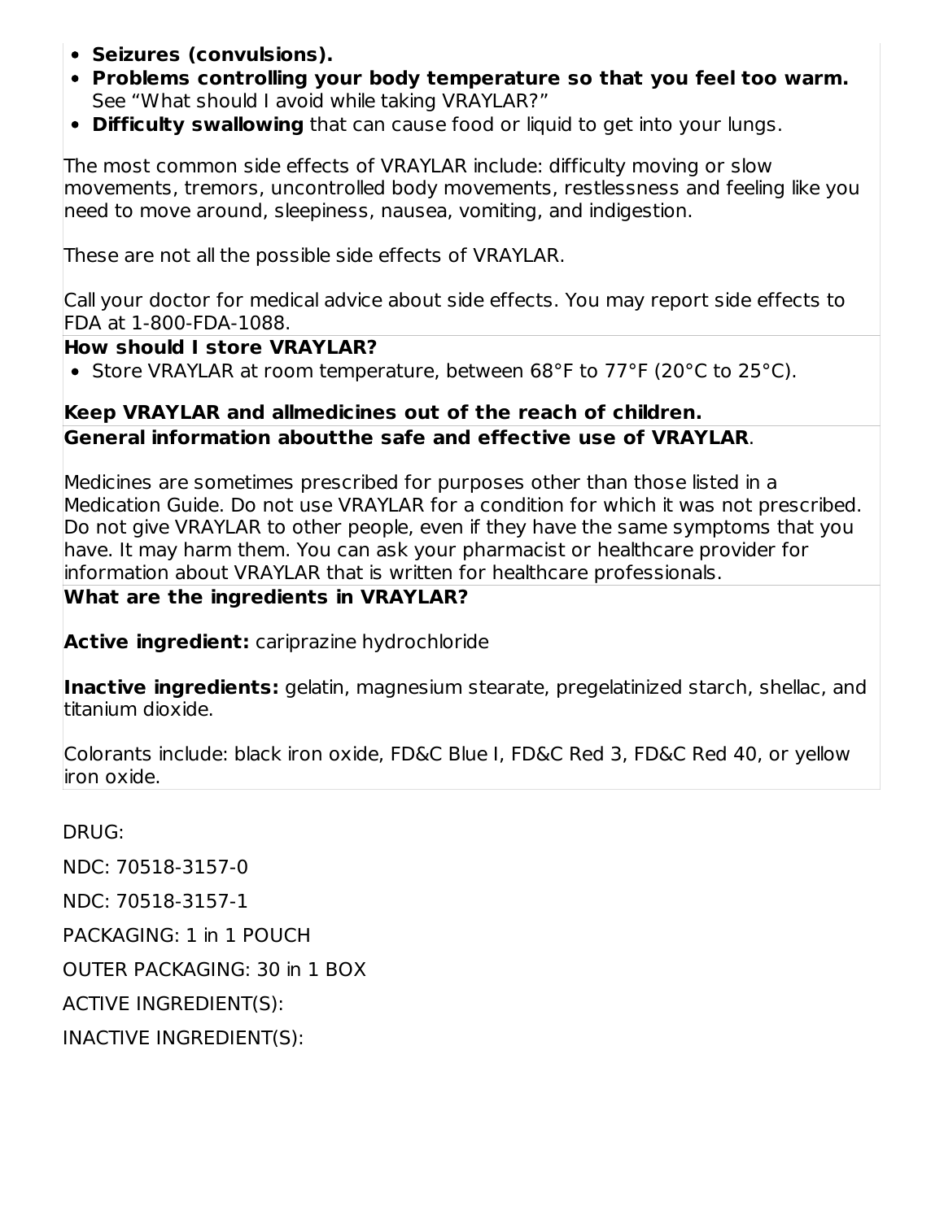- **Seizures (convulsions).**
- **Problems controlling your body temperature so that you feel too warm.** See "What should I avoid while taking VRAYLAR?"
- **Difficulty swallowing** that can cause food or liquid to get into your lungs.

The most common side effects of VRAYLAR include: difficulty moving or slow movements, tremors, uncontrolled body movements, restlessness and feeling like you need to move around, sleepiness, nausea, vomiting, and indigestion.

These are not all the possible side effects of VRAYLAR.

Call your doctor for medical advice about side effects. You may report side effects to FDA at 1-800-FDA-1088.

**How should I store VRAYLAR?**

- Store VRAYLAR at room temperature, between 68°F to 77°F (20°C to 25°C).

**Keep VRAYLAR and allmedicines out of the reach of children.**

**General information aboutthe safe and effective use of VRAYLAR**.

Medicines are sometimes prescribed for purposes other than those listed in a Medication Guide. Do not use VRAYLAR for a condition for which it was not prescribed. Do not give VRAYLAR to other people, even if they have the same symptoms that you have. It may harm them. You can ask your pharmacist or healthcare provider for information about VRAYLAR that is written for healthcare professionals.

**What are the ingredients in VRAYLAR?**

**Active ingredient:** cariprazine hydrochloride

**Inactive ingredients:** gelatin, magnesium stearate, pregelatinized starch, shellac, and titanium dioxide.

Colorants include: black iron oxide, FD&C Blue I, FD&C Red 3, FD&C Red 40, or yellow iron oxide.

DRUG:

NDC: 70518-3157-0

NDC: 70518-3157-1

PACKAGING: 1 in 1 POUCH

OUTER PACKAGING: 30 in 1 BOX

ACTIVE INGREDIENT(S):

INACTIVE INGREDIENT(S):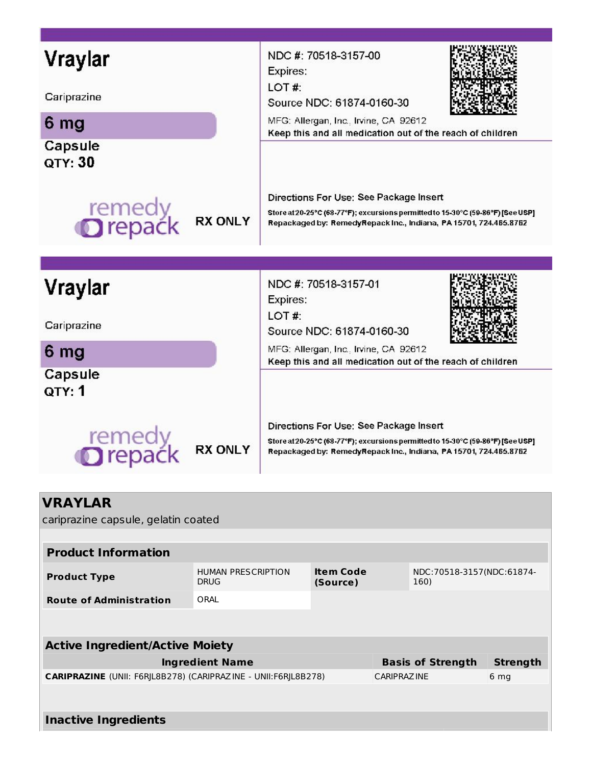**Vraylar**

Cariprazine

**6 mg**

Capsule

QTY: **30**

remedy repack

RX ONLY

NDC #: 70518-3157-00

Expires:

LOT #:

Source NDC: 61874-0160-30

MFG: Allergan, Inc., Irvine, CA 92612

Keep this and all medication out of the reach of children

Directions For Use: See Package Insert

Store at 20-25°C (68-77°F); excursions permitted to 15-30°C (59-86°F) [See USP]

Repackaged by: RemedyRepack Inc., Indiana, PA 15701, 724.465.8762

---

**Vraylar**

Cariprazine

**6 mg**

Capsule

QTY: **1**

remedy repack

RX ONLY

NDC #: 70518-3157-01

Expires:

LOT #:

Source NDC: 61874-0160-30

MFG: Allergan, Inc., Irvine, CA 92612

Keep this and all medication out of the reach of children

Directions For Use: See Package Insert

Store at 20-25°C (68-77°F); excursions permitted to 15-30°C (59-86°F) [See USP]

Repackaged by: RemedyRepack Inc., Indiana, PA 15701, 724.465.8762

---

## VRAYLAR

cariprazine capsule, gelatin coated

| **Product Information** | | | |
|---|---|---|---|
| **Product Type** | HUMAN PRESCRIPTION DRUG | **Item Code (Source)** | NDC:70518-3157(NDC:61874-160) |
| **Route of Administration** | ORAL | | |

| **Active Ingredient/Active Moiety** | | |
|---|---|---|
| **Ingredient Name** | **Basis of Strength** | **Strength** |
| **CARIPRAZINE** (UNII: F6RJL8B278) (CARIPRAZINE - UNII:F6RJL8B278) | CARIPRAZINE | 6 mg |

**Inactive Ingredients**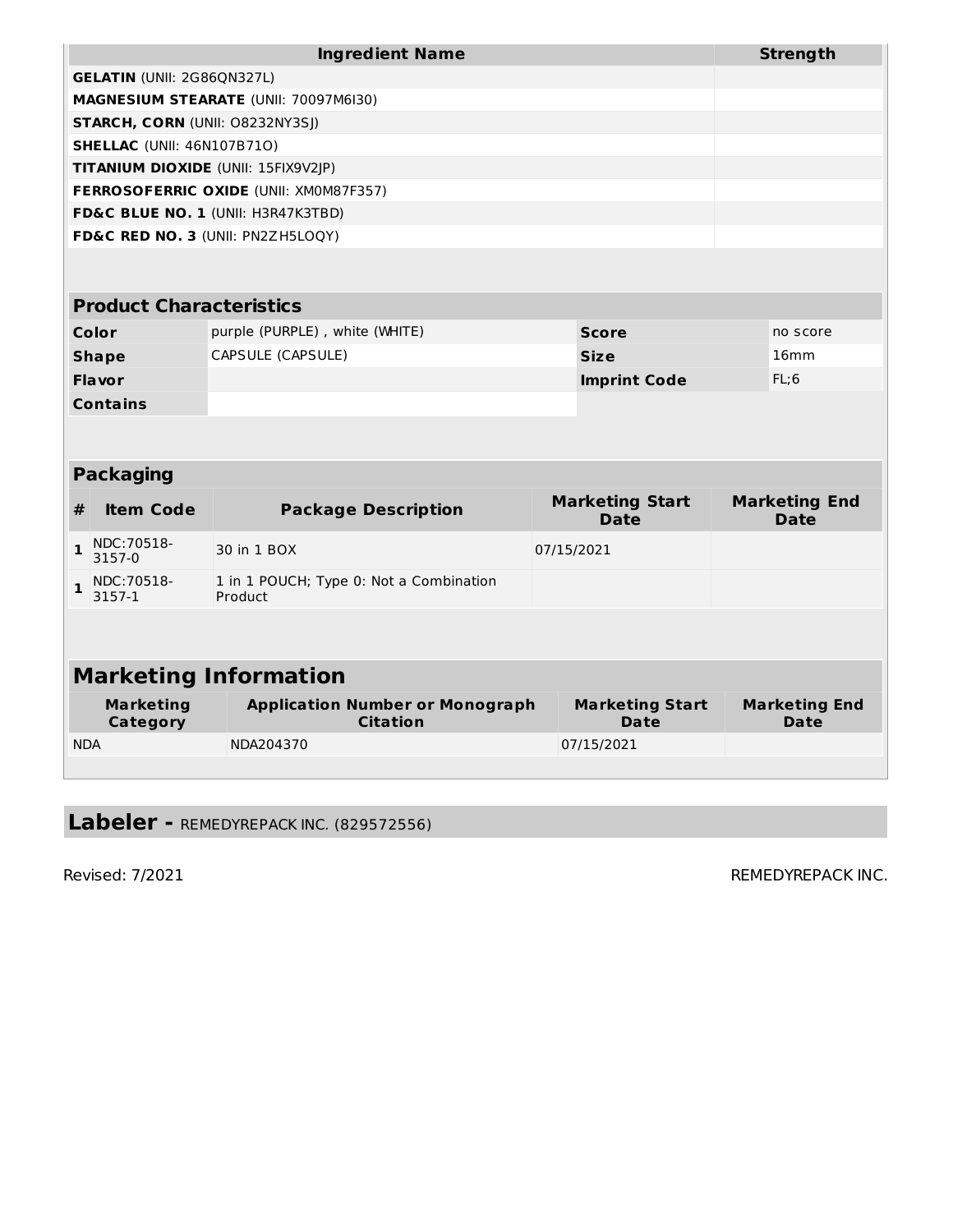| Ingredient Name | Strength |
|---|---|
| **GELATIN** (UNII: 2G86QN327L) | |
| **MAGNESIUM STEARATE** (UNII: 70097M6I30) | |
| **STARCH, CORN** (UNII: O8232NY3SJ) | |
| **SHELLAC** (UNII: 46N107B71O) | |
| **TITANIUM DIOXIDE** (UNII: 15FIX9V2JP) | |
| **FERROSOFERRIC OXIDE** (UNII: XM0M87F357) | |
| **FD&C BLUE NO. 1** (UNII: H3R47K3TBD) | |
| **FD&C RED NO. 3** (UNII: PN2ZH5LOQY) | |

## Product Characteristics

| | | | |
|---|---|---|---|
| **Color** | purple (PURPLE) , white (WHITE) | **Score** | no score |
| **Shape** | CAPSULE (CAPSULE) | **Size** | 16mm |
| **Flavor** | | **Imprint Code** | FL;6 |
| **Contains** | | | |

## Packaging

| # | Item Code | Package Description | Marketing Start Date | Marketing End Date |
|---|---|---|---|---|
| 1 | NDC:70518-3157-0 | 30 in 1 BOX | 07/15/2021 | |
| 1 | NDC:70518-3157-1 | 1 in 1 POUCH; Type 0: Not a Combination Product | | |

## Marketing Information

| Marketing Category | Application Number or Monograph Citation | Marketing Start Date | Marketing End Date |
|---|---|---|---|
| NDA | NDA204370 | 07/15/2021 | |

## Labeler - REMEDYREPACK INC. (829572556)

Revised: 7/2021

REMEDYREPACK INC.